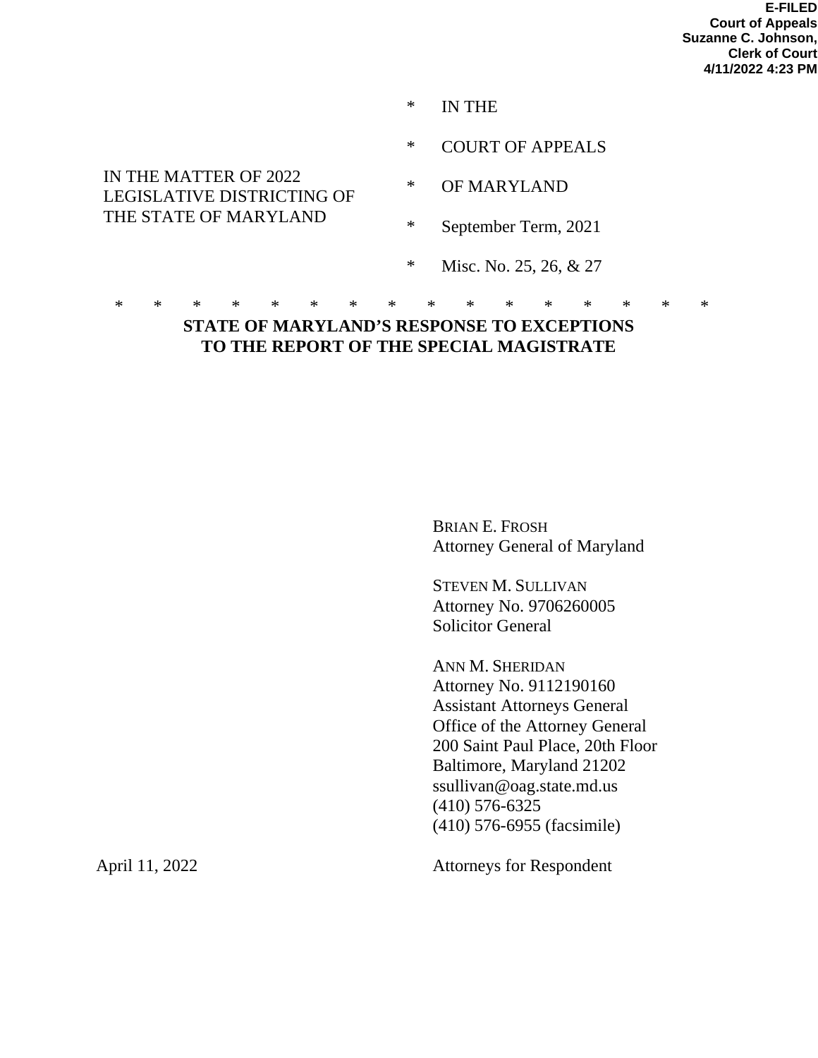**E-FILED**
**Court of Appeals**
**Suzanne C. Johnson,**
**Clerk of Court**
**4/11/2022 4:23 PM**

| | | |
|---|---|---|
| IN THE MATTER OF 2022 LEGISLATIVE DISTRICTING OF THE STATE OF MARYLAND | * | IN THE |
| | * | COURT OF APPEALS |
| | * | OF MARYLAND |
| | * | September Term, 2021 |
| | * | Misc. No. 25, 26, & 27 |

\* \* \* \* \* \* \* \* \* \* \* \* \* \* \* \*

**STATE OF MARYLAND'S RESPONSE TO EXCEPTIONS TO THE REPORT OF THE SPECIAL MAGISTRATE**

BRIAN E. FROSH
Attorney General of Maryland

STEVEN M. SULLIVAN
Attorney No. 9706260005
Solicitor General

ANN M. SHERIDAN
Attorney No. 9112190160
Assistant Attorneys General
Office of the Attorney General
200 Saint Paul Place, 20th Floor
Baltimore, Maryland 21202
ssullivan@oag.state.md.us
(410) 576-6325
(410) 576-6955 (facsimile)

April 11, 2022

Attorneys for Respondent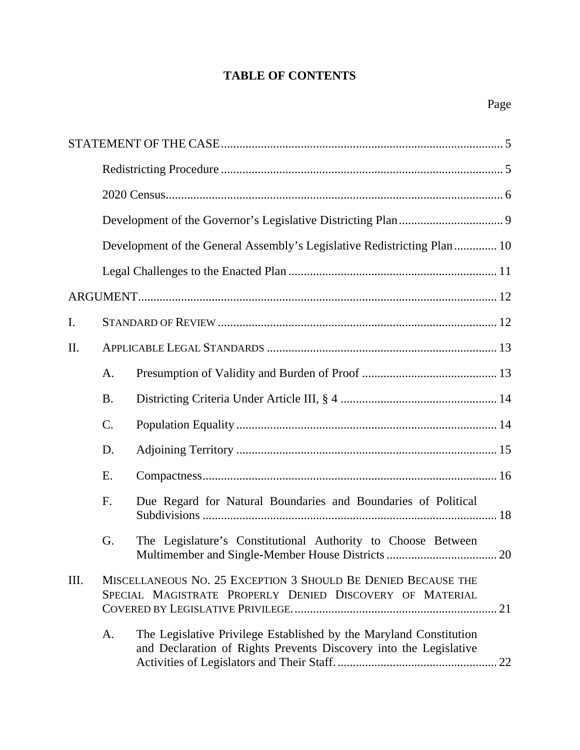# TABLE OF CONTENTS

Page

STATEMENT OF THE CASE ..... 5

- Redistricting Procedure ..... 5
- 2020 Census ..... 6
- Development of the Governor's Legislative Districting Plan ..... 9
- Development of the General Assembly's Legislative Redistricting Plan ..... 10
- Legal Challenges to the Enacted Plan ..... 11

ARGUMENT ..... 12

I. STANDARD OF REVIEW ..... 12

II. APPLICABLE LEGAL STANDARDS ..... 13

- A. Presumption of Validity and Burden of Proof ..... 13
- B. Districting Criteria Under Article III, § 4 ..... 14
- C. Population Equality ..... 14
- D. Adjoining Territory ..... 15
- E. Compactness ..... 16
- F. Due Regard for Natural Boundaries and Boundaries of Political Subdivisions ..... 18
- G. The Legislature's Constitutional Authority to Choose Between Multimember and Single-Member House Districts ..... 20

III. MISCELLANEOUS NO. 25 EXCEPTION 3 SHOULD BE DENIED BECAUSE THE SPECIAL MAGISTRATE PROPERLY DENIED DISCOVERY OF MATERIAL COVERED BY LEGISLATIVE PRIVILEGE. ..... 21

- A. The Legislative Privilege Established by the Maryland Constitution and Declaration of Rights Prevents Discovery into the Legislative Activities of Legislators and Their Staff. ..... 22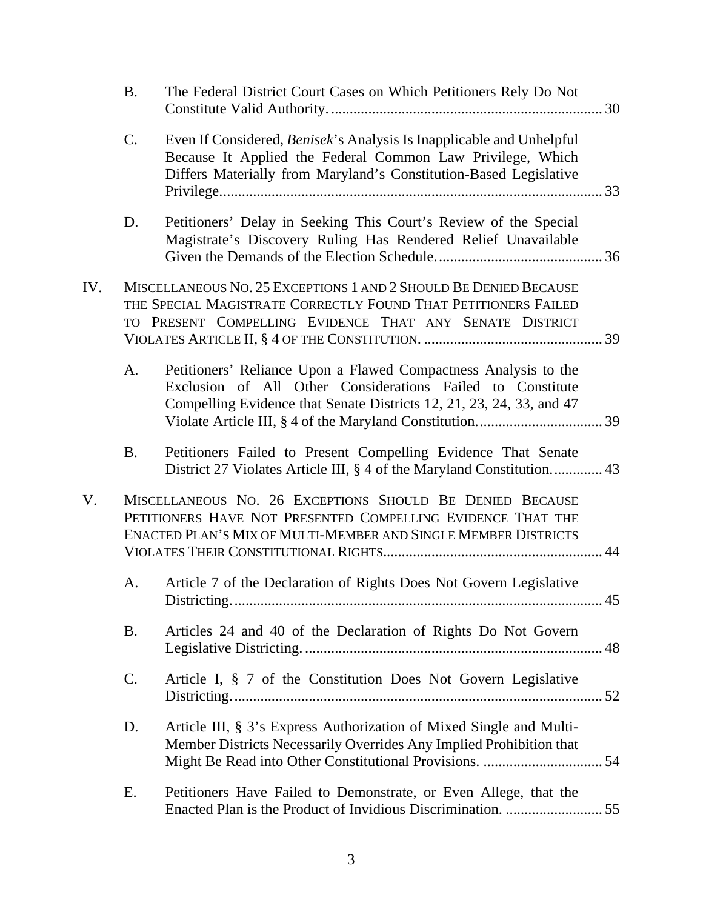B. The Federal District Court Cases on Which Petitioners Rely Do Not Constitute Valid Authority. .......... 30

C. Even If Considered, *Benisek*'s Analysis Is Inapplicable and Unhelpful Because It Applied the Federal Common Law Privilege, Which Differs Materially from Maryland's Constitution-Based Legislative Privilege. .......... 33

D. Petitioners' Delay in Seeking This Court's Review of the Special Magistrate's Discovery Ruling Has Rendered Relief Unavailable Given the Demands of the Election Schedule. .......... 36

IV. MISCELLANEOUS NO. 25 EXCEPTIONS 1 AND 2 SHOULD BE DENIED BECAUSE THE SPECIAL MAGISTRATE CORRECTLY FOUND THAT PETITIONERS FAILED TO PRESENT COMPELLING EVIDENCE THAT ANY SENATE DISTRICT VIOLATES ARTICLE II, § 4 OF THE CONSTITUTION. .......... 39

A. Petitioners' Reliance Upon a Flawed Compactness Analysis to the Exclusion of All Other Considerations Failed to Constitute Compelling Evidence that Senate Districts 12, 21, 23, 24, 33, and 47 Violate Article III, § 4 of the Maryland Constitution. .......... 39

B. Petitioners Failed to Present Compelling Evidence That Senate District 27 Violates Article III, § 4 of the Maryland Constitution. .......... 43

V. MISCELLANEOUS NO. 26 EXCEPTIONS SHOULD BE DENIED BECAUSE PETITIONERS HAVE NOT PRESENTED COMPELLING EVIDENCE THAT THE ENACTED PLAN'S MIX OF MULTI-MEMBER AND SINGLE MEMBER DISTRICTS VIOLATES THEIR CONSTITUTIONAL RIGHTS. .......... 44

A. Article 7 of the Declaration of Rights Does Not Govern Legislative Districting. .......... 45

B. Articles 24 and 40 of the Declaration of Rights Do Not Govern Legislative Districting. .......... 48

C. Article I, § 7 of the Constitution Does Not Govern Legislative Districting. .......... 52

D. Article III, § 3's Express Authorization of Mixed Single and Multi-Member Districts Necessarily Overrides Any Implied Prohibition that Might Be Read into Other Constitutional Provisions. .......... 54

E. Petitioners Have Failed to Demonstrate, or Even Allege, that the Enacted Plan is the Product of Invidious Discrimination. .......... 55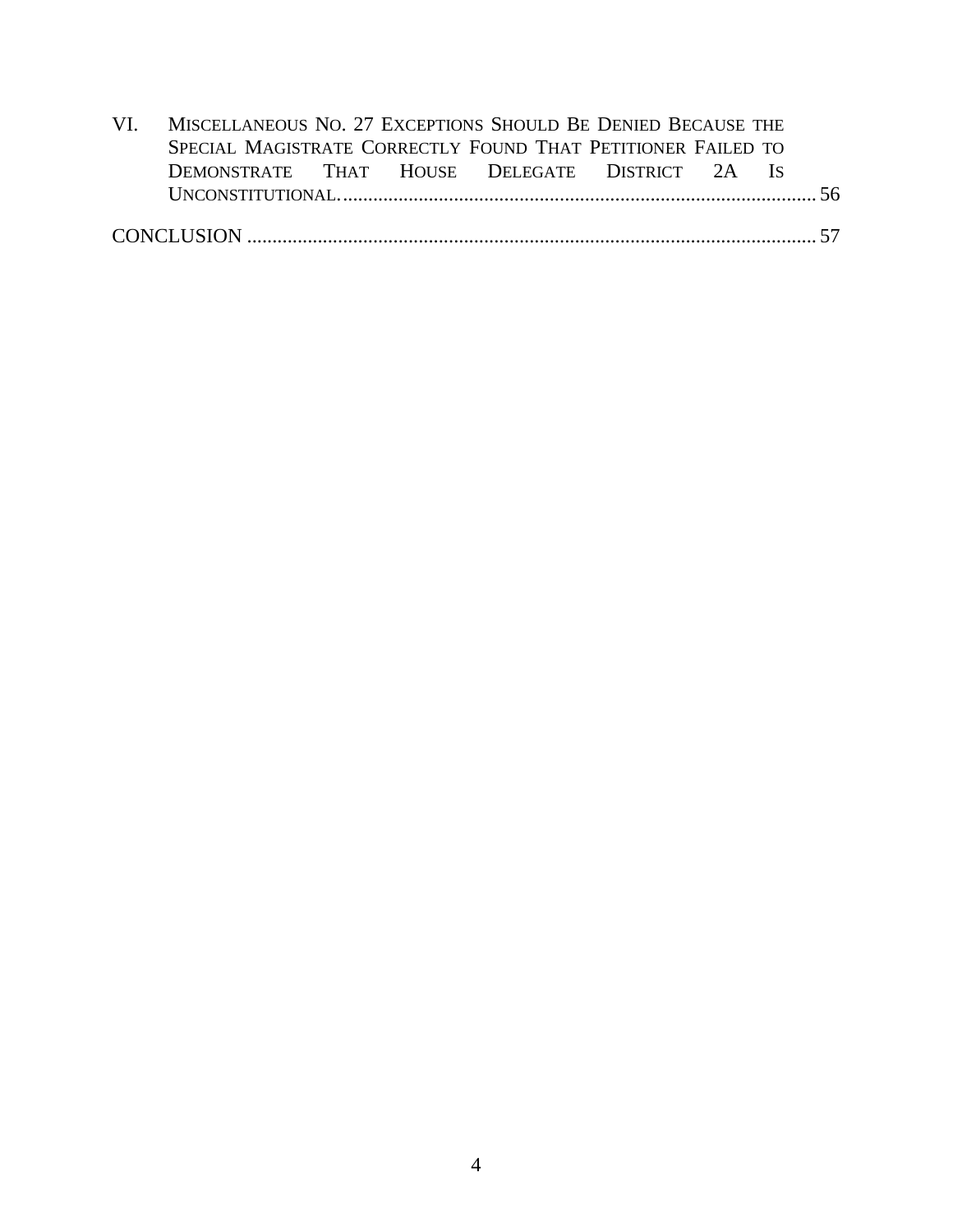VI. MISCELLANEOUS NO. 27 EXCEPTIONS SHOULD BE DENIED BECAUSE THE SPECIAL MAGISTRATE CORRECTLY FOUND THAT PETITIONER FAILED TO DEMONSTRATE THAT HOUSE DELEGATE DISTRICT 2A IS UNCONSTITUTIONAL. ............................................................................................. 56

CONCLUSION ................................................................................................................ 57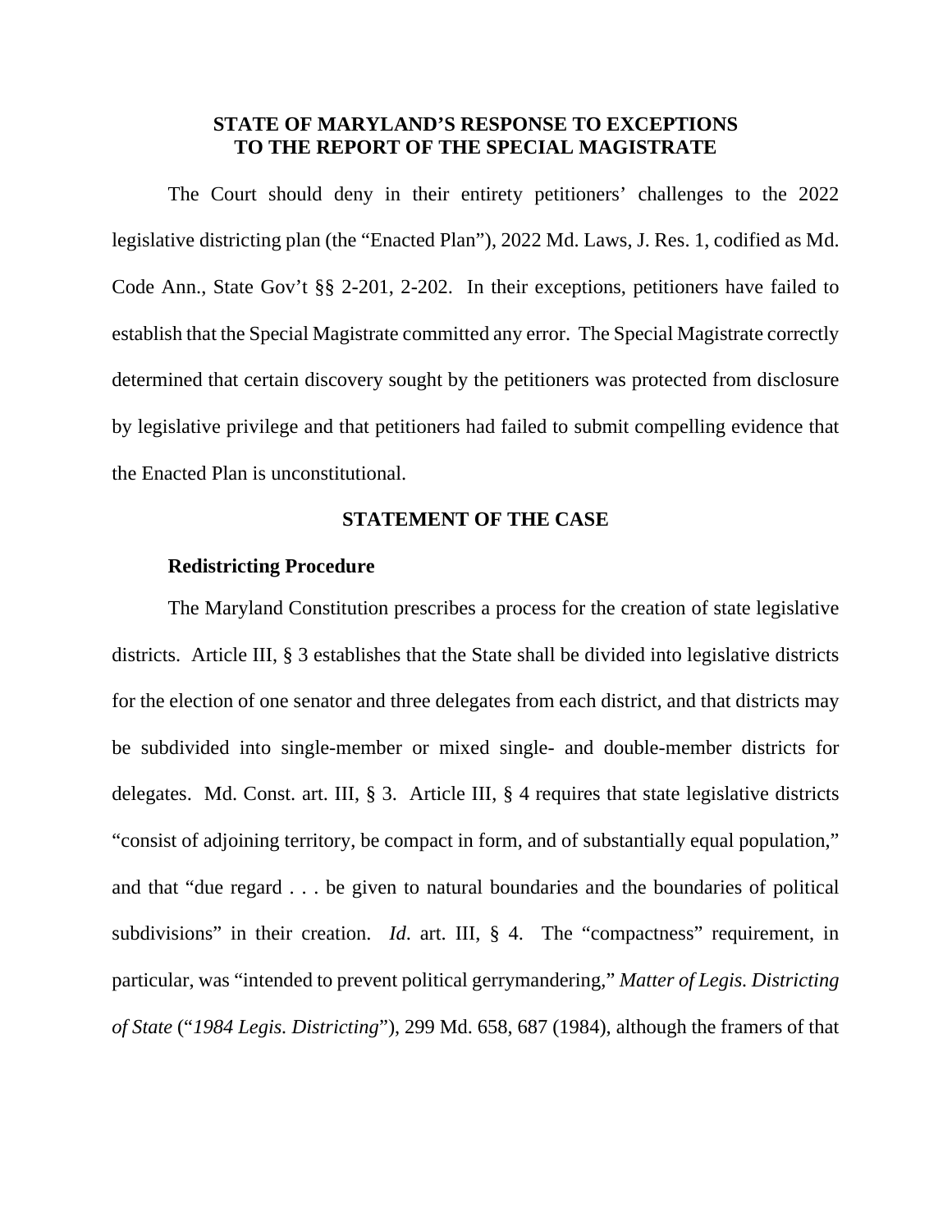## STATE OF MARYLAND'S RESPONSE TO EXCEPTIONS TO THE REPORT OF THE SPECIAL MAGISTRATE

The Court should deny in their entirety petitioners' challenges to the 2022 legislative districting plan (the "Enacted Plan"), 2022 Md. Laws, J. Res. 1, codified as Md. Code Ann., State Gov't §§ 2-201, 2-202. In their exceptions, petitioners have failed to establish that the Special Magistrate committed any error. The Special Magistrate correctly determined that certain discovery sought by the petitioners was protected from disclosure by legislative privilege and that petitioners had failed to submit compelling evidence that the Enacted Plan is unconstitutional.

### STATEMENT OF THE CASE

**Redistricting Procedure**

The Maryland Constitution prescribes a process for the creation of state legislative districts. Article III, § 3 establishes that the State shall be divided into legislative districts for the election of one senator and three delegates from each district, and that districts may be subdivided into single-member or mixed single- and double-member districts for delegates. Md. Const. art. III, § 3. Article III, § 4 requires that state legislative districts "consist of adjoining territory, be compact in form, and of substantially equal population," and that "due regard . . . be given to natural boundaries and the boundaries of political subdivisions" in their creation. *Id*. art. III, § 4. The "compactness" requirement, in particular, was "intended to prevent political gerrymandering," *Matter of Legis. Districting of State* ("*1984 Legis. Districting*"), 299 Md. 658, 687 (1984), although the framers of that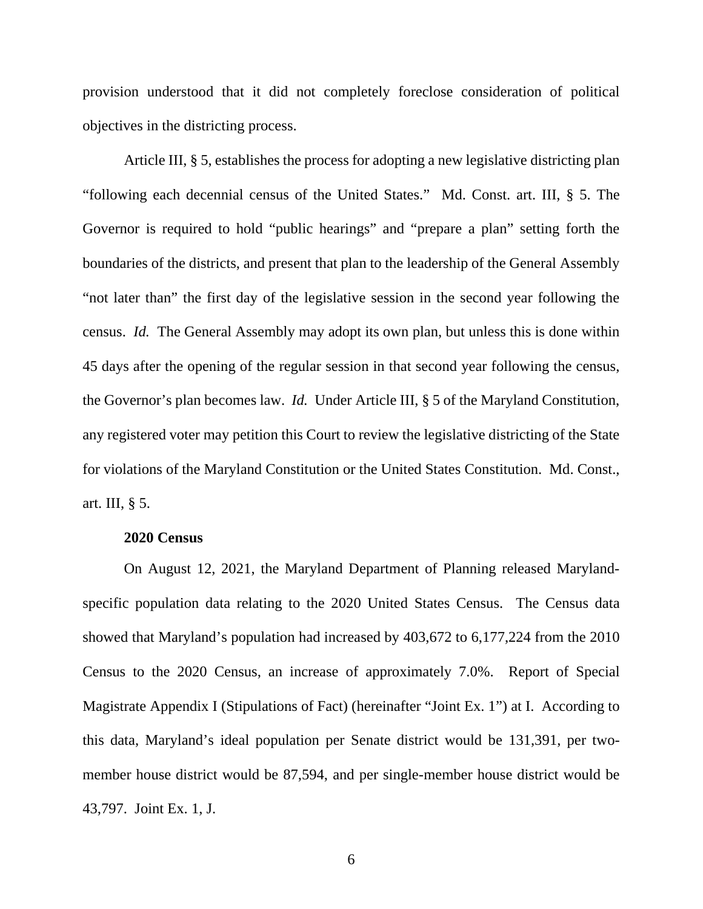provision understood that it did not completely foreclose consideration of political objectives in the districting process.

Article III, § 5, establishes the process for adopting a new legislative districting plan "following each decennial census of the United States." Md. Const. art. III, § 5. The Governor is required to hold "public hearings" and "prepare a plan" setting forth the boundaries of the districts, and present that plan to the leadership of the General Assembly "not later than" the first day of the legislative session in the second year following the census. *Id.* The General Assembly may adopt its own plan, but unless this is done within 45 days after the opening of the regular session in that second year following the census, the Governor's plan becomes law. *Id.* Under Article III, § 5 of the Maryland Constitution, any registered voter may petition this Court to review the legislative districting of the State for violations of the Maryland Constitution or the United States Constitution. Md. Const., art. III, § 5.

**2020 Census**

On August 12, 2021, the Maryland Department of Planning released Maryland-specific population data relating to the 2020 United States Census. The Census data showed that Maryland's population had increased by 403,672 to 6,177,224 from the 2010 Census to the 2020 Census, an increase of approximately 7.0%. Report of Special Magistrate Appendix I (Stipulations of Fact) (hereinafter "Joint Ex. 1") at I. According to this data, Maryland's ideal population per Senate district would be 131,391, per two-member house district would be 87,594, and per single-member house district would be 43,797. Joint Ex. 1, J.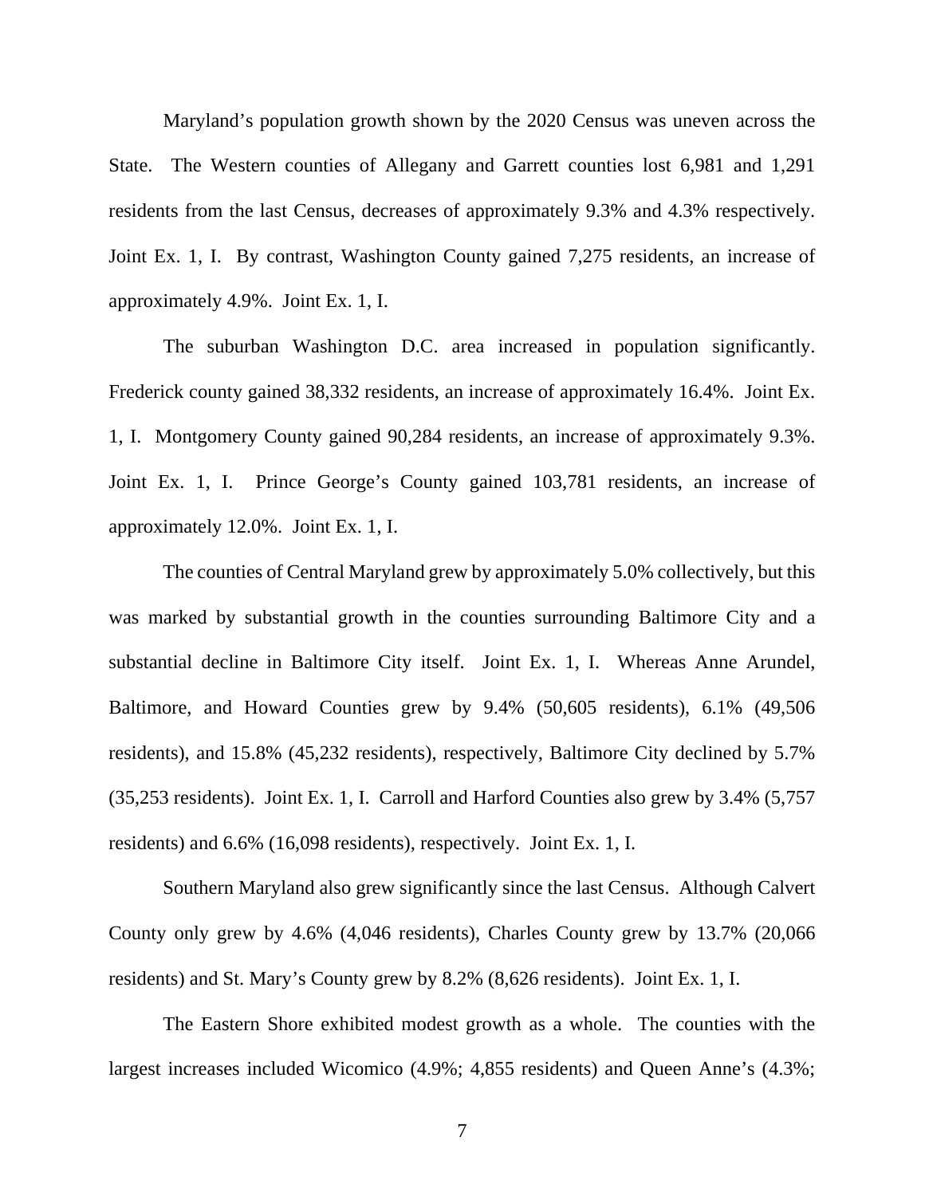Maryland's population growth shown by the 2020 Census was uneven across the State. The Western counties of Allegany and Garrett counties lost 6,981 and 1,291 residents from the last Census, decreases of approximately 9.3% and 4.3% respectively. Joint Ex. 1, I. By contrast, Washington County gained 7,275 residents, an increase of approximately 4.9%. Joint Ex. 1, I.

The suburban Washington D.C. area increased in population significantly. Frederick county gained 38,332 residents, an increase of approximately 16.4%. Joint Ex. 1, I. Montgomery County gained 90,284 residents, an increase of approximately 9.3%. Joint Ex. 1, I. Prince George's County gained 103,781 residents, an increase of approximately 12.0%. Joint Ex. 1, I.

The counties of Central Maryland grew by approximately 5.0% collectively, but this was marked by substantial growth in the counties surrounding Baltimore City and a substantial decline in Baltimore City itself. Joint Ex. 1, I. Whereas Anne Arundel, Baltimore, and Howard Counties grew by 9.4% (50,605 residents), 6.1% (49,506 residents), and 15.8% (45,232 residents), respectively, Baltimore City declined by 5.7% (35,253 residents). Joint Ex. 1, I. Carroll and Harford Counties also grew by 3.4% (5,757 residents) and 6.6% (16,098 residents), respectively. Joint Ex. 1, I.

Southern Maryland also grew significantly since the last Census. Although Calvert County only grew by 4.6% (4,046 residents), Charles County grew by 13.7% (20,066 residents) and St. Mary's County grew by 8.2% (8,626 residents). Joint Ex. 1, I.

The Eastern Shore exhibited modest growth as a whole. The counties with the largest increases included Wicomico (4.9%; 4,855 residents) and Queen Anne's (4.3%;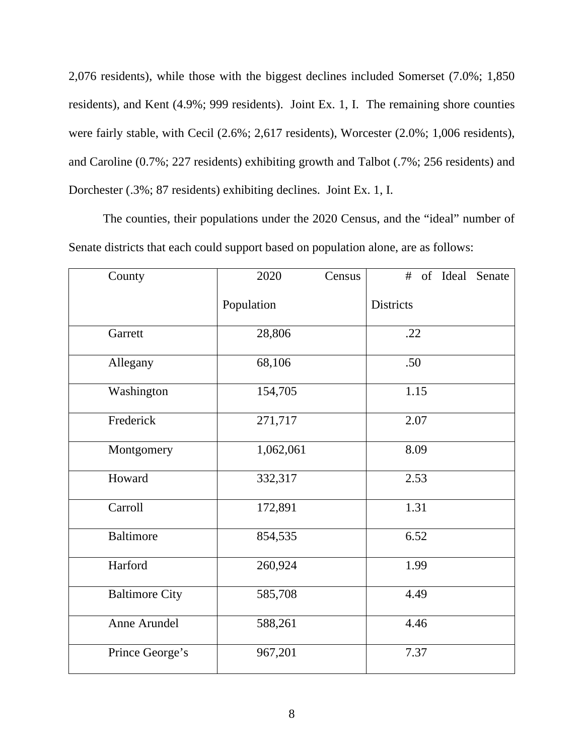2,076 residents), while those with the biggest declines included Somerset (7.0%; 1,850 residents), and Kent (4.9%; 999 residents). Joint Ex. 1, I. The remaining shore counties were fairly stable, with Cecil (2.6%; 2,617 residents), Worcester (2.0%; 1,006 residents), and Caroline (0.7%; 227 residents) exhibiting growth and Talbot (.7%; 256 residents) and Dorchester (.3%; 87 residents) exhibiting declines. Joint Ex. 1, I.

The counties, their populations under the 2020 Census, and the "ideal" number of Senate districts that each could support based on population alone, are as follows:

| County | 2020 Census Population | # of Ideal Senate Districts |
|---|---|---|
| Garrett | 28,806 | .22 |
| Allegany | 68,106 | .50 |
| Washington | 154,705 | 1.15 |
| Frederick | 271,717 | 2.07 |
| Montgomery | 1,062,061 | 8.09 |
| Howard | 332,317 | 2.53 |
| Carroll | 172,891 | 1.31 |
| Baltimore | 854,535 | 6.52 |
| Harford | 260,924 | 1.99 |
| Baltimore City | 585,708 | 4.49 |
| Anne Arundel | 588,261 | 4.46 |
| Prince George's | 967,201 | 7.37 |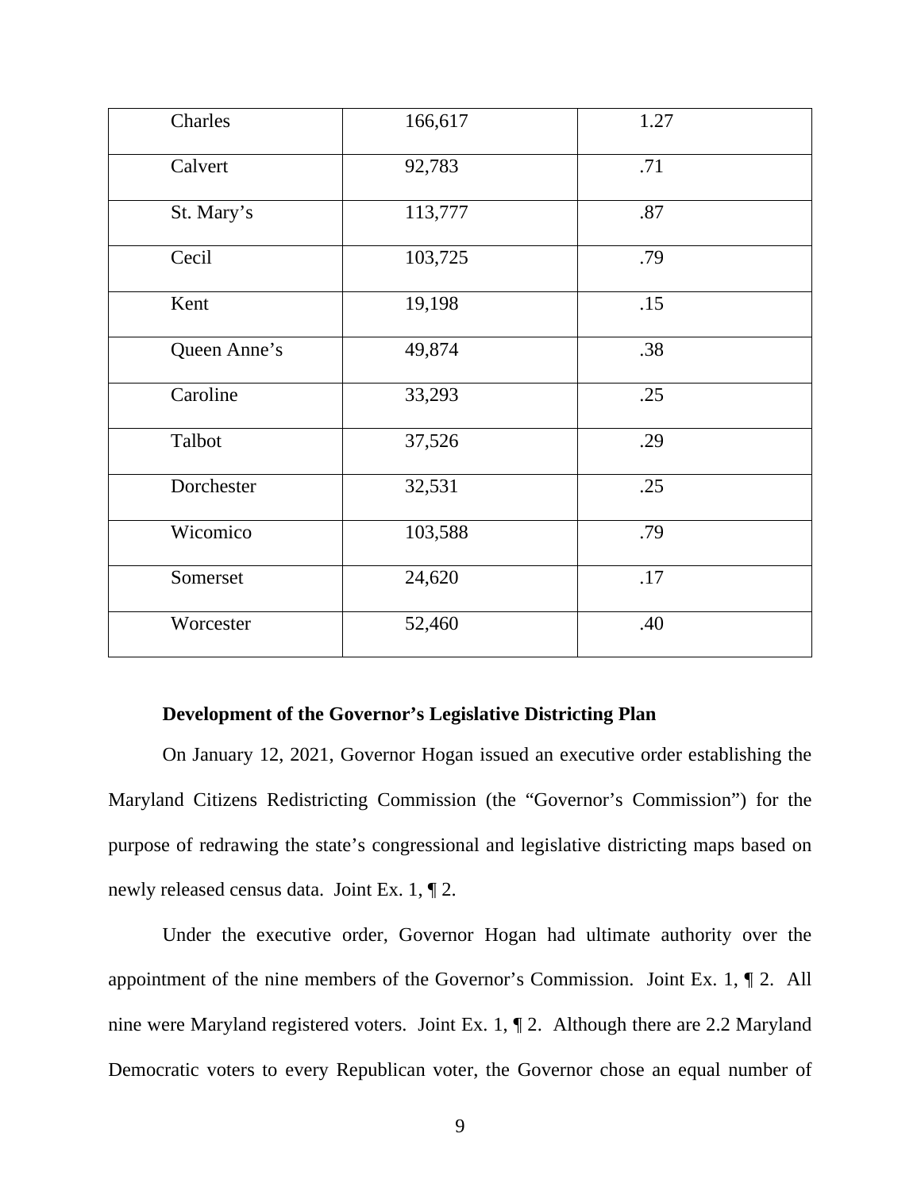| Charles | 166,617 | 1.27 |
|---|---|---|
| Calvert | 92,783 | .71 |
| St. Mary’s | 113,777 | .87 |
| Cecil | 103,725 | .79 |
| Kent | 19,198 | .15 |
| Queen Anne’s | 49,874 | .38 |
| Caroline | 33,293 | .25 |
| Talbot | 37,526 | .29 |
| Dorchester | 32,531 | .25 |
| Wicomico | 103,588 | .79 |
| Somerset | 24,620 | .17 |
| Worcester | 52,460 | .40 |

**Development of the Governor’s Legislative Districting Plan**

On January 12, 2021, Governor Hogan issued an executive order establishing the Maryland Citizens Redistricting Commission (the “Governor’s Commission”) for the purpose of redrawing the state’s congressional and legislative districting maps based on newly released census data. Joint Ex. 1, ¶ 2.

Under the executive order, Governor Hogan had ultimate authority over the appointment of the nine members of the Governor’s Commission. Joint Ex. 1, ¶ 2. All nine were Maryland registered voters. Joint Ex. 1, ¶ 2. Although there are 2.2 Maryland Democratic voters to every Republican voter, the Governor chose an equal number of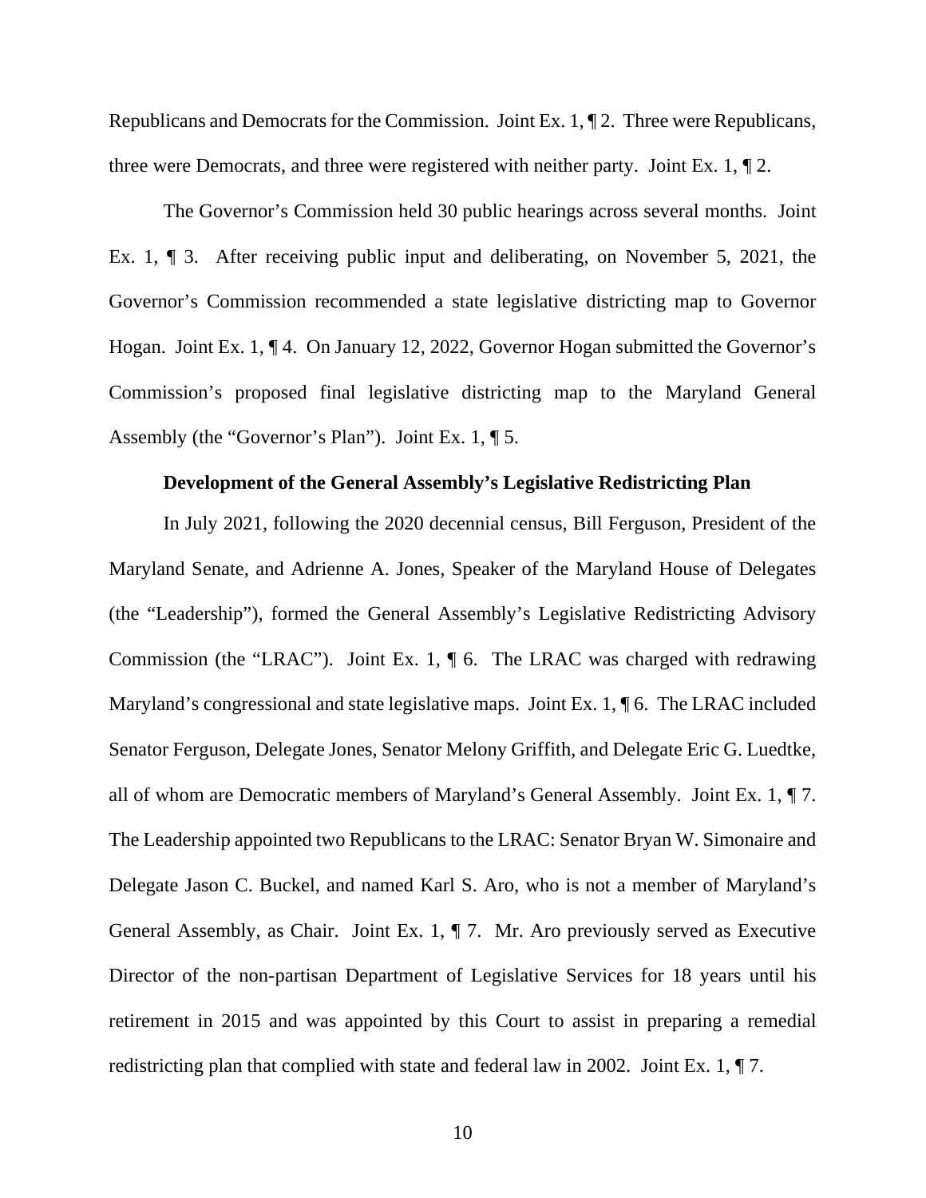Republicans and Democrats for the Commission. Joint Ex. 1, ¶ 2. Three were Republicans, three were Democrats, and three were registered with neither party. Joint Ex. 1, ¶ 2.

The Governor's Commission held 30 public hearings across several months. Joint Ex. 1, ¶ 3. After receiving public input and deliberating, on November 5, 2021, the Governor's Commission recommended a state legislative districting map to Governor Hogan. Joint Ex. 1, ¶ 4. On January 12, 2022, Governor Hogan submitted the Governor's Commission's proposed final legislative districting map to the Maryland General Assembly (the "Governor's Plan"). Joint Ex. 1, ¶ 5.

**Development of the General Assembly's Legislative Redistricting Plan**

In July 2021, following the 2020 decennial census, Bill Ferguson, President of the Maryland Senate, and Adrienne A. Jones, Speaker of the Maryland House of Delegates (the "Leadership"), formed the General Assembly's Legislative Redistricting Advisory Commission (the "LRAC"). Joint Ex. 1, ¶ 6. The LRAC was charged with redrawing Maryland's congressional and state legislative maps. Joint Ex. 1, ¶ 6. The LRAC included Senator Ferguson, Delegate Jones, Senator Melony Griffith, and Delegate Eric G. Luedtke, all of whom are Democratic members of Maryland's General Assembly. Joint Ex. 1, ¶ 7. The Leadership appointed two Republicans to the LRAC: Senator Bryan W. Simonaire and Delegate Jason C. Buckel, and named Karl S. Aro, who is not a member of Maryland's General Assembly, as Chair. Joint Ex. 1, ¶ 7. Mr. Aro previously served as Executive Director of the non-partisan Department of Legislative Services for 18 years until his retirement in 2015 and was appointed by this Court to assist in preparing a remedial redistricting plan that complied with state and federal law in 2002. Joint Ex. 1, ¶ 7.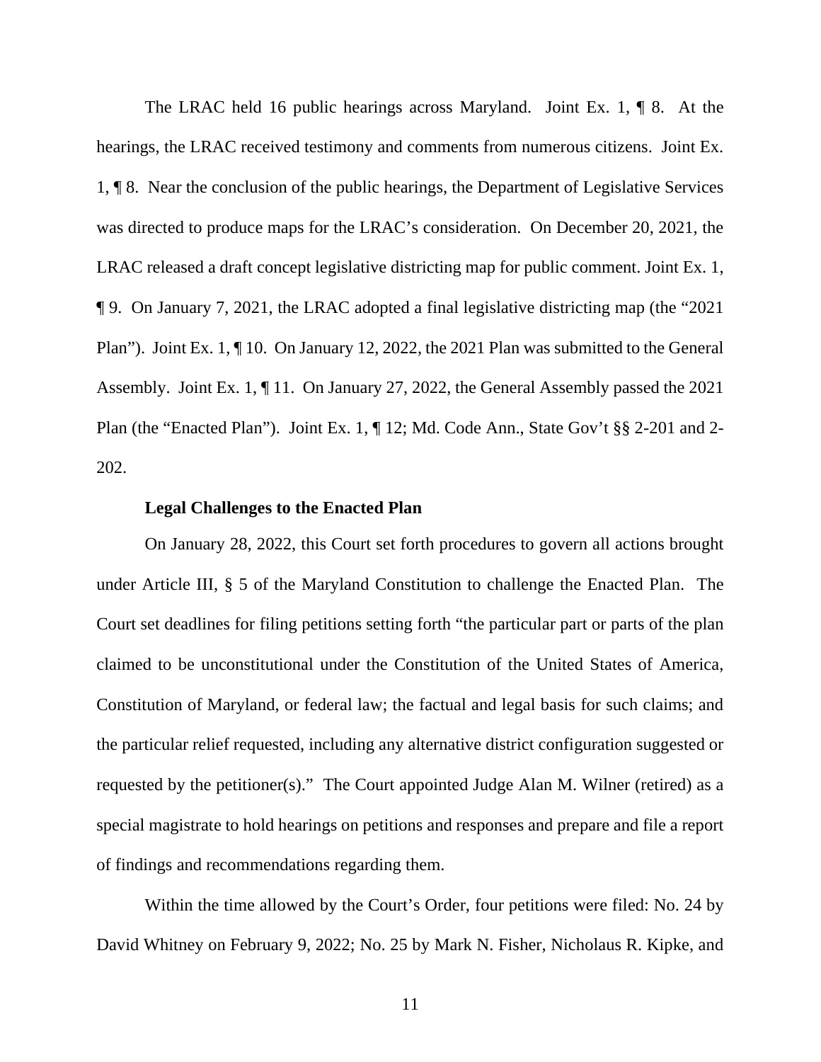The LRAC held 16 public hearings across Maryland. Joint Ex. 1, ¶ 8. At the hearings, the LRAC received testimony and comments from numerous citizens. Joint Ex. 1, ¶ 8. Near the conclusion of the public hearings, the Department of Legislative Services was directed to produce maps for the LRAC's consideration. On December 20, 2021, the LRAC released a draft concept legislative districting map for public comment. Joint Ex. 1, ¶ 9. On January 7, 2021, the LRAC adopted a final legislative districting map (the "2021 Plan"). Joint Ex. 1, ¶ 10. On January 12, 2022, the 2021 Plan was submitted to the General Assembly. Joint Ex. 1, ¶ 11. On January 27, 2022, the General Assembly passed the 2021 Plan (the "Enacted Plan"). Joint Ex. 1, ¶ 12; Md. Code Ann., State Gov't §§ 2-201 and 2-202.

**Legal Challenges to the Enacted Plan**

On January 28, 2022, this Court set forth procedures to govern all actions brought under Article III, § 5 of the Maryland Constitution to challenge the Enacted Plan. The Court set deadlines for filing petitions setting forth "the particular part or parts of the plan claimed to be unconstitutional under the Constitution of the United States of America, Constitution of Maryland, or federal law; the factual and legal basis for such claims; and the particular relief requested, including any alternative district configuration suggested or requested by the petitioner(s)." The Court appointed Judge Alan M. Wilner (retired) as a special magistrate to hold hearings on petitions and responses and prepare and file a report of findings and recommendations regarding them.

Within the time allowed by the Court's Order, four petitions were filed: No. 24 by David Whitney on February 9, 2022; No. 25 by Mark N. Fisher, Nicholaus R. Kipke, and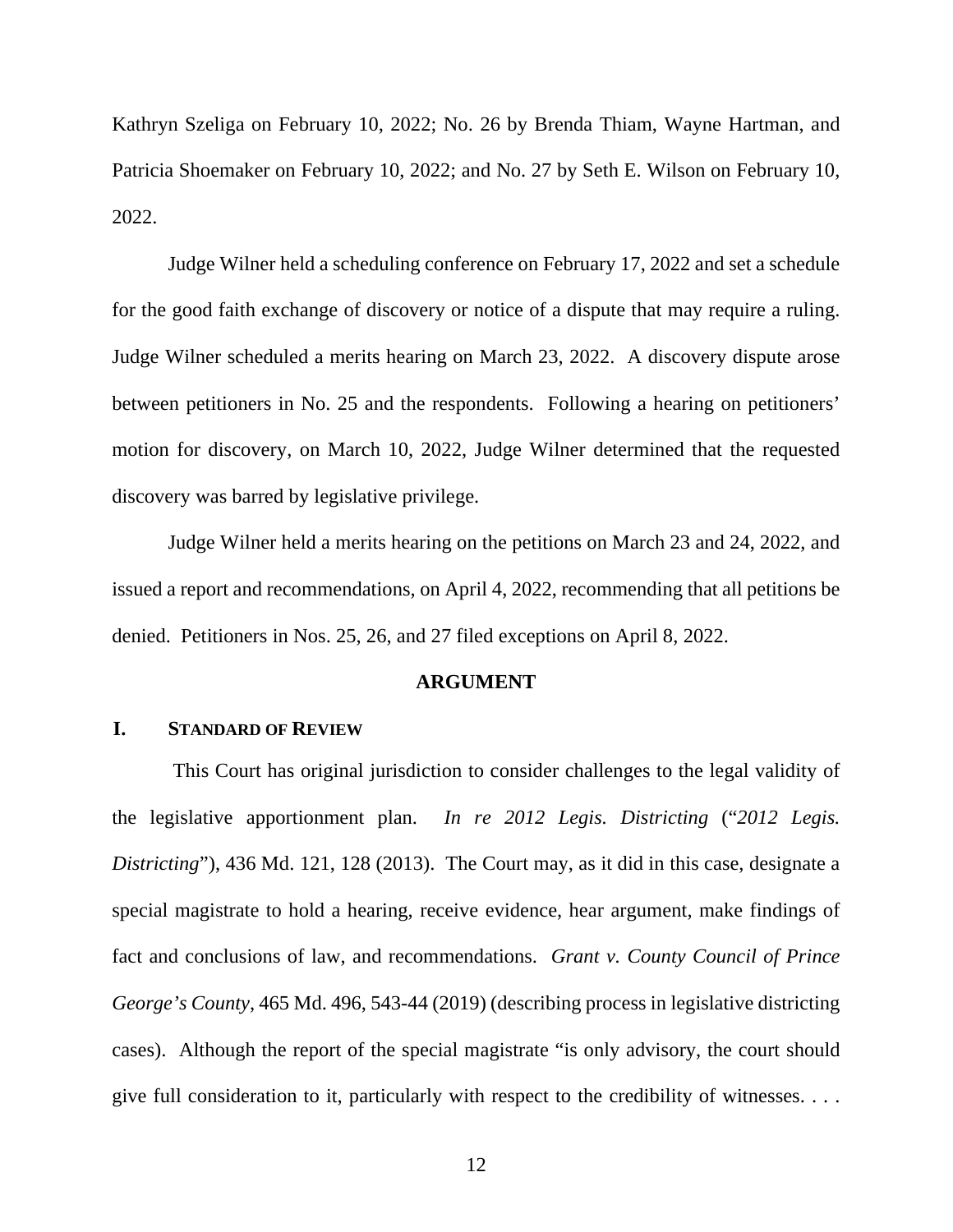Kathryn Szeliga on February 10, 2022; No. 26 by Brenda Thiam, Wayne Hartman, and Patricia Shoemaker on February 10, 2022; and No. 27 by Seth E. Wilson on February 10, 2022.

Judge Wilner held a scheduling conference on February 17, 2022 and set a schedule for the good faith exchange of discovery or notice of a dispute that may require a ruling. Judge Wilner scheduled a merits hearing on March 23, 2022. A discovery dispute arose between petitioners in No. 25 and the respondents. Following a hearing on petitioners' motion for discovery, on March 10, 2022, Judge Wilner determined that the requested discovery was barred by legislative privilege.

Judge Wilner held a merits hearing on the petitions on March 23 and 24, 2022, and issued a report and recommendations, on April 4, 2022, recommending that all petitions be denied. Petitioners in Nos. 25, 26, and 27 filed exceptions on April 8, 2022.

## ARGUMENT

### I. STANDARD OF REVIEW

This Court has original jurisdiction to consider challenges to the legal validity of the legislative apportionment plan. *In re 2012 Legis. Districting* ("*2012 Legis. Districting*"), 436 Md. 121, 128 (2013). The Court may, as it did in this case, designate a special magistrate to hold a hearing, receive evidence, hear argument, make findings of fact and conclusions of law, and recommendations. *Grant v. County Council of Prince George's County*, 465 Md. 496, 543-44 (2019) (describing process in legislative districting cases). Although the report of the special magistrate "is only advisory, the court should give full consideration to it, particularly with respect to the credibility of witnesses. . . .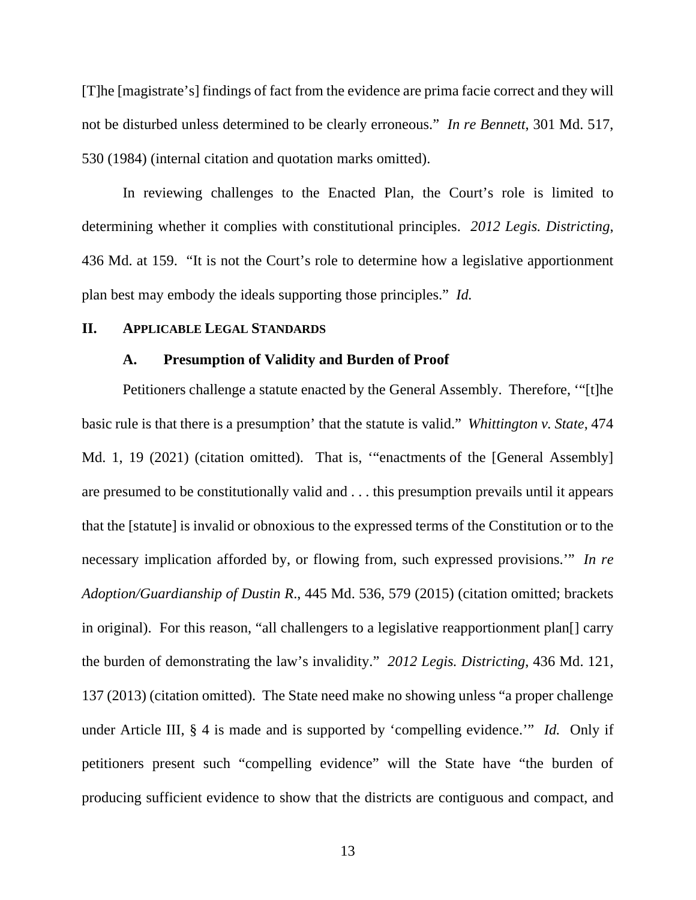[T]he [magistrate's] findings of fact from the evidence are prima facie correct and they will not be disturbed unless determined to be clearly erroneous." *In re Bennett,* 301 Md. 517, 530 (1984) (internal citation and quotation marks omitted).

In reviewing challenges to the Enacted Plan, the Court's role is limited to determining whether it complies with constitutional principles. *2012 Legis. Districting*, 436 Md. at 159. "It is not the Court's role to determine how a legislative apportionment plan best may embody the ideals supporting those principles." *Id.*

## II. Applicable Legal Standards

### A. Presumption of Validity and Burden of Proof

Petitioners challenge a statute enacted by the General Assembly. Therefore, '"[t]he basic rule is that there is a presumption' that the statute is valid." *Whittington v. State*, 474 Md. 1, 19 (2021) (citation omitted). That is, '"enactments of the [General Assembly] are presumed to be constitutionally valid and . . . this presumption prevails until it appears that the [statute] is invalid or obnoxious to the expressed terms of the Constitution or to the necessary implication afforded by, or flowing from, such expressed provisions.'" *In re Adoption/Guardianship of Dustin R*., 445 Md. 536, 579 (2015) (citation omitted; brackets in original). For this reason, "all challengers to a legislative reapportionment plan[] carry the burden of demonstrating the law's invalidity." *2012 Legis. Districting*, 436 Md. 121, 137 (2013) (citation omitted). The State need make no showing unless "a proper challenge under Article III, § 4 is made and is supported by 'compelling evidence.'" *Id.* Only if petitioners present such "compelling evidence" will the State have "the burden of producing sufficient evidence to show that the districts are contiguous and compact, and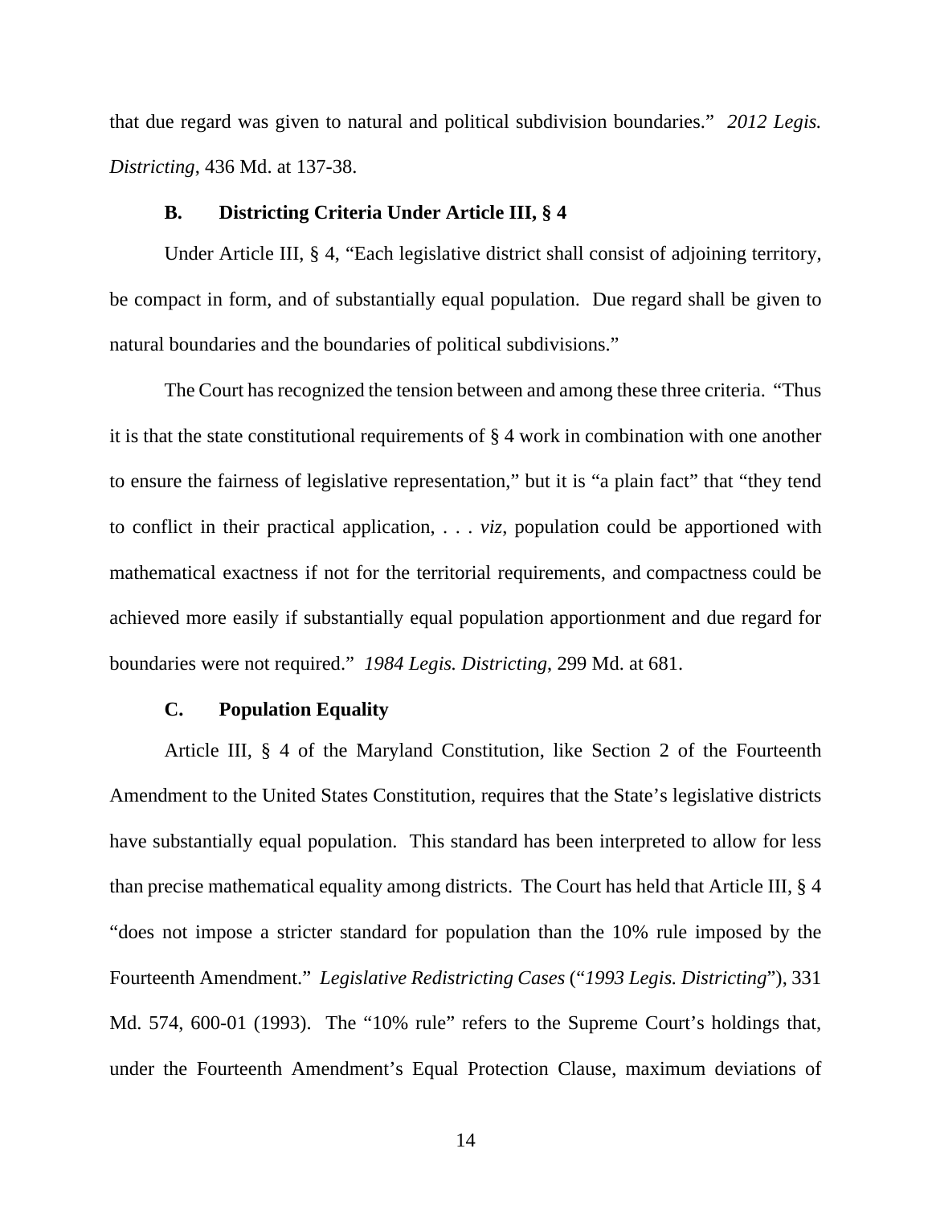that due regard was given to natural and political subdivision boundaries." *2012 Legis. Districting*, 436 Md. at 137-38.

### B. Districting Criteria Under Article III, § 4

Under Article III, § 4, "Each legislative district shall consist of adjoining territory, be compact in form, and of substantially equal population. Due regard shall be given to natural boundaries and the boundaries of political subdivisions."

The Court has recognized the tension between and among these three criteria. "Thus it is that the state constitutional requirements of § 4 work in combination with one another to ensure the fairness of legislative representation," but it is "a plain fact" that "they tend to conflict in their practical application, . . . *viz*, population could be apportioned with mathematical exactness if not for the territorial requirements, and compactness could be achieved more easily if substantially equal population apportionment and due regard for boundaries were not required." *1984 Legis. Districting*, 299 Md. at 681.

### C. Population Equality

Article III, § 4 of the Maryland Constitution, like Section 2 of the Fourteenth Amendment to the United States Constitution, requires that the State's legislative districts have substantially equal population. This standard has been interpreted to allow for less than precise mathematical equality among districts. The Court has held that Article III, § 4 "does not impose a stricter standard for population than the 10% rule imposed by the Fourteenth Amendment." *Legislative Redistricting Cases* ("*1993 Legis. Districting*"), 331 Md. 574, 600-01 (1993). The "10% rule" refers to the Supreme Court's holdings that, under the Fourteenth Amendment's Equal Protection Clause, maximum deviations of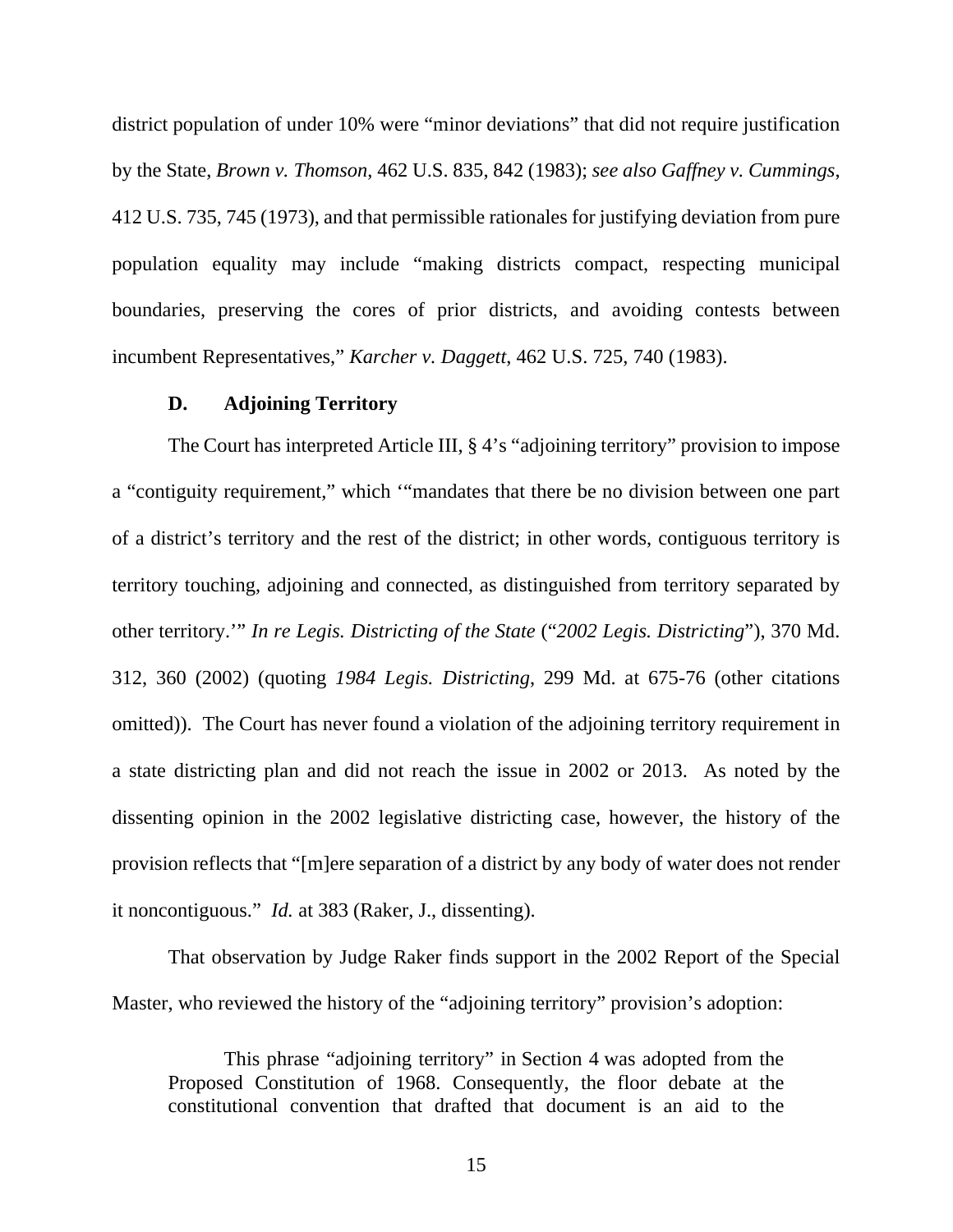district population of under 10% were "minor deviations" that did not require justification by the State, *Brown v. Thomson*, 462 U.S. 835, 842 (1983); *see also Gaffney v. Cummings*, 412 U.S. 735, 745 (1973), and that permissible rationales for justifying deviation from pure population equality may include "making districts compact, respecting municipal boundaries, preserving the cores of prior districts, and avoiding contests between incumbent Representatives," *Karcher v. Daggett*, 462 U.S. 725, 740 (1983).

### D. Adjoining Territory

The Court has interpreted Article III, § 4's "adjoining territory" provision to impose a "contiguity requirement," which '"mandates that there be no division between one part of a district's territory and the rest of the district; in other words, contiguous territory is territory touching, adjoining and connected, as distinguished from territory separated by other territory.'" *In re Legis. Districting of the State* ("*2002 Legis. Districting*"), 370 Md. 312, 360 (2002) (quoting *1984 Legis. Districting*, 299 Md. at 675-76 (other citations omitted)). The Court has never found a violation of the adjoining territory requirement in a state districting plan and did not reach the issue in 2002 or 2013. As noted by the dissenting opinion in the 2002 legislative districting case, however, the history of the provision reflects that "[m]ere separation of a district by any body of water does not render it noncontiguous." *Id.* at 383 (Raker, J., dissenting).

That observation by Judge Raker finds support in the 2002 Report of the Special Master, who reviewed the history of the "adjoining territory" provision's adoption:

> This phrase "adjoining territory" in Section 4 was adopted from the Proposed Constitution of 1968. Consequently, the floor debate at the constitutional convention that drafted that document is an aid to the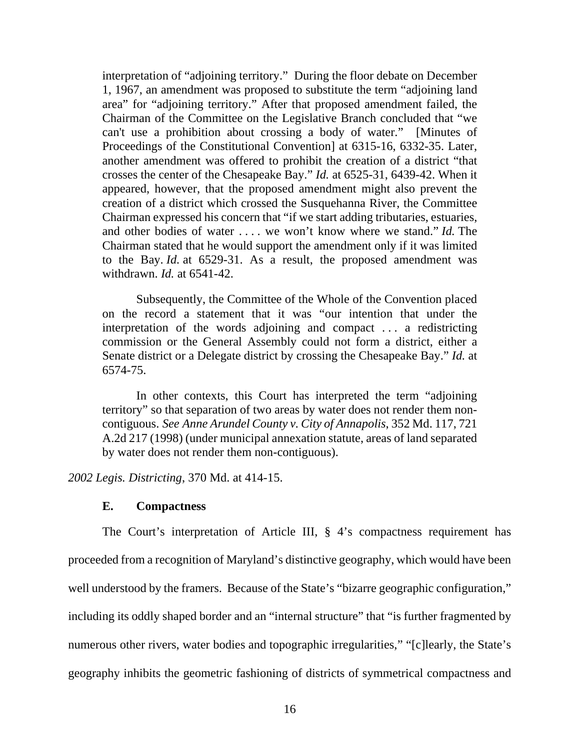> interpretation of "adjoining territory." During the floor debate on December 1, 1967, an amendment was proposed to substitute the term "adjoining land area" for "adjoining territory." After that proposed amendment failed, the Chairman of the Committee on the Legislative Branch concluded that "we can't use a prohibition about crossing a body of water." [Minutes of Proceedings of the Constitutional Convention] at 6315-16, 6332-35. Later, another amendment was offered to prohibit the creation of a district "that crosses the center of the Chesapeake Bay." *Id.* at 6525-31, 6439-42. When it appeared, however, that the proposed amendment might also prevent the creation of a district which crossed the Susquehanna River, the Committee Chairman expressed his concern that "if we start adding tributaries, estuaries, and other bodies of water . . . . we won't know where we stand." *Id.* The Chairman stated that he would support the amendment only if it was limited to the Bay. *Id.* at 6529-31. As a result, the proposed amendment was withdrawn. *Id.* at 6541-42.
>
> Subsequently, the Committee of the Whole of the Convention placed on the record a statement that it was "our intention that under the interpretation of the words adjoining and compact . . . a redistricting commission or the General Assembly could not form a district, either a Senate district or a Delegate district by crossing the Chesapeake Bay." *Id.* at 6574-75.
>
> In other contexts, this Court has interpreted the term "adjoining territory" so that separation of two areas by water does not render them non-contiguous. *See Anne Arundel County v. City of Annapolis*, 352 Md. 117, 721 A.2d 217 (1998) (under municipal annexation statute, areas of land separated by water does not render them non-contiguous).

*2002 Legis. Districting*, 370 Md. at 414-15.

### E. Compactness

The Court's interpretation of Article III, § 4's compactness requirement has proceeded from a recognition of Maryland's distinctive geography, which would have been well understood by the framers. Because of the State's "bizarre geographic configuration," including its oddly shaped border and an "internal structure" that "is further fragmented by numerous other rivers, water bodies and topographic irregularities," "[c]learly, the State's geography inhibits the geometric fashioning of districts of symmetrical compactness and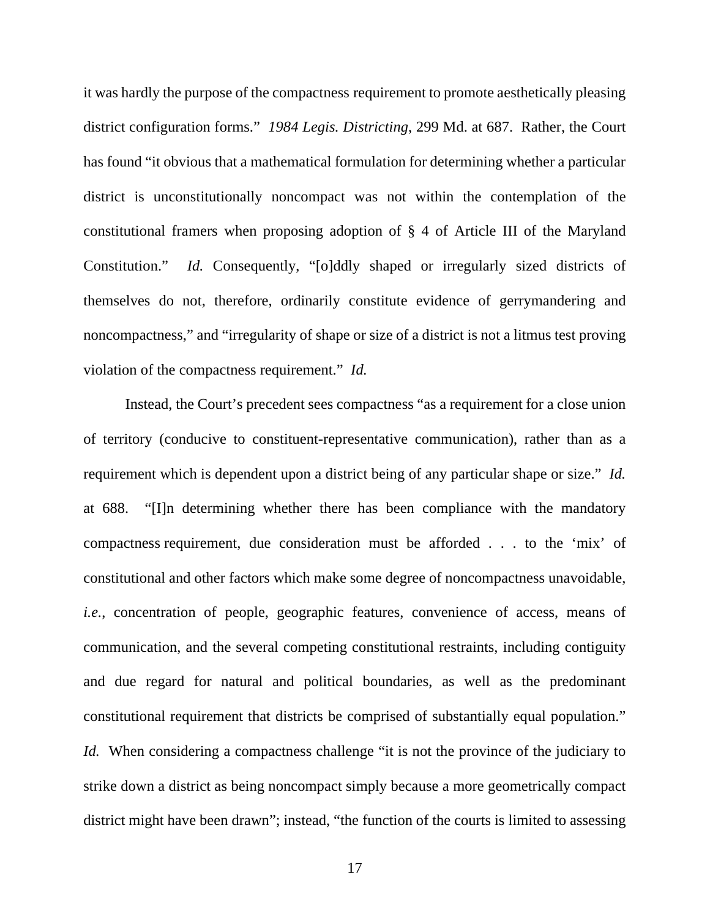it was hardly the purpose of the compactness requirement to promote aesthetically pleasing district configuration forms." *1984 Legis. Districting*, 299 Md. at 687. Rather, the Court has found "it obvious that a mathematical formulation for determining whether a particular district is unconstitutionally noncompact was not within the contemplation of the constitutional framers when proposing adoption of § 4 of Article III of the Maryland Constitution." *Id.* Consequently, "[o]ddly shaped or irregularly sized districts of themselves do not, therefore, ordinarily constitute evidence of gerrymandering and noncompactness," and "irregularity of shape or size of a district is not a litmus test proving violation of the compactness requirement." *Id.*

Instead, the Court's precedent sees compactness "as a requirement for a close union of territory (conducive to constituent-representative communication), rather than as a requirement which is dependent upon a district being of any particular shape or size." *Id.* at 688. "[I]n determining whether there has been compliance with the mandatory compactness requirement, due consideration must be afforded . . . to the 'mix' of constitutional and other factors which make some degree of noncompactness unavoidable, *i.e.*, concentration of people, geographic features, convenience of access, means of communication, and the several competing constitutional restraints, including contiguity and due regard for natural and political boundaries, as well as the predominant constitutional requirement that districts be comprised of substantially equal population." *Id.* When considering a compactness challenge "it is not the province of the judiciary to strike down a district as being noncompact simply because a more geometrically compact district might have been drawn"; instead, "the function of the courts is limited to assessing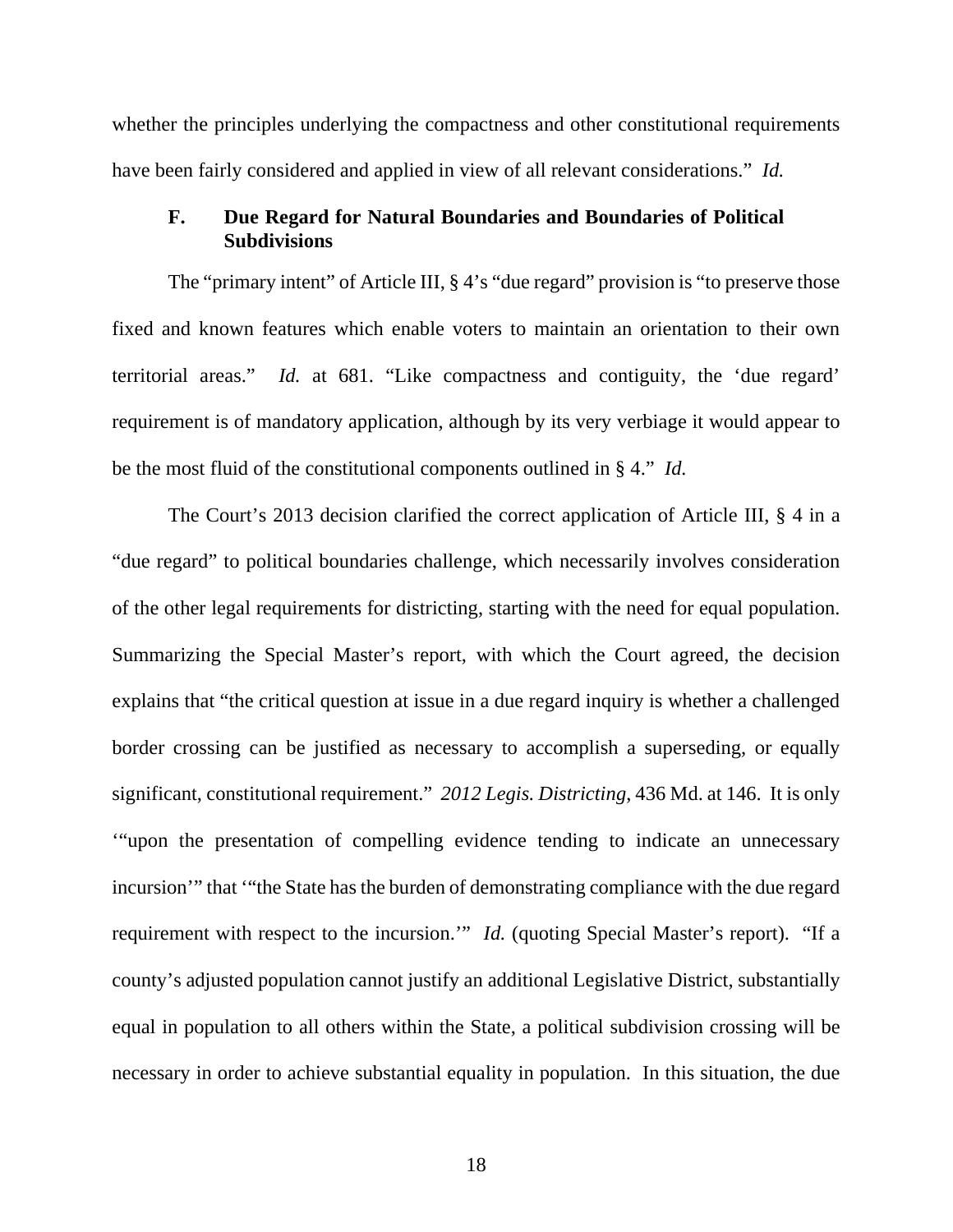whether the principles underlying the compactness and other constitutional requirements have been fairly considered and applied in view of all relevant considerations." *Id.*

### F. Due Regard for Natural Boundaries and Boundaries of Political Subdivisions

The "primary intent" of Article III, § 4's "due regard" provision is "to preserve those fixed and known features which enable voters to maintain an orientation to their own territorial areas." *Id.* at 681. "Like compactness and contiguity, the 'due regard' requirement is of mandatory application, although by its very verbiage it would appear to be the most fluid of the constitutional components outlined in § 4." *Id.*

The Court's 2013 decision clarified the correct application of Article III, § 4 in a "due regard" to political boundaries challenge, which necessarily involves consideration of the other legal requirements for districting, starting with the need for equal population. Summarizing the Special Master's report, with which the Court agreed, the decision explains that "the critical question at issue in a due regard inquiry is whether a challenged border crossing can be justified as necessary to accomplish a superseding, or equally significant, constitutional requirement." *2012 Legis. Districting*, 436 Md. at 146. It is only '"upon the presentation of compelling evidence tending to indicate an unnecessary incursion'" that '"the State has the burden of demonstrating compliance with the due regard requirement with respect to the incursion.'" *Id.* (quoting Special Master's report). "If a county's adjusted population cannot justify an additional Legislative District, substantially equal in population to all others within the State, a political subdivision crossing will be necessary in order to achieve substantial equality in population. In this situation, the due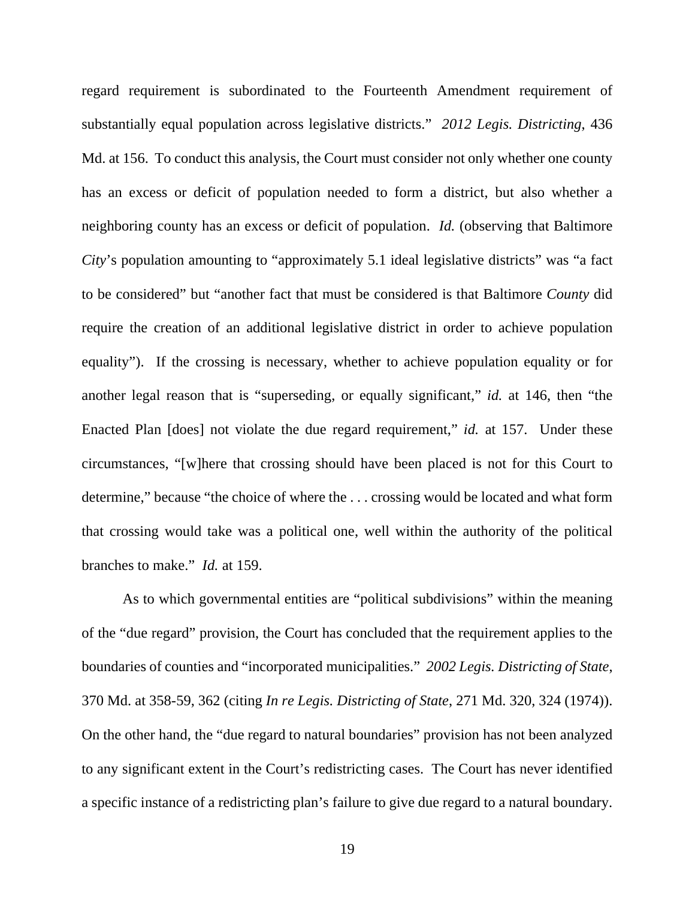regard requirement is subordinated to the Fourteenth Amendment requirement of substantially equal population across legislative districts." *2012 Legis. Districting*, 436 Md. at 156. To conduct this analysis, the Court must consider not only whether one county has an excess or deficit of population needed to form a district, but also whether a neighboring county has an excess or deficit of population. *Id.* (observing that Baltimore *City*'s population amounting to "approximately 5.1 ideal legislative districts" was "a fact to be considered" but "another fact that must be considered is that Baltimore *County* did require the creation of an additional legislative district in order to achieve population equality"). If the crossing is necessary, whether to achieve population equality or for another legal reason that is "superseding, or equally significant," *id.* at 146, then "the Enacted Plan [does] not violate the due regard requirement," *id.* at 157. Under these circumstances, "[w]here that crossing should have been placed is not for this Court to determine," because "the choice of where the . . . crossing would be located and what form that crossing would take was a political one, well within the authority of the political branches to make." *Id.* at 159.

As to which governmental entities are "political subdivisions" within the meaning of the "due regard" provision, the Court has concluded that the requirement applies to the boundaries of counties and "incorporated municipalities." *2002 Legis. Districting of State*, 370 Md. at 358-59, 362 (citing *In re Legis. Districting of State*, 271 Md. 320, 324 (1974)). On the other hand, the "due regard to natural boundaries" provision has not been analyzed to any significant extent in the Court's redistricting cases. The Court has never identified a specific instance of a redistricting plan's failure to give due regard to a natural boundary.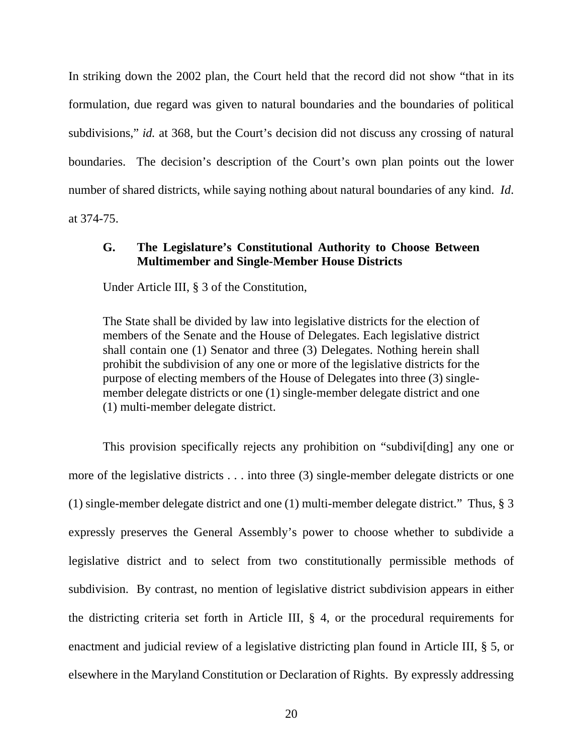In striking down the 2002 plan, the Court held that the record did not show "that in its formulation, due regard was given to natural boundaries and the boundaries of political subdivisions," *id.* at 368, but the Court's decision did not discuss any crossing of natural boundaries. The decision's description of the Court's own plan points out the lower number of shared districts, while saying nothing about natural boundaries of any kind. *Id*. at 374-75.

### G. The Legislature's Constitutional Authority to Choose Between Multimember and Single-Member House Districts

Under Article III, § 3 of the Constitution,

> The State shall be divided by law into legislative districts for the election of members of the Senate and the House of Delegates. Each legislative district shall contain one (1) Senator and three (3) Delegates. Nothing herein shall prohibit the subdivision of any one or more of the legislative districts for the purpose of electing members of the House of Delegates into three (3) single-member delegate districts or one (1) single-member delegate district and one (1) multi-member delegate district.

This provision specifically rejects any prohibition on "subdivi[ding] any one or more of the legislative districts . . . into three (3) single-member delegate districts or one (1) single-member delegate district and one (1) multi-member delegate district." Thus, § 3 expressly preserves the General Assembly's power to choose whether to subdivide a legislative district and to select from two constitutionally permissible methods of subdivision. By contrast, no mention of legislative district subdivision appears in either the districting criteria set forth in Article III, § 4, or the procedural requirements for enactment and judicial review of a legislative districting plan found in Article III, § 5, or elsewhere in the Maryland Constitution or Declaration of Rights. By expressly addressing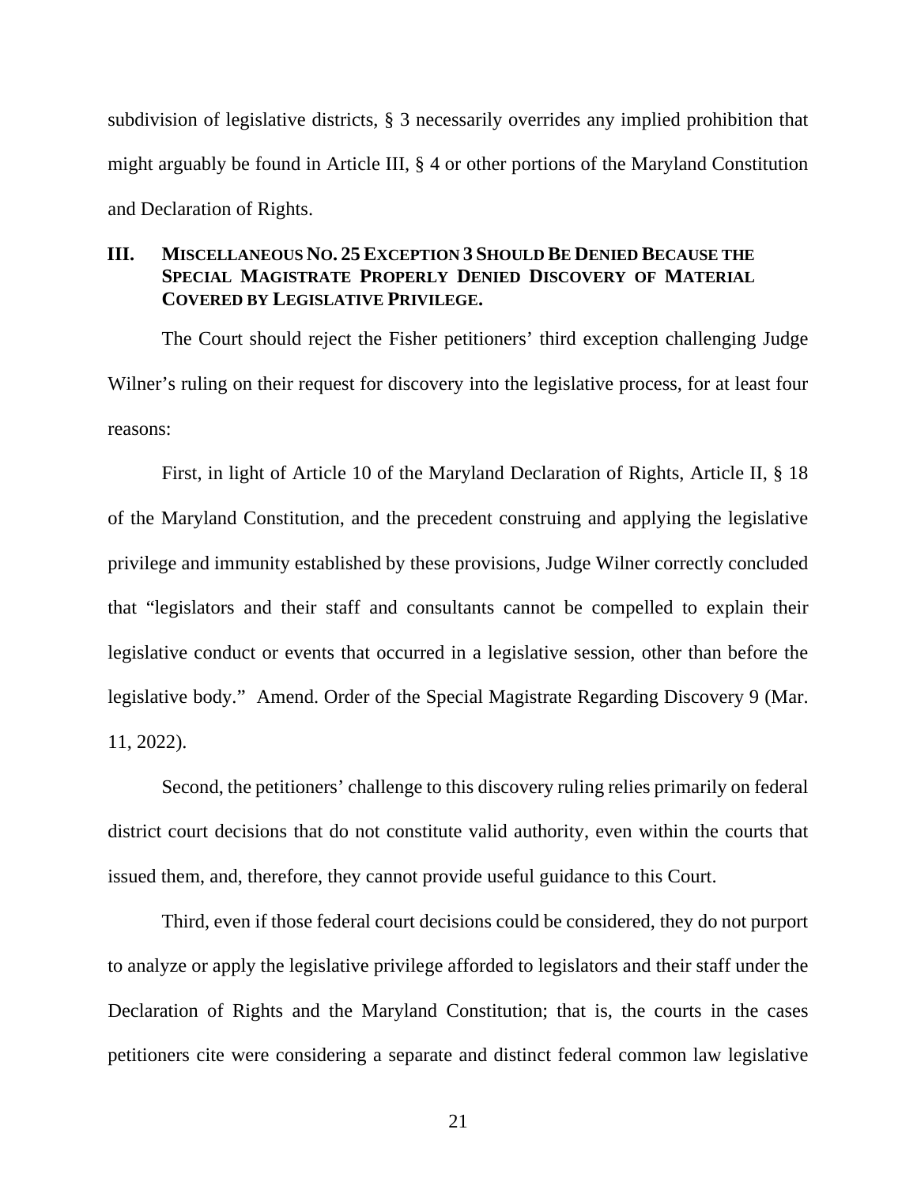subdivision of legislative districts, § 3 necessarily overrides any implied prohibition that might arguably be found in Article III, § 4 or other portions of the Maryland Constitution and Declaration of Rights.

## III. MISCELLANEOUS NO. 25 EXCEPTION 3 SHOULD BE DENIED BECAUSE THE SPECIAL MAGISTRATE PROPERLY DENIED DISCOVERY OF MATERIAL COVERED BY LEGISLATIVE PRIVILEGE.

The Court should reject the Fisher petitioners' third exception challenging Judge Wilner's ruling on their request for discovery into the legislative process, for at least four reasons:

First, in light of Article 10 of the Maryland Declaration of Rights, Article II, § 18 of the Maryland Constitution, and the precedent construing and applying the legislative privilege and immunity established by these provisions, Judge Wilner correctly concluded that "legislators and their staff and consultants cannot be compelled to explain their legislative conduct or events that occurred in a legislative session, other than before the legislative body." Amend. Order of the Special Magistrate Regarding Discovery 9 (Mar. 11, 2022).

Second, the petitioners' challenge to this discovery ruling relies primarily on federal district court decisions that do not constitute valid authority, even within the courts that issued them, and, therefore, they cannot provide useful guidance to this Court.

Third, even if those federal court decisions could be considered, they do not purport to analyze or apply the legislative privilege afforded to legislators and their staff under the Declaration of Rights and the Maryland Constitution; that is, the courts in the cases petitioners cite were considering a separate and distinct federal common law legislative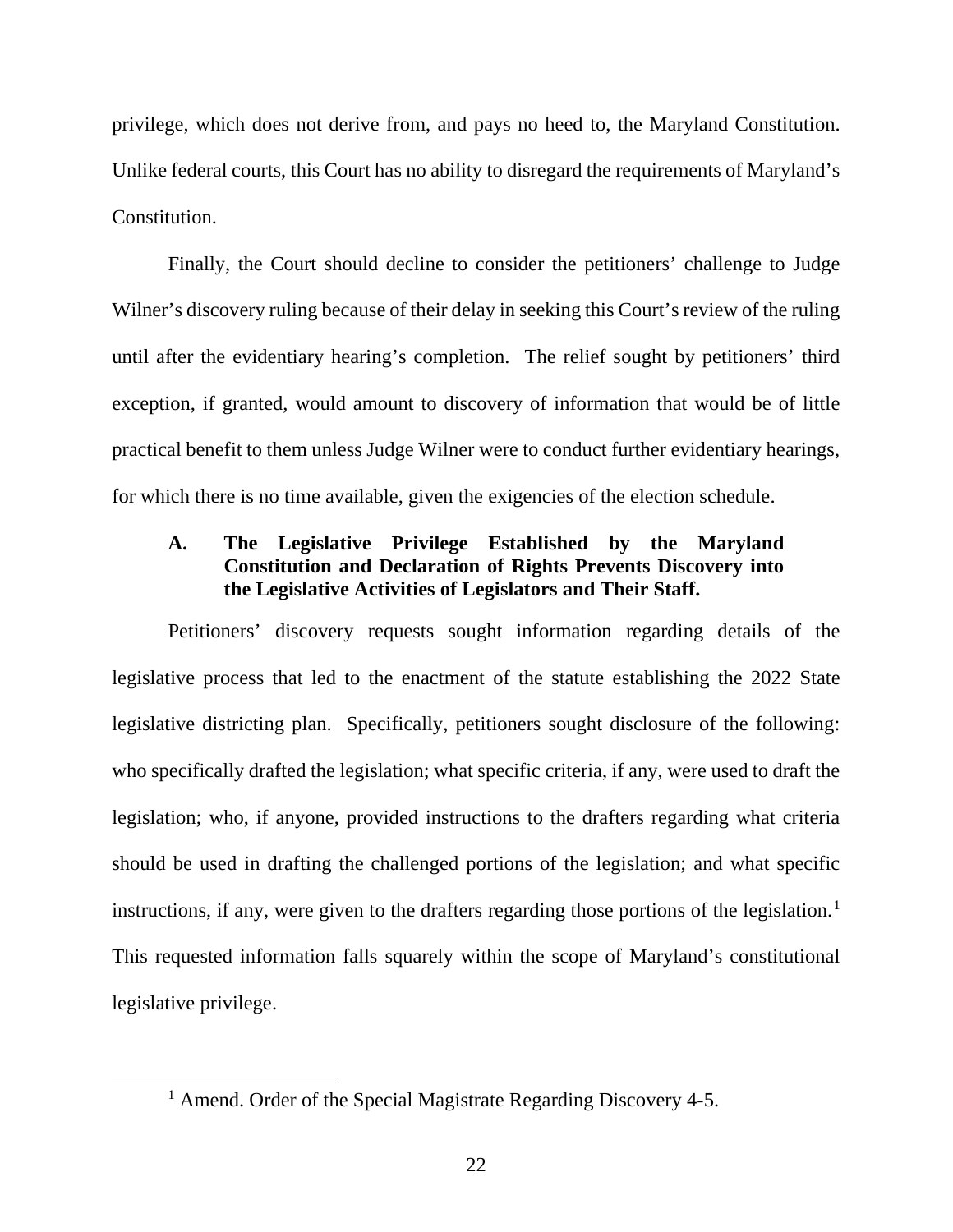privilege, which does not derive from, and pays no heed to, the Maryland Constitution. Unlike federal courts, this Court has no ability to disregard the requirements of Maryland's Constitution.

Finally, the Court should decline to consider the petitioners' challenge to Judge Wilner's discovery ruling because of their delay in seeking this Court's review of the ruling until after the evidentiary hearing's completion. The relief sought by petitioners' third exception, if granted, would amount to discovery of information that would be of little practical benefit to them unless Judge Wilner were to conduct further evidentiary hearings, for which there is no time available, given the exigencies of the election schedule.

### A. The Legislative Privilege Established by the Maryland Constitution and Declaration of Rights Prevents Discovery into the Legislative Activities of Legislators and Their Staff.

Petitioners' discovery requests sought information regarding details of the legislative process that led to the enactment of the statute establishing the 2022 State legislative districting plan. Specifically, petitioners sought disclosure of the following: who specifically drafted the legislation; what specific criteria, if any, were used to draft the legislation; who, if anyone, provided instructions to the drafters regarding what criteria should be used in drafting the challenged portions of the legislation; and what specific instructions, if any, were given to the drafters regarding those portions of the legislation.[1] This requested information falls squarely within the scope of Maryland's constitutional legislative privilege.

[1] Amend. Order of the Special Magistrate Regarding Discovery 4-5.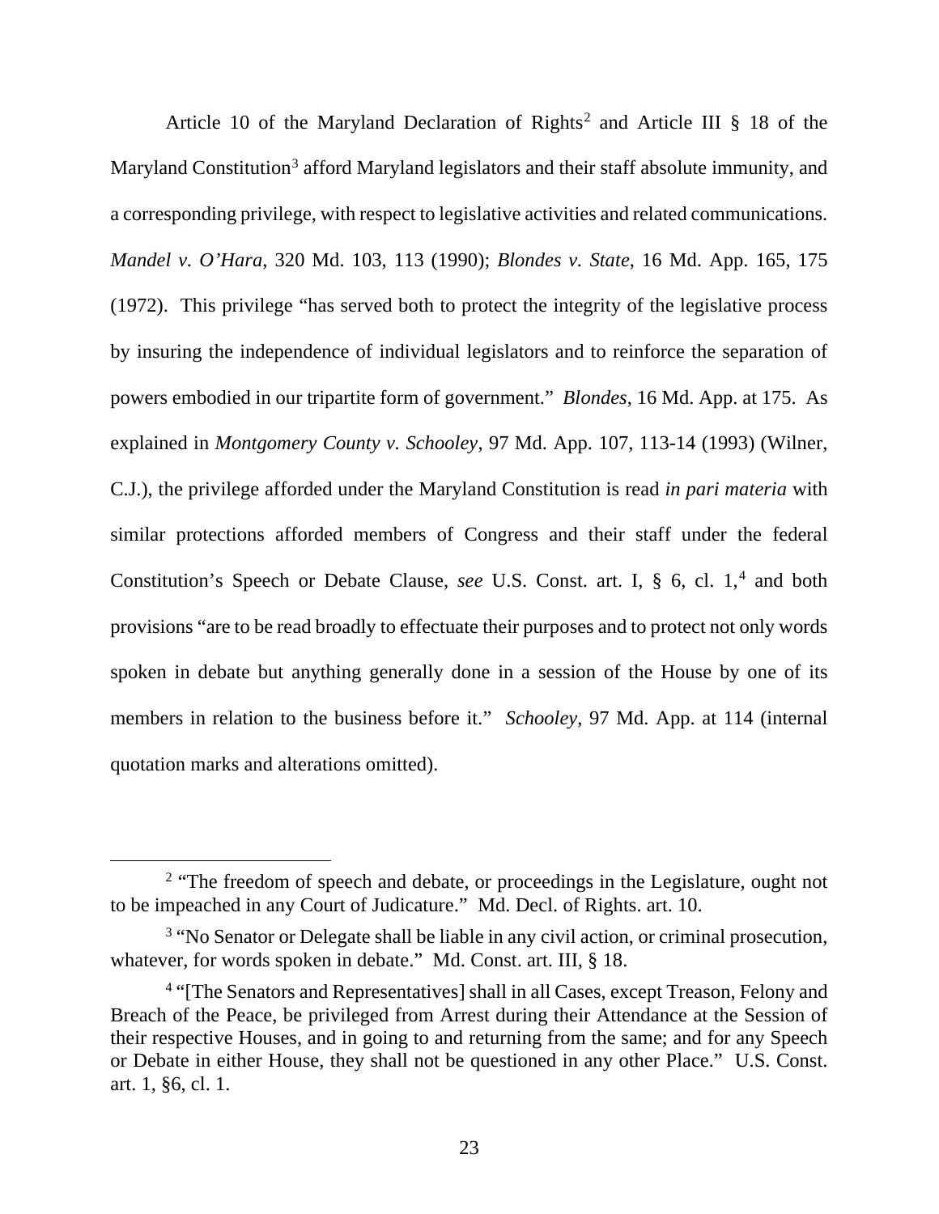Article 10 of the Maryland Declaration of Rights[2] and Article III § 18 of the Maryland Constitution[3] afford Maryland legislators and their staff absolute immunity, and a corresponding privilege, with respect to legislative activities and related communications. *Mandel v. O'Hara*, 320 Md. 103, 113 (1990); *Blondes v. State*, 16 Md. App. 165, 175 (1972). This privilege "has served both to protect the integrity of the legislative process by insuring the independence of individual legislators and to reinforce the separation of powers embodied in our tripartite form of government." *Blondes*, 16 Md. App. at 175. As explained in *Montgomery County v. Schooley*, 97 Md. App. 107, 113-14 (1993) (Wilner, C.J.), the privilege afforded under the Maryland Constitution is read *in pari materia* with similar protections afforded members of Congress and their staff under the federal Constitution's Speech or Debate Clause, *see* U.S. Const. art. I, § 6, cl. 1,[4] and both provisions "are to be read broadly to effectuate their purposes and to protect not only words spoken in debate but anything generally done in a session of the House by one of its members in relation to the business before it." *Schooley*, 97 Md. App. at 114 (internal quotation marks and alterations omitted).

---

[2] "The freedom of speech and debate, or proceedings in the Legislature, ought not to be impeached in any Court of Judicature." Md. Decl. of Rights. art. 10.

[3] "No Senator or Delegate shall be liable in any civil action, or criminal prosecution, whatever, for words spoken in debate." Md. Const. art. III, § 18.

[4] "[The Senators and Representatives] shall in all Cases, except Treason, Felony and Breach of the Peace, be privileged from Arrest during their Attendance at the Session of their respective Houses, and in going to and returning from the same; and for any Speech or Debate in either House, they shall not be questioned in any other Place." U.S. Const. art. 1, §6, cl. 1.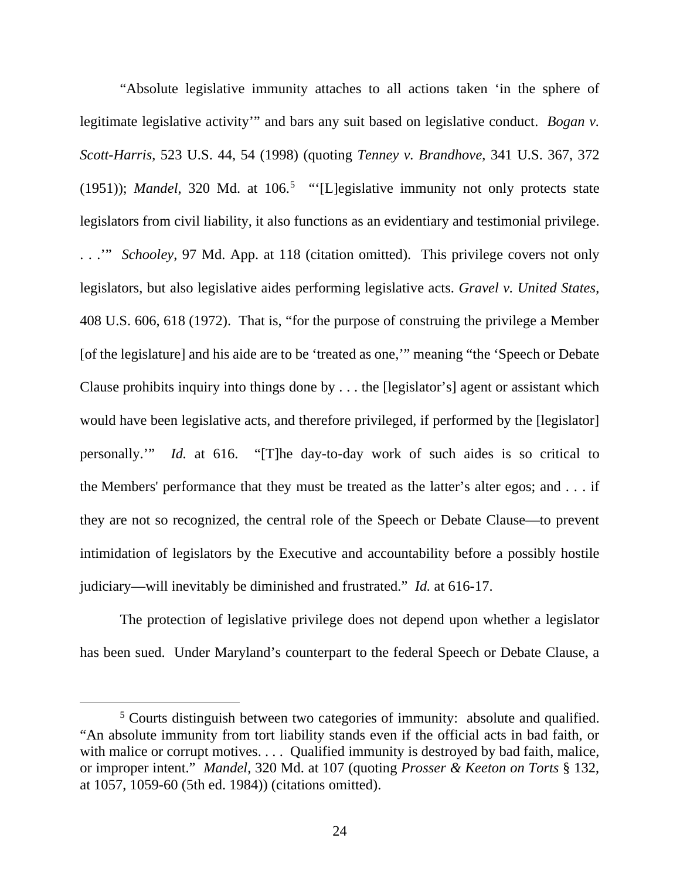"Absolute legislative immunity attaches to all actions taken 'in the sphere of legitimate legislative activity'" and bars any suit based on legislative conduct. *Bogan v. Scott-Harris*, 523 U.S. 44, 54 (1998) (quoting *Tenney v. Brandhove*, 341 U.S. 367, 372 (1951)); *Mandel*, 320 Md. at 106.[5] "'[L]egislative immunity not only protects state legislators from civil liability, it also functions as an evidentiary and testimonial privilege. . . .'" *Schooley*, 97 Md. App. at 118 (citation omitted). This privilege covers not only legislators, but also legislative aides performing legislative acts. *Gravel v. United States*, 408 U.S. 606, 618 (1972). That is, "for the purpose of construing the privilege a Member [of the legislature] and his aide are to be 'treated as one,'" meaning "the 'Speech or Debate Clause prohibits inquiry into things done by . . . the [legislator's] agent or assistant which would have been legislative acts, and therefore privileged, if performed by the [legislator] personally.'" *Id.* at 616. "[T]he day-to-day work of such aides is so critical to the Members' performance that they must be treated as the latter's alter egos; and . . . if they are not so recognized, the central role of the Speech or Debate Clause—to prevent intimidation of legislators by the Executive and accountability before a possibly hostile judiciary—will inevitably be diminished and frustrated." *Id.* at 616-17.

The protection of legislative privilege does not depend upon whether a legislator has been sued. Under Maryland's counterpart to the federal Speech or Debate Clause, a

[5] Courts distinguish between two categories of immunity: absolute and qualified. "An absolute immunity from tort liability stands even if the official acts in bad faith, or with malice or corrupt motives. . . . Qualified immunity is destroyed by bad faith, malice, or improper intent." *Mandel*, 320 Md. at 107 (quoting *Prosser & Keeton on Torts* § 132, at 1057, 1059-60 (5th ed. 1984)) (citations omitted).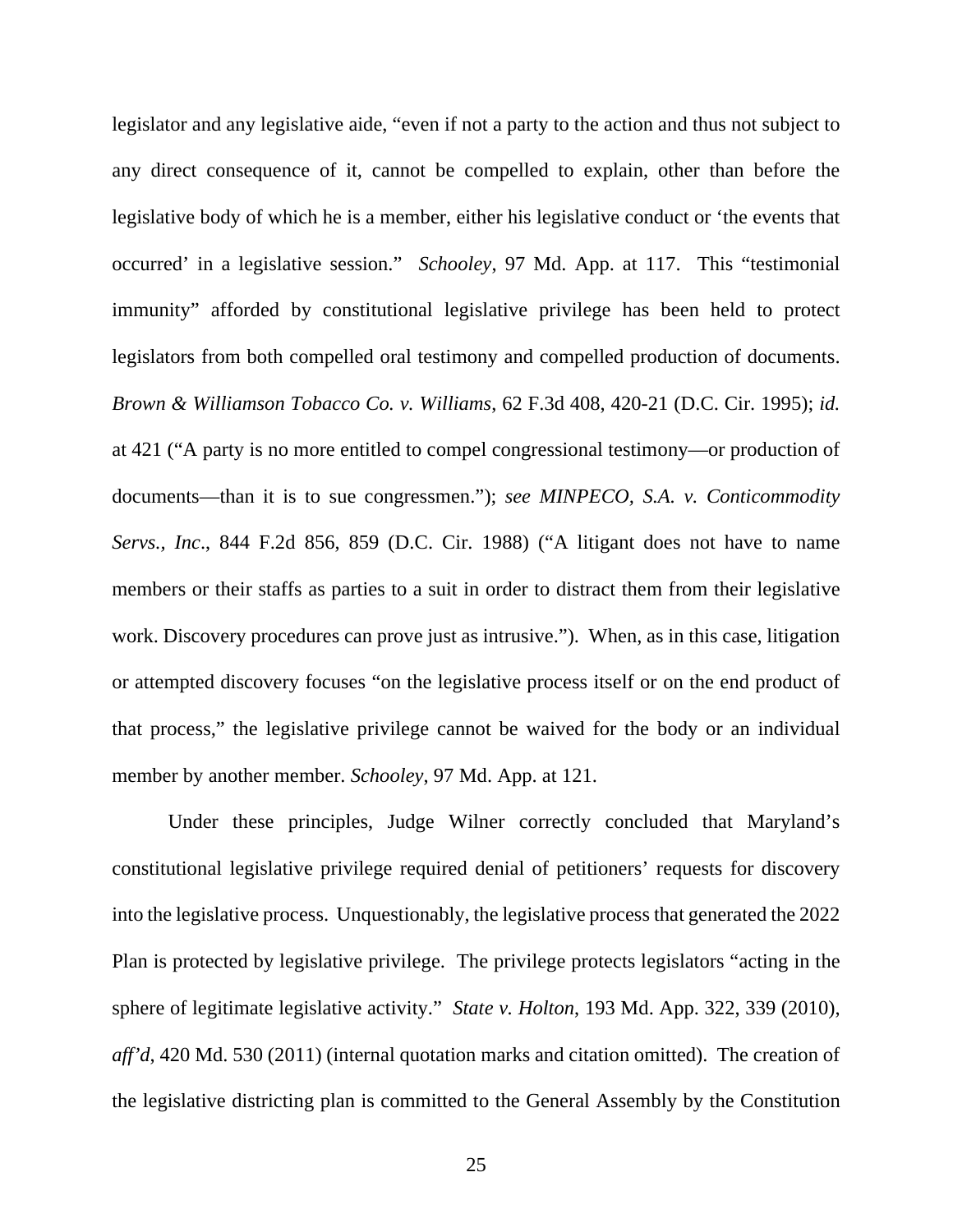legislator and any legislative aide, "even if not a party to the action and thus not subject to any direct consequence of it, cannot be compelled to explain, other than before the legislative body of which he is a member, either his legislative conduct or 'the events that occurred' in a legislative session." *Schooley*, 97 Md. App. at 117. This "testimonial immunity" afforded by constitutional legislative privilege has been held to protect legislators from both compelled oral testimony and compelled production of documents. *Brown & Williamson Tobacco Co. v. Williams*, 62 F.3d 408, 420-21 (D.C. Cir. 1995); *id.* at 421 ("A party is no more entitled to compel congressional testimony—or production of documents—than it is to sue congressmen."); *see MINPECO, S.A. v. Conticommodity Servs., Inc*., 844 F.2d 856, 859 (D.C. Cir. 1988) ("A litigant does not have to name members or their staffs as parties to a suit in order to distract them from their legislative work. Discovery procedures can prove just as intrusive."). When, as in this case, litigation or attempted discovery focuses "on the legislative process itself or on the end product of that process," the legislative privilege cannot be waived for the body or an individual member by another member. *Schooley*, 97 Md. App. at 121.

Under these principles, Judge Wilner correctly concluded that Maryland's constitutional legislative privilege required denial of petitioners' requests for discovery into the legislative process. Unquestionably, the legislative process that generated the 2022 Plan is protected by legislative privilege. The privilege protects legislators "acting in the sphere of legitimate legislative activity." *State v. Holton*, 193 Md. App. 322, 339 (2010), *aff'd*, 420 Md. 530 (2011) (internal quotation marks and citation omitted). The creation of the legislative districting plan is committed to the General Assembly by the Constitution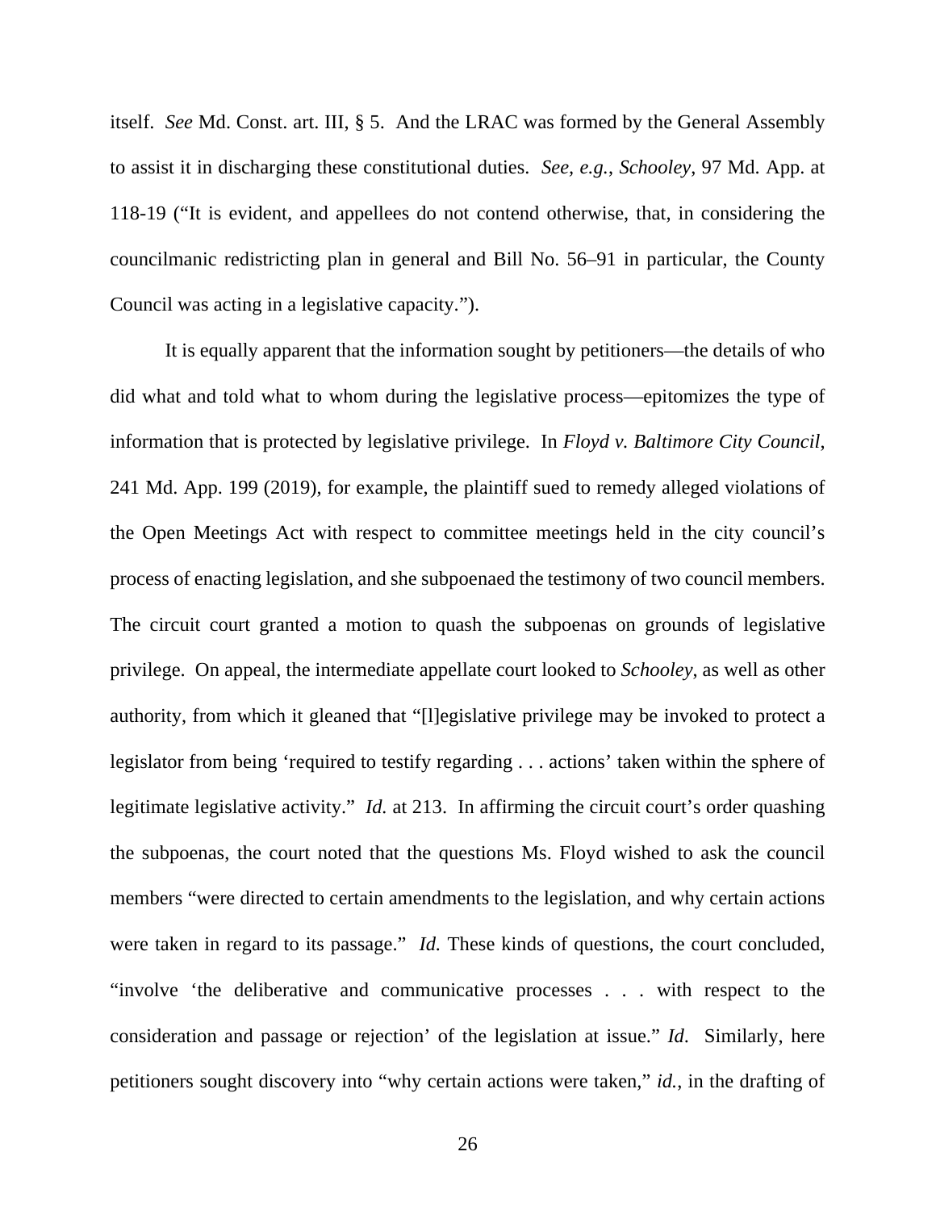itself. *See* Md. Const. art. III, § 5. And the LRAC was formed by the General Assembly to assist it in discharging these constitutional duties. *See, e.g.*, *Schooley*, 97 Md. App. at 118-19 ("It is evident, and appellees do not contend otherwise, that, in considering the councilmanic redistricting plan in general and Bill No. 56–91 in particular, the County Council was acting in a legislative capacity.").

It is equally apparent that the information sought by petitioners—the details of who did what and told what to whom during the legislative process—epitomizes the type of information that is protected by legislative privilege. In *Floyd v. Baltimore City Council*, 241 Md. App. 199 (2019), for example, the plaintiff sued to remedy alleged violations of the Open Meetings Act with respect to committee meetings held in the city council's process of enacting legislation, and she subpoenaed the testimony of two council members. The circuit court granted a motion to quash the subpoenas on grounds of legislative privilege. On appeal, the intermediate appellate court looked to *Schooley*, as well as other authority, from which it gleaned that "[l]egislative privilege may be invoked to protect a legislator from being 'required to testify regarding . . . actions' taken within the sphere of legitimate legislative activity." *Id.* at 213. In affirming the circuit court's order quashing the subpoenas, the court noted that the questions Ms. Floyd wished to ask the council members "were directed to certain amendments to the legislation, and why certain actions were taken in regard to its passage." *Id.* These kinds of questions, the court concluded, "involve 'the deliberative and communicative processes . . . with respect to the consideration and passage or rejection' of the legislation at issue." *Id.* Similarly, here petitioners sought discovery into "why certain actions were taken," *id.*, in the drafting of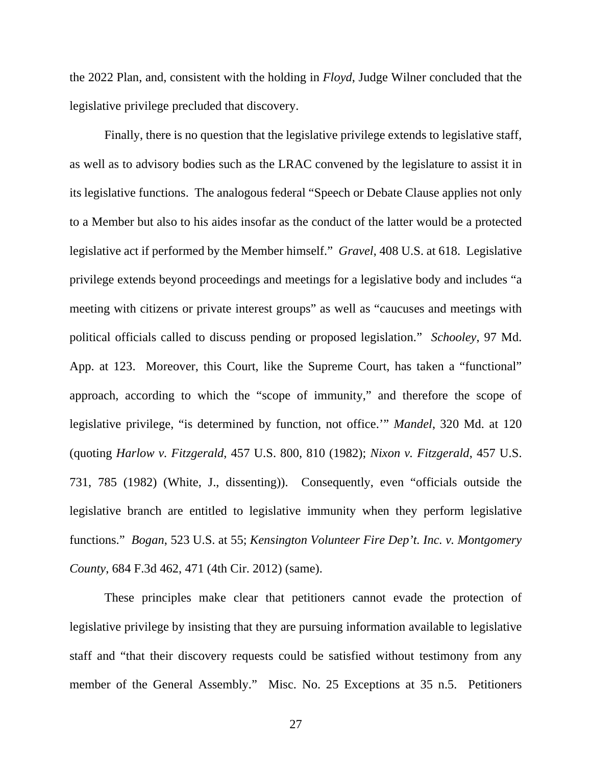the 2022 Plan, and, consistent with the holding in *Floyd*, Judge Wilner concluded that the legislative privilege precluded that discovery.

Finally, there is no question that the legislative privilege extends to legislative staff, as well as to advisory bodies such as the LRAC convened by the legislature to assist it in its legislative functions. The analogous federal "Speech or Debate Clause applies not only to a Member but also to his aides insofar as the conduct of the latter would be a protected legislative act if performed by the Member himself." *Gravel*, 408 U.S. at 618. Legislative privilege extends beyond proceedings and meetings for a legislative body and includes "a meeting with citizens or private interest groups" as well as "caucuses and meetings with political officials called to discuss pending or proposed legislation." *Schooley*, 97 Md. App. at 123. Moreover, this Court, like the Supreme Court, has taken a "functional" approach, according to which the "scope of immunity," and therefore the scope of legislative privilege, "is determined by function, not office.'" *Mandel*, 320 Md. at 120 (quoting *Harlow v. Fitzgerald*, 457 U.S. 800, 810 (1982); *Nixon v. Fitzgerald*, 457 U.S. 731, 785 (1982) (White, J., dissenting)). Consequently, even "officials outside the legislative branch are entitled to legislative immunity when they perform legislative functions." *Bogan*, 523 U.S. at 55; *Kensington Volunteer Fire Dep't. Inc. v. Montgomery County*, 684 F.3d 462, 471 (4th Cir. 2012) (same).

These principles make clear that petitioners cannot evade the protection of legislative privilege by insisting that they are pursuing information available to legislative staff and "that their discovery requests could be satisfied without testimony from any member of the General Assembly." Misc. No. 25 Exceptions at 35 n.5. Petitioners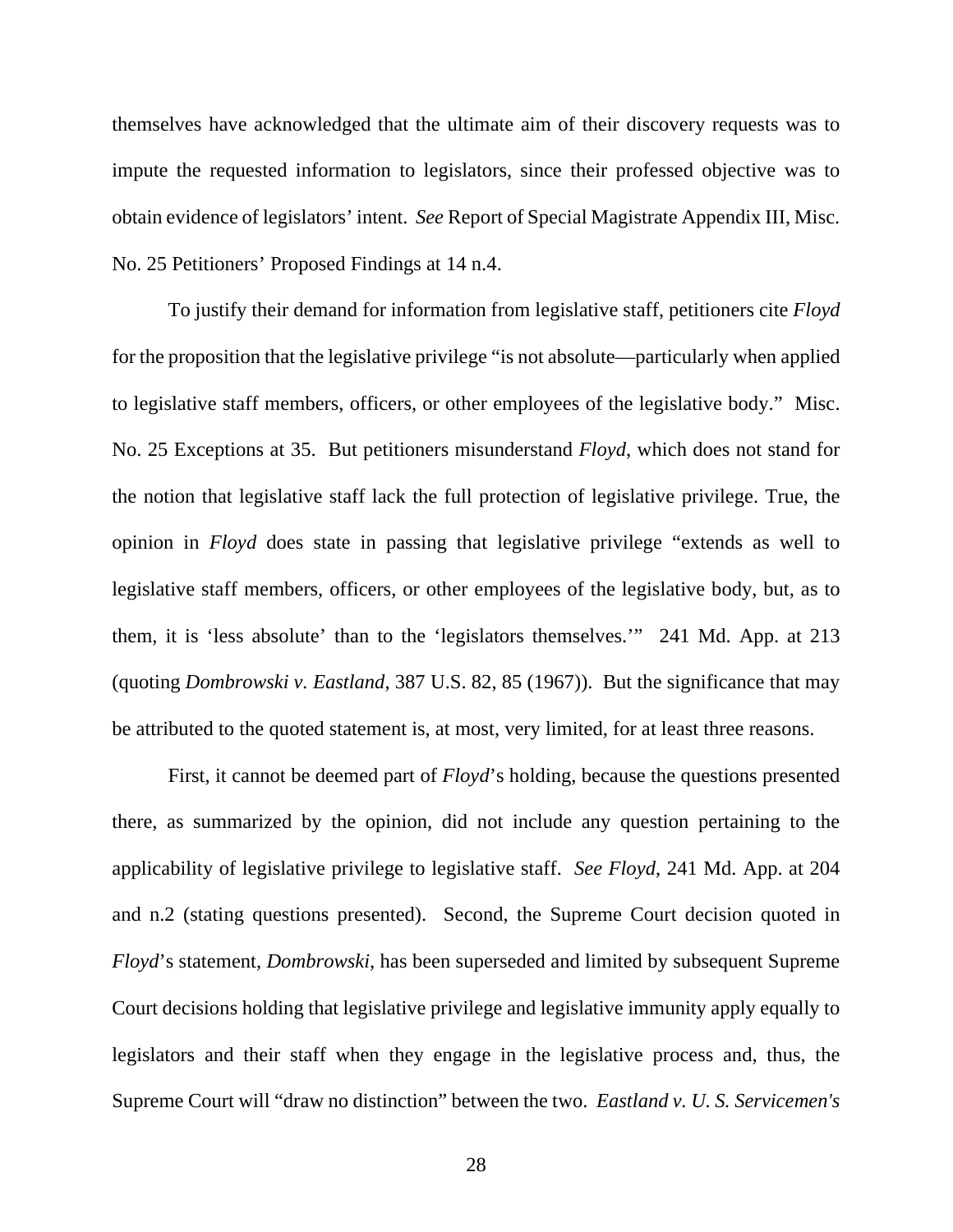themselves have acknowledged that the ultimate aim of their discovery requests was to impute the requested information to legislators, since their professed objective was to obtain evidence of legislators' intent. *See* Report of Special Magistrate Appendix III, Misc. No. 25 Petitioners' Proposed Findings at 14 n.4.

To justify their demand for information from legislative staff, petitioners cite *Floyd* for the proposition that the legislative privilege "is not absolute—particularly when applied to legislative staff members, officers, or other employees of the legislative body." Misc. No. 25 Exceptions at 35. But petitioners misunderstand *Floyd*, which does not stand for the notion that legislative staff lack the full protection of legislative privilege. True, the opinion in *Floyd* does state in passing that legislative privilege "extends as well to legislative staff members, officers, or other employees of the legislative body, but, as to them, it is 'less absolute' than to the 'legislators themselves.'" 241 Md. App. at 213 (quoting *Dombrowski v. Eastland*, 387 U.S. 82, 85 (1967)). But the significance that may be attributed to the quoted statement is, at most, very limited, for at least three reasons.

First, it cannot be deemed part of *Floyd*'s holding, because the questions presented there, as summarized by the opinion, did not include any question pertaining to the applicability of legislative privilege to legislative staff. *See Floyd*, 241 Md. App. at 204 and n.2 (stating questions presented). Second, the Supreme Court decision quoted in *Floyd*'s statement, *Dombrowski*, has been superseded and limited by subsequent Supreme Court decisions holding that legislative privilege and legislative immunity apply equally to legislators and their staff when they engage in the legislative process and, thus, the Supreme Court will "draw no distinction" between the two. *Eastland v. U. S. Servicemen's*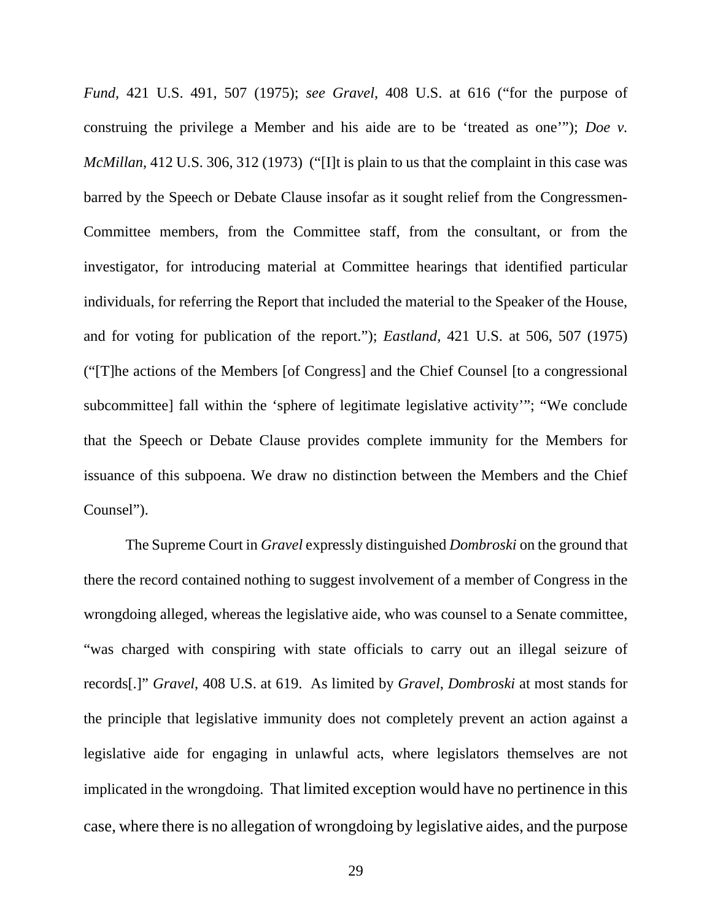*Fund*, 421 U.S. 491, 507 (1975); *see Gravel*, 408 U.S. at 616 ("for the purpose of construing the privilege a Member and his aide are to be 'treated as one'"); *Doe v. McMillan*, 412 U.S. 306, 312 (1973) ("[I]t is plain to us that the complaint in this case was barred by the Speech or Debate Clause insofar as it sought relief from the Congressmen-Committee members, from the Committee staff, from the consultant, or from the investigator, for introducing material at Committee hearings that identified particular individuals, for referring the Report that included the material to the Speaker of the House, and for voting for publication of the report."); *Eastland*, 421 U.S. at 506, 507 (1975) ("[T]he actions of the Members [of Congress] and the Chief Counsel [to a congressional subcommittee] fall within the 'sphere of legitimate legislative activity'"; "We conclude that the Speech or Debate Clause provides complete immunity for the Members for issuance of this subpoena. We draw no distinction between the Members and the Chief Counsel").

The Supreme Court in *Gravel* expressly distinguished *Dombroski* on the ground that there the record contained nothing to suggest involvement of a member of Congress in the wrongdoing alleged, whereas the legislative aide, who was counsel to a Senate committee, "was charged with conspiring with state officials to carry out an illegal seizure of records[.]" *Gravel*, 408 U.S. at 619. As limited by *Gravel*, *Dombroski* at most stands for the principle that legislative immunity does not completely prevent an action against a legislative aide for engaging in unlawful acts, where legislators themselves are not implicated in the wrongdoing. That limited exception would have no pertinence in this case, where there is no allegation of wrongdoing by legislative aides, and the purpose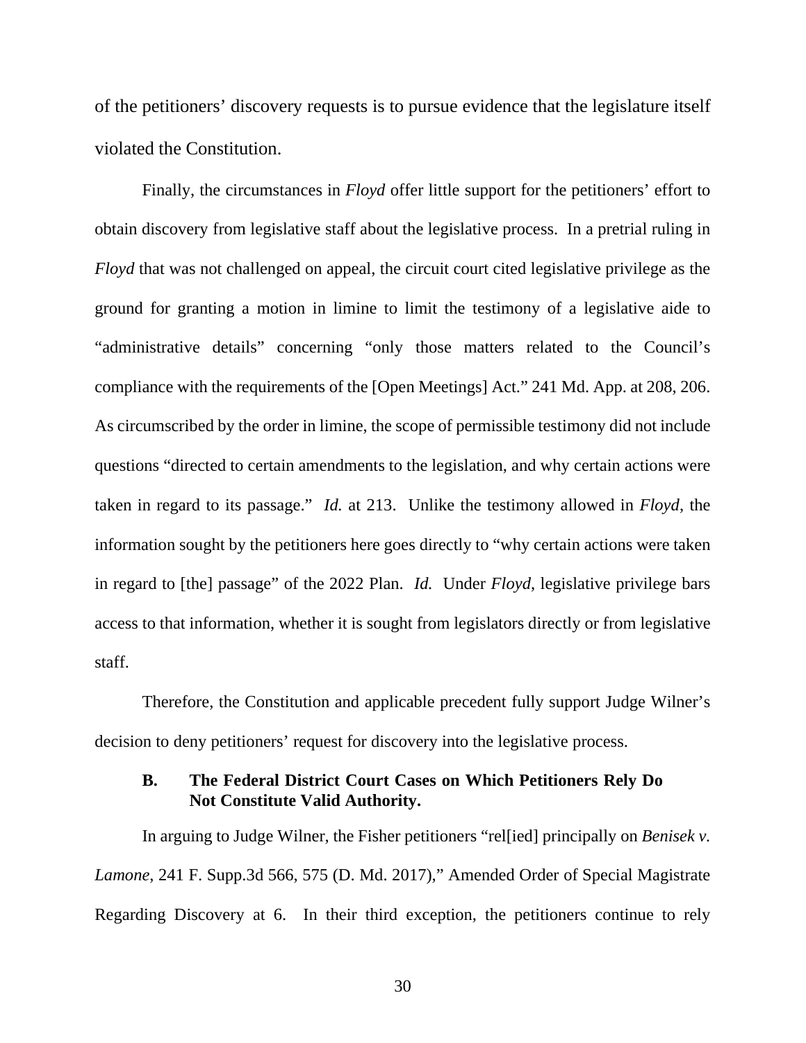of the petitioners' discovery requests is to pursue evidence that the legislature itself violated the Constitution.

Finally, the circumstances in *Floyd* offer little support for the petitioners' effort to obtain discovery from legislative staff about the legislative process. In a pretrial ruling in *Floyd* that was not challenged on appeal, the circuit court cited legislative privilege as the ground for granting a motion in limine to limit the testimony of a legislative aide to "administrative details" concerning "only those matters related to the Council's compliance with the requirements of the [Open Meetings] Act." 241 Md. App. at 208, 206. As circumscribed by the order in limine, the scope of permissible testimony did not include questions "directed to certain amendments to the legislation, and why certain actions were taken in regard to its passage." *Id.* at 213. Unlike the testimony allowed in *Floyd*, the information sought by the petitioners here goes directly to "why certain actions were taken in regard to [the] passage" of the 2022 Plan. *Id.* Under *Floyd*, legislative privilege bars access to that information, whether it is sought from legislators directly or from legislative staff.

Therefore, the Constitution and applicable precedent fully support Judge Wilner's decision to deny petitioners' request for discovery into the legislative process.

### B. The Federal District Court Cases on Which Petitioners Rely Do Not Constitute Valid Authority.

In arguing to Judge Wilner, the Fisher petitioners "rel[ied] principally on *Benisek v. Lamone*, 241 F. Supp.3d 566, 575 (D. Md. 2017)," Amended Order of Special Magistrate Regarding Discovery at 6. In their third exception, the petitioners continue to rely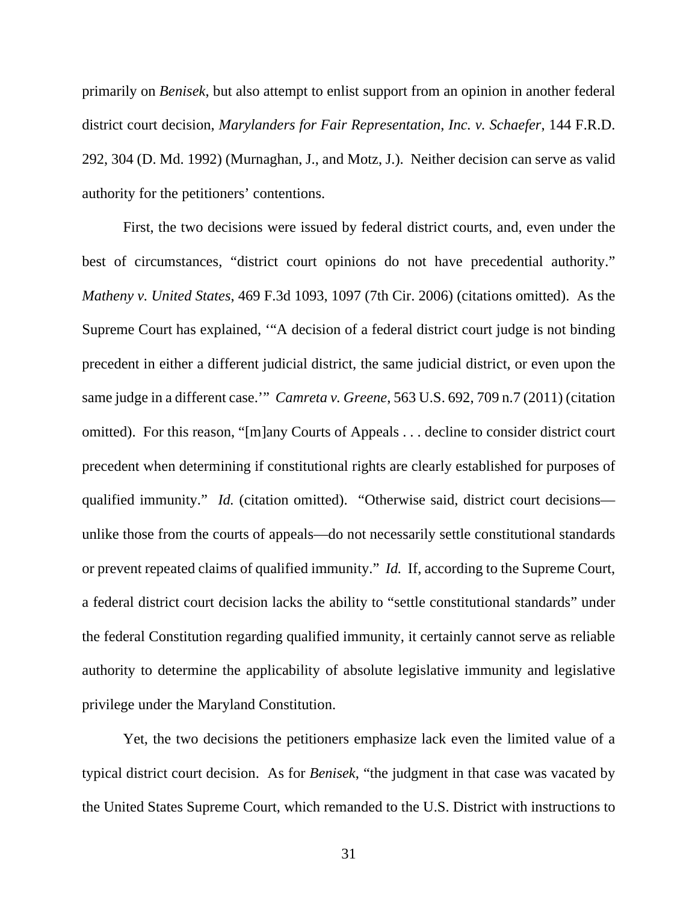primarily on *Benisek*, but also attempt to enlist support from an opinion in another federal district court decision, *Marylanders for Fair Representation, Inc. v. Schaefer*, 144 F.R.D. 292, 304 (D. Md. 1992) (Murnaghan, J., and Motz, J.). Neither decision can serve as valid authority for the petitioners' contentions.

First, the two decisions were issued by federal district courts, and, even under the best of circumstances, "district court opinions do not have precedential authority." *Matheny v. United States*, 469 F.3d 1093, 1097 (7th Cir. 2006) (citations omitted). As the Supreme Court has explained, '"A decision of a federal district court judge is not binding precedent in either a different judicial district, the same judicial district, or even upon the same judge in a different case.'" *Camreta v. Greene*, 563 U.S. 692, 709 n.7 (2011) (citation omitted). For this reason, "[m]any Courts of Appeals . . . decline to consider district court precedent when determining if constitutional rights are clearly established for purposes of qualified immunity." *Id.* (citation omitted). "Otherwise said, district court decisions—unlike those from the courts of appeals—do not necessarily settle constitutional standards or prevent repeated claims of qualified immunity." *Id.* If, according to the Supreme Court, a federal district court decision lacks the ability to "settle constitutional standards" under the federal Constitution regarding qualified immunity, it certainly cannot serve as reliable authority to determine the applicability of absolute legislative immunity and legislative privilege under the Maryland Constitution.

Yet, the two decisions the petitioners emphasize lack even the limited value of a typical district court decision. As for *Benisek*, "the judgment in that case was vacated by the United States Supreme Court, which remanded to the U.S. District with instructions to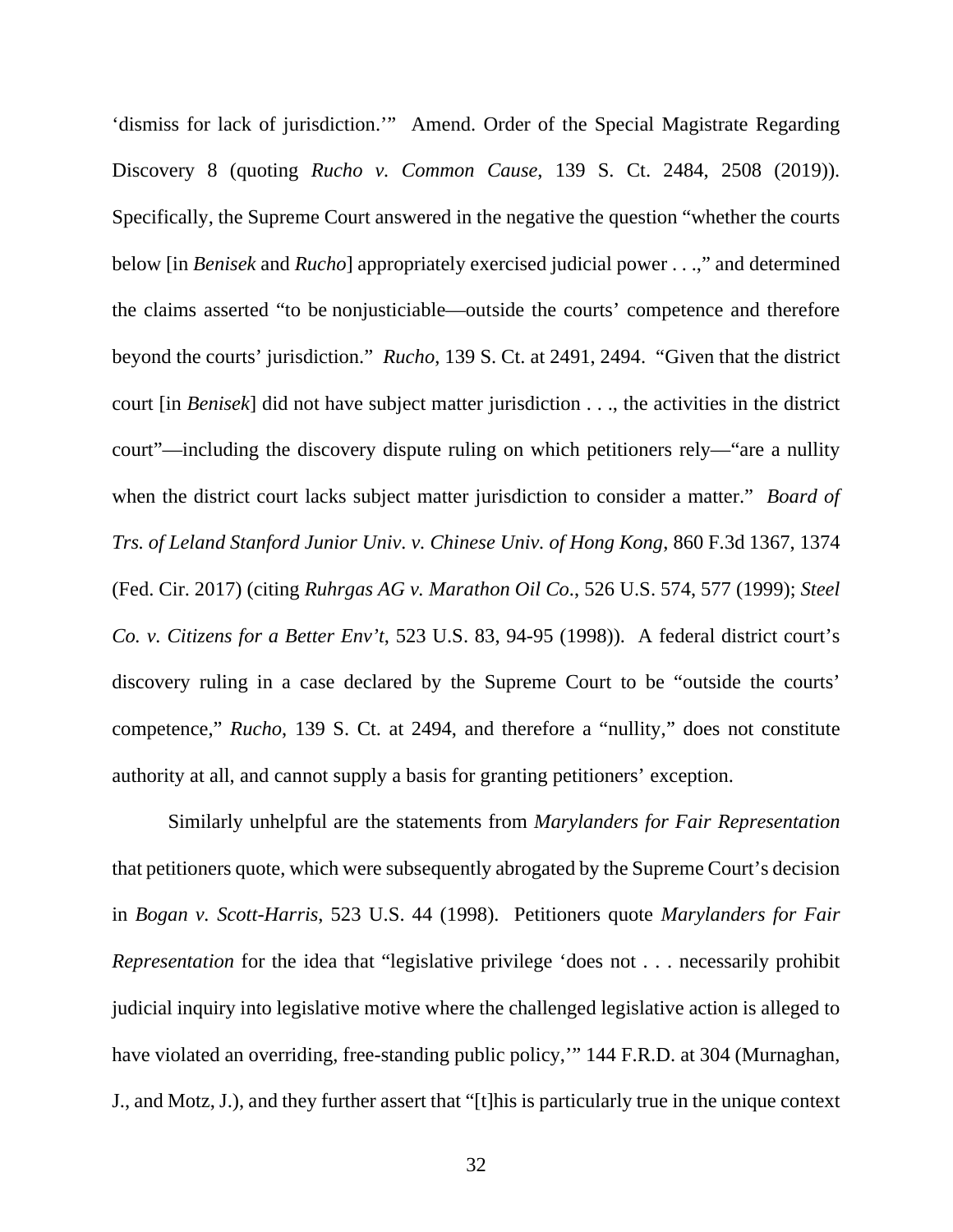‘dismiss for lack of jurisdiction.’” Amend. Order of the Special Magistrate Regarding Discovery 8 (quoting *Rucho v. Common Cause*, 139 S. Ct. 2484, 2508 (2019)). Specifically, the Supreme Court answered in the negative the question “whether the courts below [in *Benisek* and *Rucho*] appropriately exercised judicial power . . .,” and determined the claims asserted “to be nonjusticiable—outside the courts’ competence and therefore beyond the courts’ jurisdiction.” *Rucho*, 139 S. Ct. at 2491, 2494. “Given that the district court [in *Benisek*] did not have subject matter jurisdiction . . ., the activities in the district court”—including the discovery dispute ruling on which petitioners rely—“are a nullity when the district court lacks subject matter jurisdiction to consider a matter.” *Board of Trs. of Leland Stanford Junior Univ. v. Chinese Univ. of Hong Kong*, 860 F.3d 1367, 1374 (Fed. Cir. 2017) (citing *Ruhrgas AG v. Marathon Oil Co*., 526 U.S. 574, 577 (1999); *Steel Co. v. Citizens for a Better Env’t*, 523 U.S. 83, 94-95 (1998)). A federal district court’s discovery ruling in a case declared by the Supreme Court to be “outside the courts’ competence,” *Rucho*, 139 S. Ct. at 2494, and therefore a “nullity,” does not constitute authority at all, and cannot supply a basis for granting petitioners’ exception.

Similarly unhelpful are the statements from *Marylanders for Fair Representation* that petitioners quote, which were subsequently abrogated by the Supreme Court’s decision in *Bogan v. Scott-Harris*, 523 U.S. 44 (1998). Petitioners quote *Marylanders for Fair Representation* for the idea that “legislative privilege ‘does not . . . necessarily prohibit judicial inquiry into legislative motive where the challenged legislative action is alleged to have violated an overriding, free-standing public policy,’” 144 F.R.D. at 304 (Murnaghan, J., and Motz, J.), and they further assert that “[t]his is particularly true in the unique context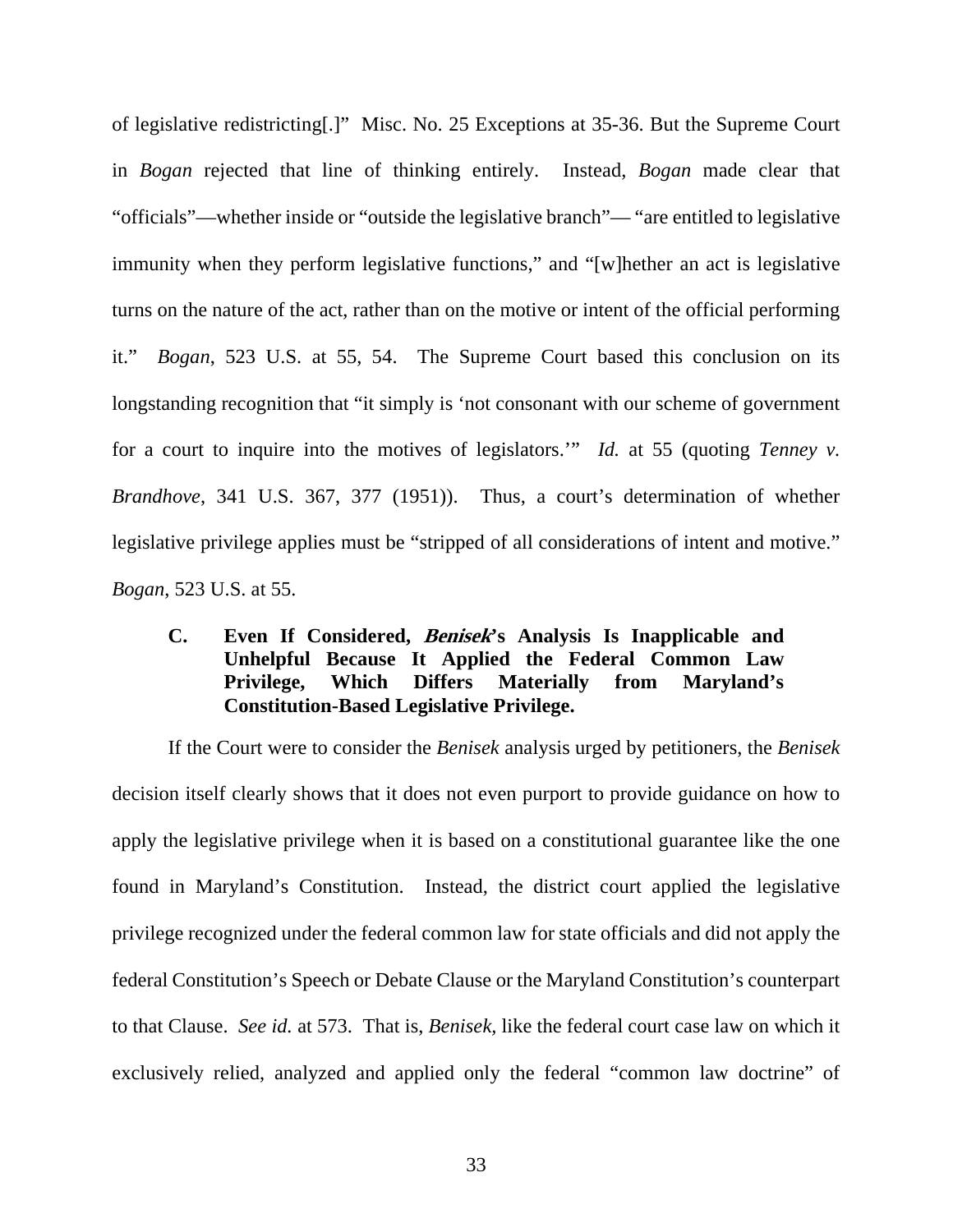of legislative redistricting[.]" Misc. No. 25 Exceptions at 35-36. But the Supreme Court in *Bogan* rejected that line of thinking entirely. Instead, *Bogan* made clear that "officials"—whether inside or "outside the legislative branch"— "are entitled to legislative immunity when they perform legislative functions," and "[w]hether an act is legislative turns on the nature of the act, rather than on the motive or intent of the official performing it." *Bogan*, 523 U.S. at 55, 54. The Supreme Court based this conclusion on its longstanding recognition that "it simply is 'not consonant with our scheme of government for a court to inquire into the motives of legislators.'" *Id.* at 55 (quoting *Tenney v. Brandhove*, 341 U.S. 367, 377 (1951)). Thus, a court's determination of whether legislative privilege applies must be "stripped of all considerations of intent and motive." *Bogan*, 523 U.S. at 55.

### C. Even If Considered, *Benisek*'s Analysis Is Inapplicable and Unhelpful Because It Applied the Federal Common Law Privilege, Which Differs Materially from Maryland's Constitution-Based Legislative Privilege.

If the Court were to consider the *Benisek* analysis urged by petitioners, the *Benisek* decision itself clearly shows that it does not even purport to provide guidance on how to apply the legislative privilege when it is based on a constitutional guarantee like the one found in Maryland's Constitution. Instead, the district court applied the legislative privilege recognized under the federal common law for state officials and did not apply the federal Constitution's Speech or Debate Clause or the Maryland Constitution's counterpart to that Clause. *See id.* at 573. That is, *Benisek*, like the federal court case law on which it exclusively relied, analyzed and applied only the federal "common law doctrine" of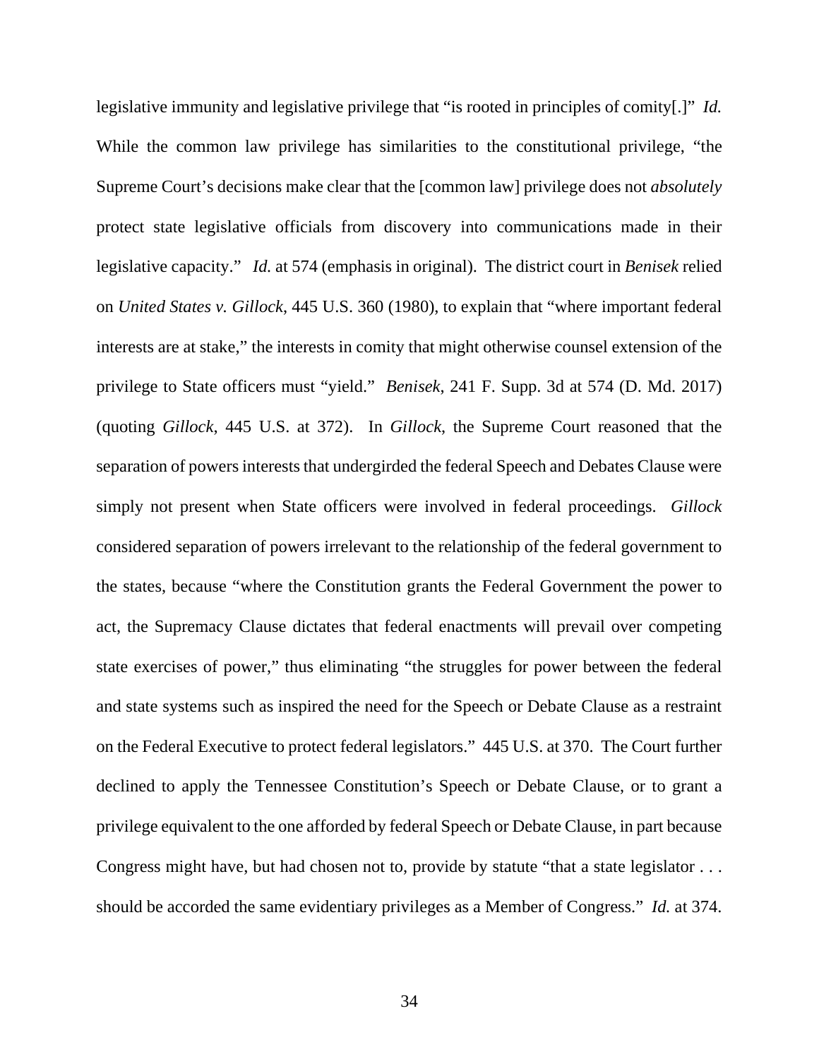legislative immunity and legislative privilege that "is rooted in principles of comity[.]" *Id.* While the common law privilege has similarities to the constitutional privilege, "the Supreme Court's decisions make clear that the [common law] privilege does not *absolutely* protect state legislative officials from discovery into communications made in their legislative capacity." *Id.* at 574 (emphasis in original). The district court in *Benisek* relied on *United States v. Gillock*, 445 U.S. 360 (1980), to explain that "where important federal interests are at stake," the interests in comity that might otherwise counsel extension of the privilege to State officers must "yield." *Benisek*, 241 F. Supp. 3d at 574 (D. Md. 2017) (quoting *Gillock*, 445 U.S. at 372). In *Gillock*, the Supreme Court reasoned that the separation of powers interests that undergirded the federal Speech and Debates Clause were simply not present when State officers were involved in federal proceedings. *Gillock* considered separation of powers irrelevant to the relationship of the federal government to the states, because "where the Constitution grants the Federal Government the power to act, the Supremacy Clause dictates that federal enactments will prevail over competing state exercises of power," thus eliminating "the struggles for power between the federal and state systems such as inspired the need for the Speech or Debate Clause as a restraint on the Federal Executive to protect federal legislators." 445 U.S. at 370. The Court further declined to apply the Tennessee Constitution's Speech or Debate Clause, or to grant a privilege equivalent to the one afforded by federal Speech or Debate Clause, in part because Congress might have, but had chosen not to, provide by statute "that a state legislator . . . should be accorded the same evidentiary privileges as a Member of Congress." *Id.* at 374.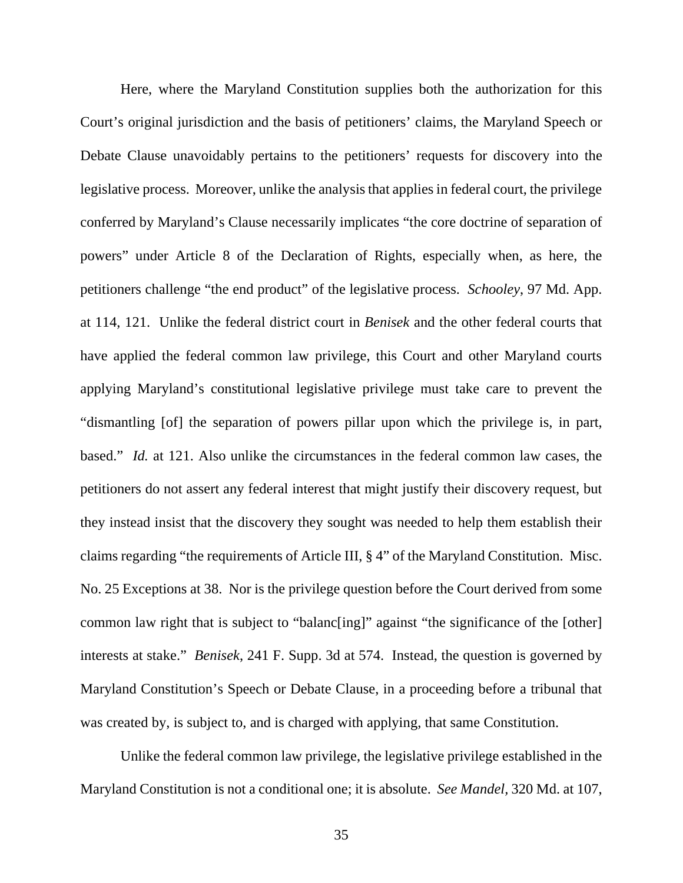Here, where the Maryland Constitution supplies both the authorization for this Court's original jurisdiction and the basis of petitioners' claims, the Maryland Speech or Debate Clause unavoidably pertains to the petitioners' requests for discovery into the legislative process. Moreover, unlike the analysis that applies in federal court, the privilege conferred by Maryland's Clause necessarily implicates "the core doctrine of separation of powers" under Article 8 of the Declaration of Rights, especially when, as here, the petitioners challenge "the end product" of the legislative process. *Schooley*, 97 Md. App. at 114, 121. Unlike the federal district court in *Benisek* and the other federal courts that have applied the federal common law privilege, this Court and other Maryland courts applying Maryland's constitutional legislative privilege must take care to prevent the "dismantling [of] the separation of powers pillar upon which the privilege is, in part, based." *Id.* at 121. Also unlike the circumstances in the federal common law cases, the petitioners do not assert any federal interest that might justify their discovery request, but they instead insist that the discovery they sought was needed to help them establish their claims regarding "the requirements of Article III, § 4" of the Maryland Constitution. Misc. No. 25 Exceptions at 38. Nor is the privilege question before the Court derived from some common law right that is subject to "balanc[ing]" against "the significance of the [other] interests at stake." *Benisek*, 241 F. Supp. 3d at 574. Instead, the question is governed by Maryland Constitution's Speech or Debate Clause, in a proceeding before a tribunal that was created by, is subject to, and is charged with applying, that same Constitution.

Unlike the federal common law privilege, the legislative privilege established in the Maryland Constitution is not a conditional one; it is absolute. *See Mandel*, 320 Md. at 107,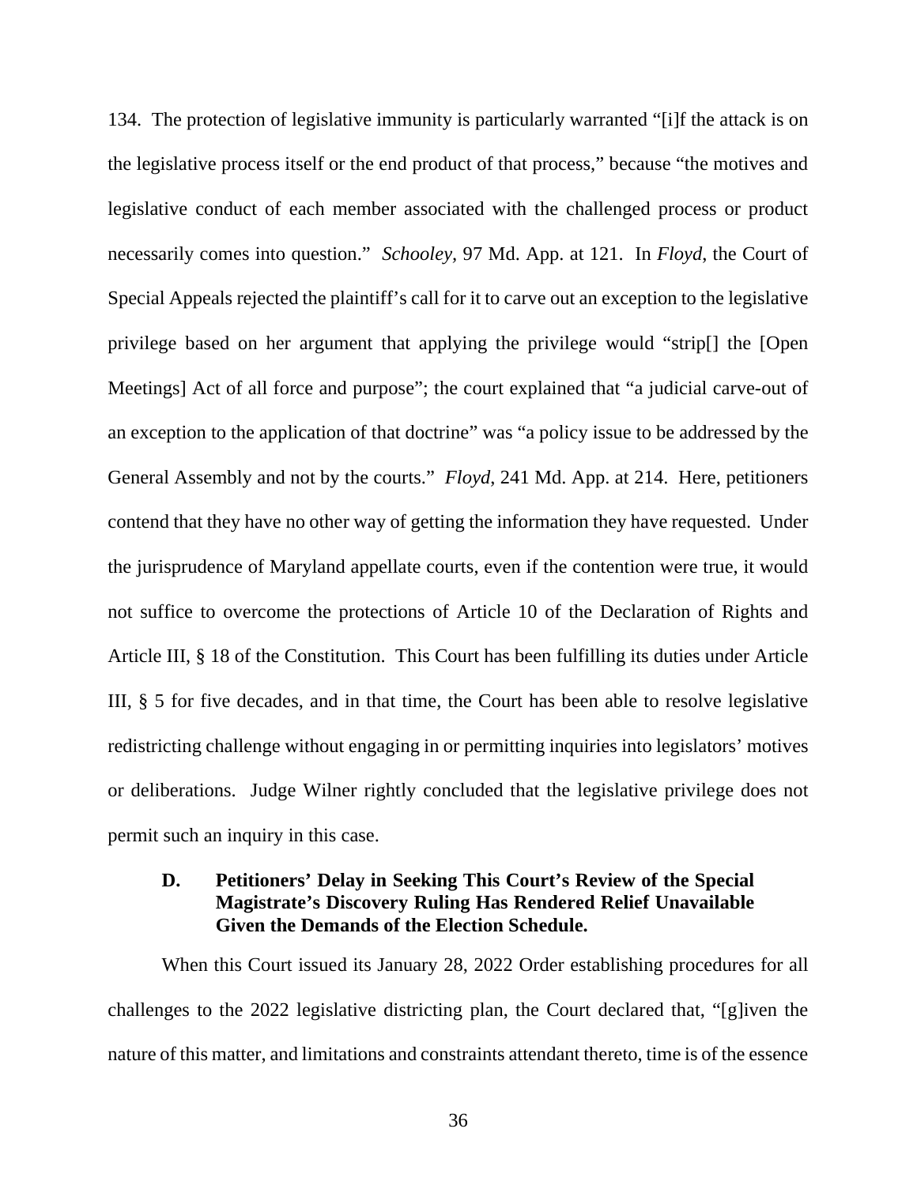134. The protection of legislative immunity is particularly warranted "[i]f the attack is on the legislative process itself or the end product of that process," because "the motives and legislative conduct of each member associated with the challenged process or product necessarily comes into question." *Schooley*, 97 Md. App. at 121. In *Floyd*, the Court of Special Appeals rejected the plaintiff's call for it to carve out an exception to the legislative privilege based on her argument that applying the privilege would "strip[] the [Open Meetings] Act of all force and purpose"; the court explained that "a judicial carve-out of an exception to the application of that doctrine" was "a policy issue to be addressed by the General Assembly and not by the courts." *Floyd*, 241 Md. App. at 214. Here, petitioners contend that they have no other way of getting the information they have requested. Under the jurisprudence of Maryland appellate courts, even if the contention were true, it would not suffice to overcome the protections of Article 10 of the Declaration of Rights and Article III, § 18 of the Constitution. This Court has been fulfilling its duties under Article III, § 5 for five decades, and in that time, the Court has been able to resolve legislative redistricting challenge without engaging in or permitting inquiries into legislators' motives or deliberations. Judge Wilner rightly concluded that the legislative privilege does not permit such an inquiry in this case.

### D. Petitioners' Delay in Seeking This Court's Review of the Special Magistrate's Discovery Ruling Has Rendered Relief Unavailable Given the Demands of the Election Schedule.

When this Court issued its January 28, 2022 Order establishing procedures for all challenges to the 2022 legislative districting plan, the Court declared that, "[g]iven the nature of this matter, and limitations and constraints attendant thereto, time is of the essence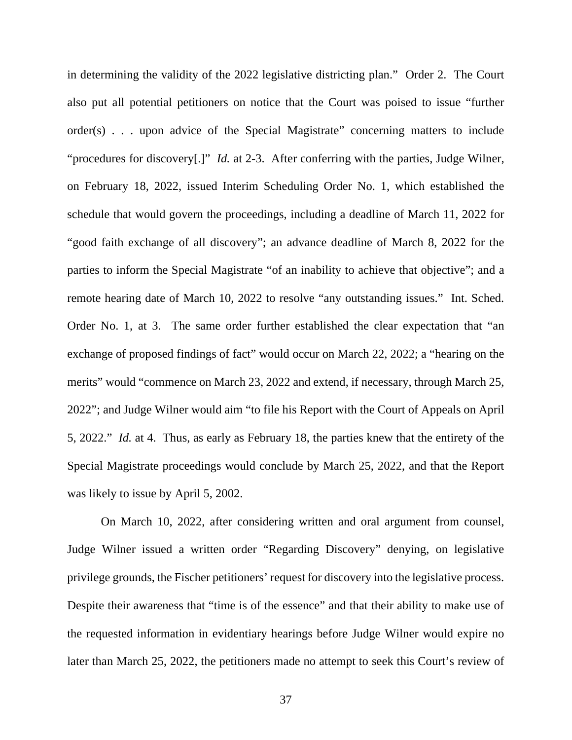in determining the validity of the 2022 legislative districting plan." Order 2. The Court also put all potential petitioners on notice that the Court was poised to issue "further order(s) . . . upon advice of the Special Magistrate" concerning matters to include "procedures for discovery[.]" *Id.* at 2-3. After conferring with the parties, Judge Wilner, on February 18, 2022, issued Interim Scheduling Order No. 1, which established the schedule that would govern the proceedings, including a deadline of March 11, 2022 for "good faith exchange of all discovery"; an advance deadline of March 8, 2022 for the parties to inform the Special Magistrate "of an inability to achieve that objective"; and a remote hearing date of March 10, 2022 to resolve "any outstanding issues." Int. Sched. Order No. 1, at 3. The same order further established the clear expectation that "an exchange of proposed findings of fact" would occur on March 22, 2022; a "hearing on the merits" would "commence on March 23, 2022 and extend, if necessary, through March 25, 2022"; and Judge Wilner would aim "to file his Report with the Court of Appeals on April 5, 2022." *Id.* at 4. Thus, as early as February 18, the parties knew that the entirety of the Special Magistrate proceedings would conclude by March 25, 2022, and that the Report was likely to issue by April 5, 2002.

On March 10, 2022, after considering written and oral argument from counsel, Judge Wilner issued a written order "Regarding Discovery" denying, on legislative privilege grounds, the Fischer petitioners' request for discovery into the legislative process. Despite their awareness that "time is of the essence" and that their ability to make use of the requested information in evidentiary hearings before Judge Wilner would expire no later than March 25, 2022, the petitioners made no attempt to seek this Court's review of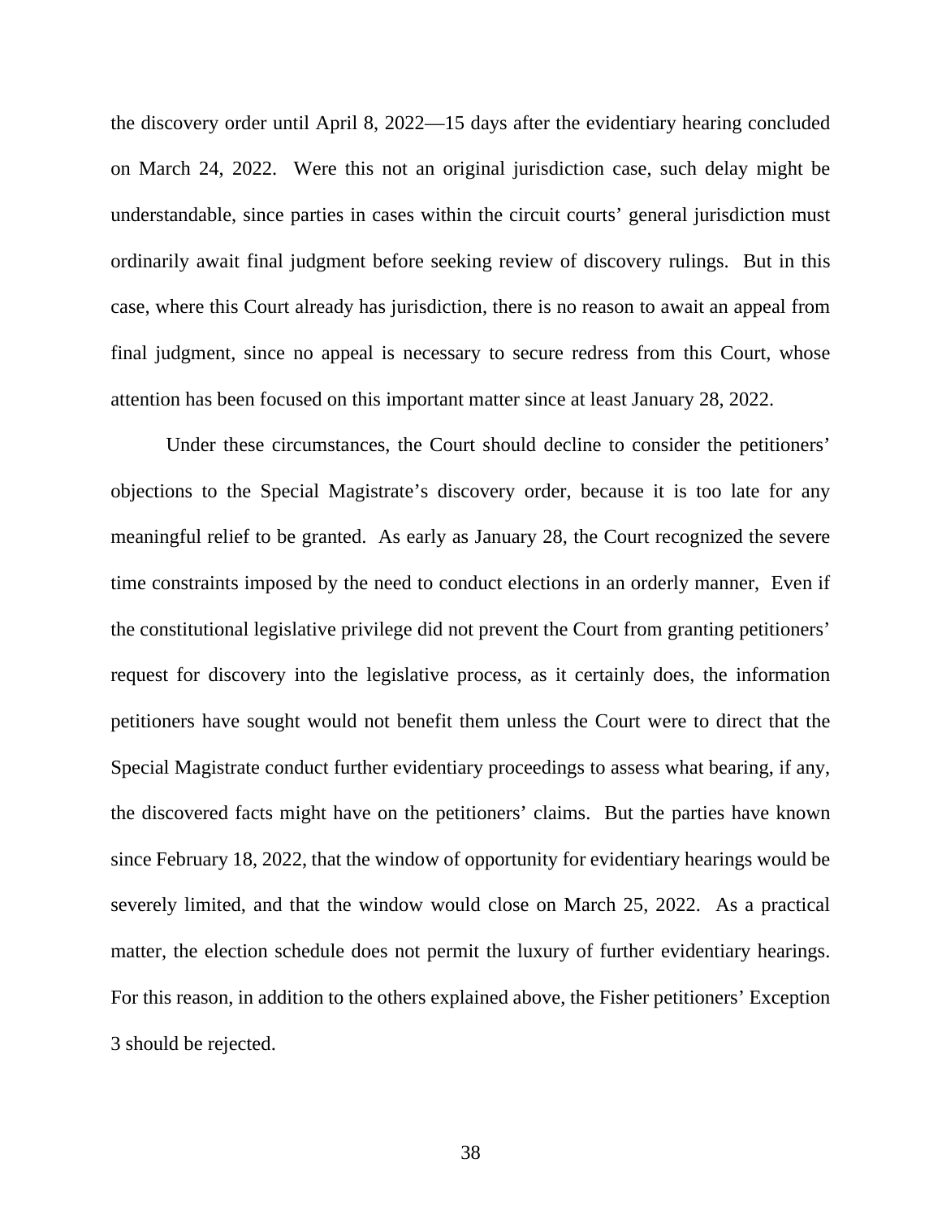the discovery order until April 8, 2022—15 days after the evidentiary hearing concluded on March 24, 2022. Were this not an original jurisdiction case, such delay might be understandable, since parties in cases within the circuit courts' general jurisdiction must ordinarily await final judgment before seeking review of discovery rulings. But in this case, where this Court already has jurisdiction, there is no reason to await an appeal from final judgment, since no appeal is necessary to secure redress from this Court, whose attention has been focused on this important matter since at least January 28, 2022.

Under these circumstances, the Court should decline to consider the petitioners' objections to the Special Magistrate's discovery order, because it is too late for any meaningful relief to be granted. As early as January 28, the Court recognized the severe time constraints imposed by the need to conduct elections in an orderly manner, Even if the constitutional legislative privilege did not prevent the Court from granting petitioners' request for discovery into the legislative process, as it certainly does, the information petitioners have sought would not benefit them unless the Court were to direct that the Special Magistrate conduct further evidentiary proceedings to assess what bearing, if any, the discovered facts might have on the petitioners' claims. But the parties have known since February 18, 2022, that the window of opportunity for evidentiary hearings would be severely limited, and that the window would close on March 25, 2022. As a practical matter, the election schedule does not permit the luxury of further evidentiary hearings. For this reason, in addition to the others explained above, the Fisher petitioners' Exception 3 should be rejected.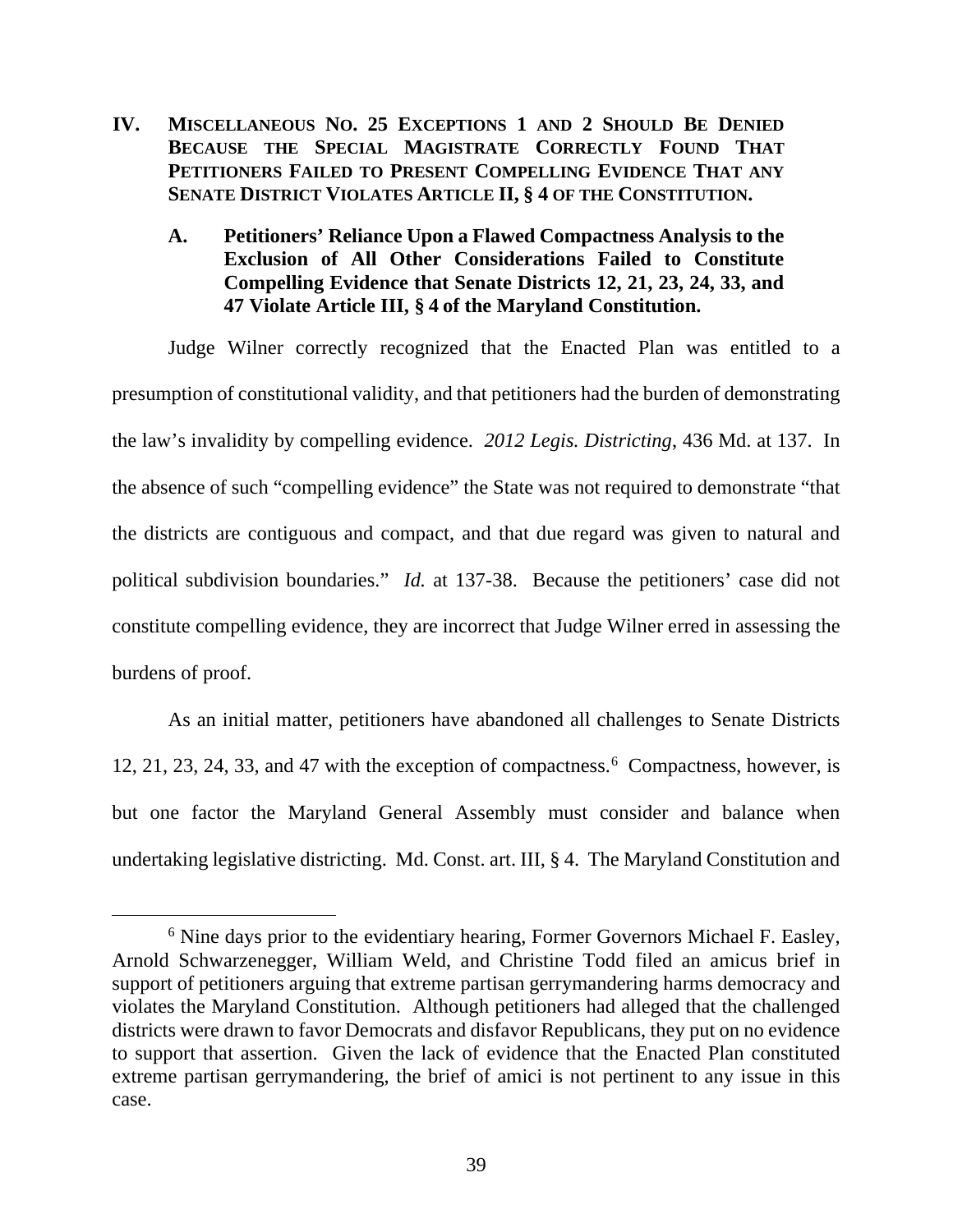## IV. MISCELLANEOUS NO. 25 EXCEPTIONS 1 AND 2 SHOULD BE DENIED BECAUSE THE SPECIAL MAGISTRATE CORRECTLY FOUND THAT PETITIONERS FAILED TO PRESENT COMPELLING EVIDENCE THAT ANY SENATE DISTRICT VIOLATES ARTICLE II, § 4 OF THE CONSTITUTION.

### A. Petitioners' Reliance Upon a Flawed Compactness Analysis to the Exclusion of All Other Considerations Failed to Constitute Compelling Evidence that Senate Districts 12, 21, 23, 24, 33, and 47 Violate Article III, § 4 of the Maryland Constitution.

Judge Wilner correctly recognized that the Enacted Plan was entitled to a presumption of constitutional validity, and that petitioners had the burden of demonstrating the law's invalidity by compelling evidence. *2012 Legis. Districting*, 436 Md. at 137. In the absence of such "compelling evidence" the State was not required to demonstrate "that the districts are contiguous and compact, and that due regard was given to natural and political subdivision boundaries." *Id.* at 137-38. Because the petitioners' case did not constitute compelling evidence, they are incorrect that Judge Wilner erred in assessing the burdens of proof.

As an initial matter, petitioners have abandoned all challenges to Senate Districts 12, 21, 23, 24, 33, and 47 with the exception of compactness.[6] Compactness, however, is but one factor the Maryland General Assembly must consider and balance when undertaking legislative districting. Md. Const. art. III, § 4. The Maryland Constitution and

[6] Nine days prior to the evidentiary hearing, Former Governors Michael F. Easley, Arnold Schwarzenegger, William Weld, and Christine Todd filed an amicus brief in support of petitioners arguing that extreme partisan gerrymandering harms democracy and violates the Maryland Constitution. Although petitioners had alleged that the challenged districts were drawn to favor Democrats and disfavor Republicans, they put on no evidence to support that assertion. Given the lack of evidence that the Enacted Plan constituted extreme partisan gerrymandering, the brief of amici is not pertinent to any issue in this case.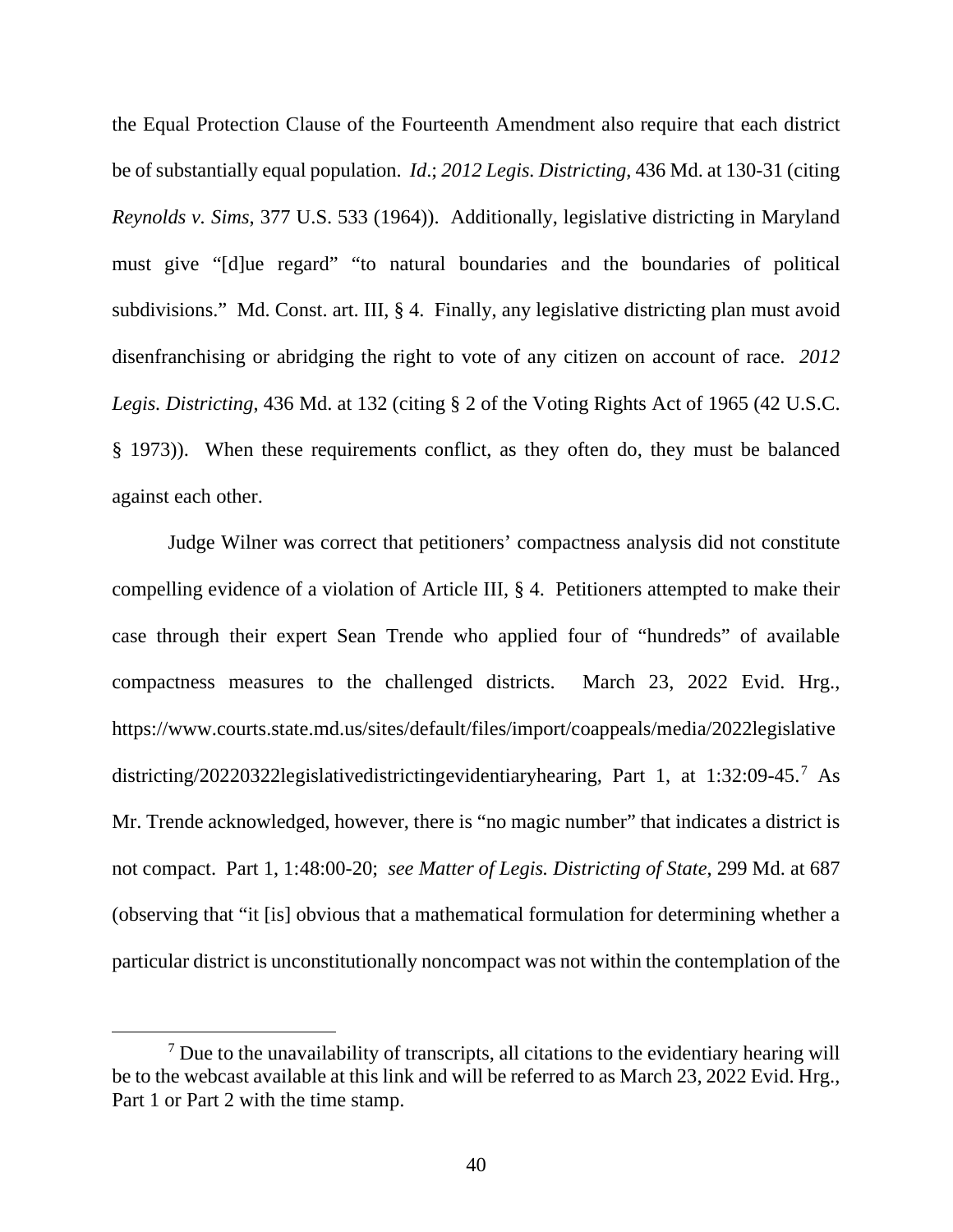the Equal Protection Clause of the Fourteenth Amendment also require that each district be of substantially equal population. *Id*.; *2012 Legis. Districting*, 436 Md. at 130-31 (citing *Reynolds v. Sims*, 377 U.S. 533 (1964)). Additionally, legislative districting in Maryland must give "[d]ue regard" "to natural boundaries and the boundaries of political subdivisions." Md. Const. art. III, § 4. Finally, any legislative districting plan must avoid disenfranchising or abridging the right to vote of any citizen on account of race. *2012 Legis. Districting*, 436 Md. at 132 (citing § 2 of the Voting Rights Act of 1965 (42 U.S.C. § 1973)). When these requirements conflict, as they often do, they must be balanced against each other.

Judge Wilner was correct that petitioners' compactness analysis did not constitute compelling evidence of a violation of Article III, § 4. Petitioners attempted to make their case through their expert Sean Trende who applied four of "hundreds" of available compactness measures to the challenged districts. March 23, 2022 Evid. Hrg., https://www.courts.state.md.us/sites/default/files/import/coappeals/media/2022legislative districting/20220322legislativedistrictingevidentiaryhearing, Part 1, at 1:32:09-45.[7] As Mr. Trende acknowledged, however, there is "no magic number" that indicates a district is not compact. Part 1, 1:48:00-20; *see Matter of Legis. Districting of State*, 299 Md. at 687 (observing that "it [is] obvious that a mathematical formulation for determining whether a particular district is unconstitutionally noncompact was not within the contemplation of the

[7] Due to the unavailability of transcripts, all citations to the evidentiary hearing will be to the webcast available at this link and will be referred to as March 23, 2022 Evid. Hrg., Part 1 or Part 2 with the time stamp.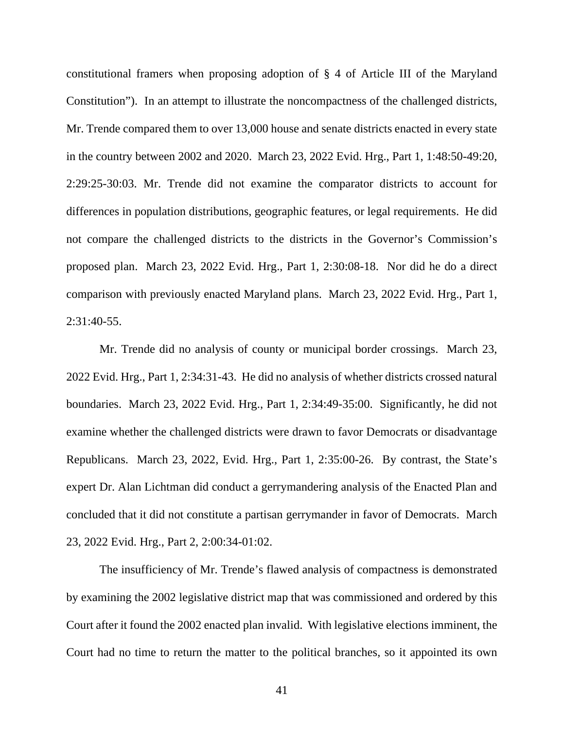constitutional framers when proposing adoption of § 4 of Article III of the Maryland Constitution"). In an attempt to illustrate the noncompactness of the challenged districts, Mr. Trende compared them to over 13,000 house and senate districts enacted in every state in the country between 2002 and 2020. March 23, 2022 Evid. Hrg., Part 1, 1:48:50-49:20, 2:29:25-30:03. Mr. Trende did not examine the comparator districts to account for differences in population distributions, geographic features, or legal requirements. He did not compare the challenged districts to the districts in the Governor's Commission's proposed plan. March 23, 2022 Evid. Hrg., Part 1, 2:30:08-18. Nor did he do a direct comparison with previously enacted Maryland plans. March 23, 2022 Evid. Hrg., Part 1, 2:31:40-55.

Mr. Trende did no analysis of county or municipal border crossings. March 23, 2022 Evid. Hrg., Part 1, 2:34:31-43. He did no analysis of whether districts crossed natural boundaries. March 23, 2022 Evid. Hrg., Part 1, 2:34:49-35:00. Significantly, he did not examine whether the challenged districts were drawn to favor Democrats or disadvantage Republicans. March 23, 2022, Evid. Hrg., Part 1, 2:35:00-26. By contrast, the State's expert Dr. Alan Lichtman did conduct a gerrymandering analysis of the Enacted Plan and concluded that it did not constitute a partisan gerrymander in favor of Democrats. March 23, 2022 Evid. Hrg., Part 2, 2:00:34-01:02.

The insufficiency of Mr. Trende's flawed analysis of compactness is demonstrated by examining the 2002 legislative district map that was commissioned and ordered by this Court after it found the 2002 enacted plan invalid. With legislative elections imminent, the Court had no time to return the matter to the political branches, so it appointed its own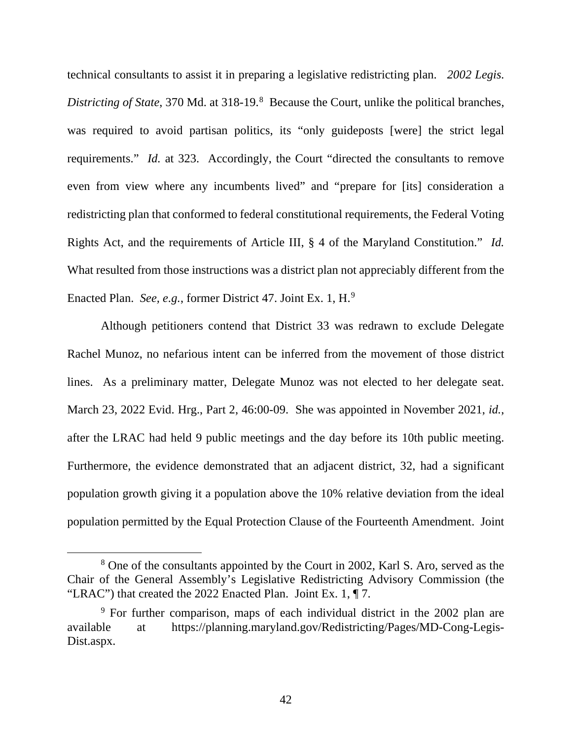technical consultants to assist it in preparing a legislative redistricting plan. *2002 Legis. Districting of State*, 370 Md. at 318-19.[8] Because the Court, unlike the political branches, was required to avoid partisan politics, its "only guideposts [were] the strict legal requirements." *Id.* at 323. Accordingly, the Court "directed the consultants to remove even from view where any incumbents lived" and "prepare for [its] consideration a redistricting plan that conformed to federal constitutional requirements, the Federal Voting Rights Act, and the requirements of Article III, § 4 of the Maryland Constitution." *Id.* What resulted from those instructions was a district plan not appreciably different from the Enacted Plan. *See, e.g.*, former District 47. Joint Ex. 1, H.[9]

Although petitioners contend that District 33 was redrawn to exclude Delegate Rachel Munoz, no nefarious intent can be inferred from the movement of those district lines. As a preliminary matter, Delegate Munoz was not elected to her delegate seat. March 23, 2022 Evid. Hrg., Part 2, 46:00-09. She was appointed in November 2021, *id.*, after the LRAC had held 9 public meetings and the day before its 10th public meeting. Furthermore, the evidence demonstrated that an adjacent district, 32, had a significant population growth giving it a population above the 10% relative deviation from the ideal population permitted by the Equal Protection Clause of the Fourteenth Amendment. Joint

---

[8] One of the consultants appointed by the Court in 2002, Karl S. Aro, served as the Chair of the General Assembly's Legislative Redistricting Advisory Commission (the "LRAC") that created the 2022 Enacted Plan. Joint Ex. 1, ¶ 7.

[9] For further comparison, maps of each individual district in the 2002 plan are available at https://planning.maryland.gov/Redistricting/Pages/MD-Cong-Legis-Dist.aspx.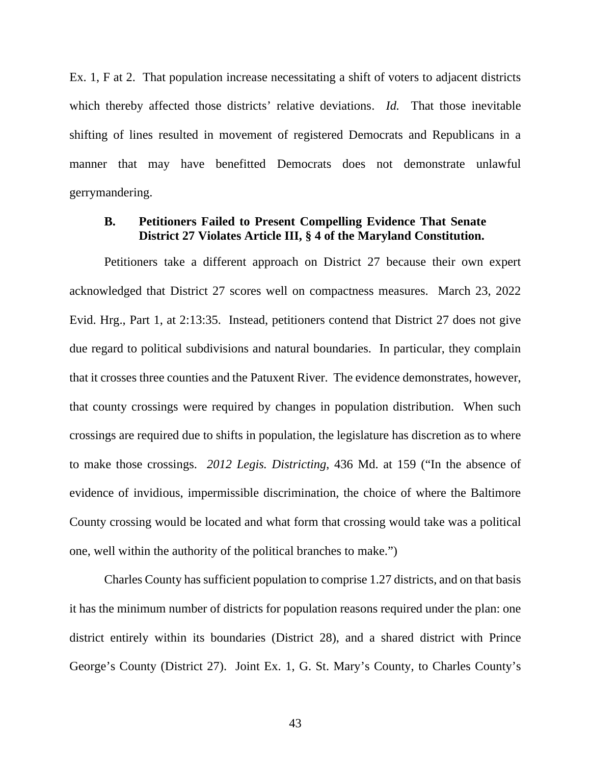Ex. 1, F at 2. That population increase necessitating a shift of voters to adjacent districts which thereby affected those districts' relative deviations. *Id.* That those inevitable shifting of lines resulted in movement of registered Democrats and Republicans in a manner that may have benefitted Democrats does not demonstrate unlawful gerrymandering.

### B. Petitioners Failed to Present Compelling Evidence That Senate District 27 Violates Article III, § 4 of the Maryland Constitution.

Petitioners take a different approach on District 27 because their own expert acknowledged that District 27 scores well on compactness measures. March 23, 2022 Evid. Hrg., Part 1, at 2:13:35. Instead, petitioners contend that District 27 does not give due regard to political subdivisions and natural boundaries. In particular, they complain that it crosses three counties and the Patuxent River. The evidence demonstrates, however, that county crossings were required by changes in population distribution. When such crossings are required due to shifts in population, the legislature has discretion as to where to make those crossings. *2012 Legis. Districting*, 436 Md. at 159 ("In the absence of evidence of invidious, impermissible discrimination, the choice of where the Baltimore County crossing would be located and what form that crossing would take was a political one, well within the authority of the political branches to make.")

Charles County has sufficient population to comprise 1.27 districts, and on that basis it has the minimum number of districts for population reasons required under the plan: one district entirely within its boundaries (District 28), and a shared district with Prince George's County (District 27). Joint Ex. 1, G. St. Mary's County, to Charles County's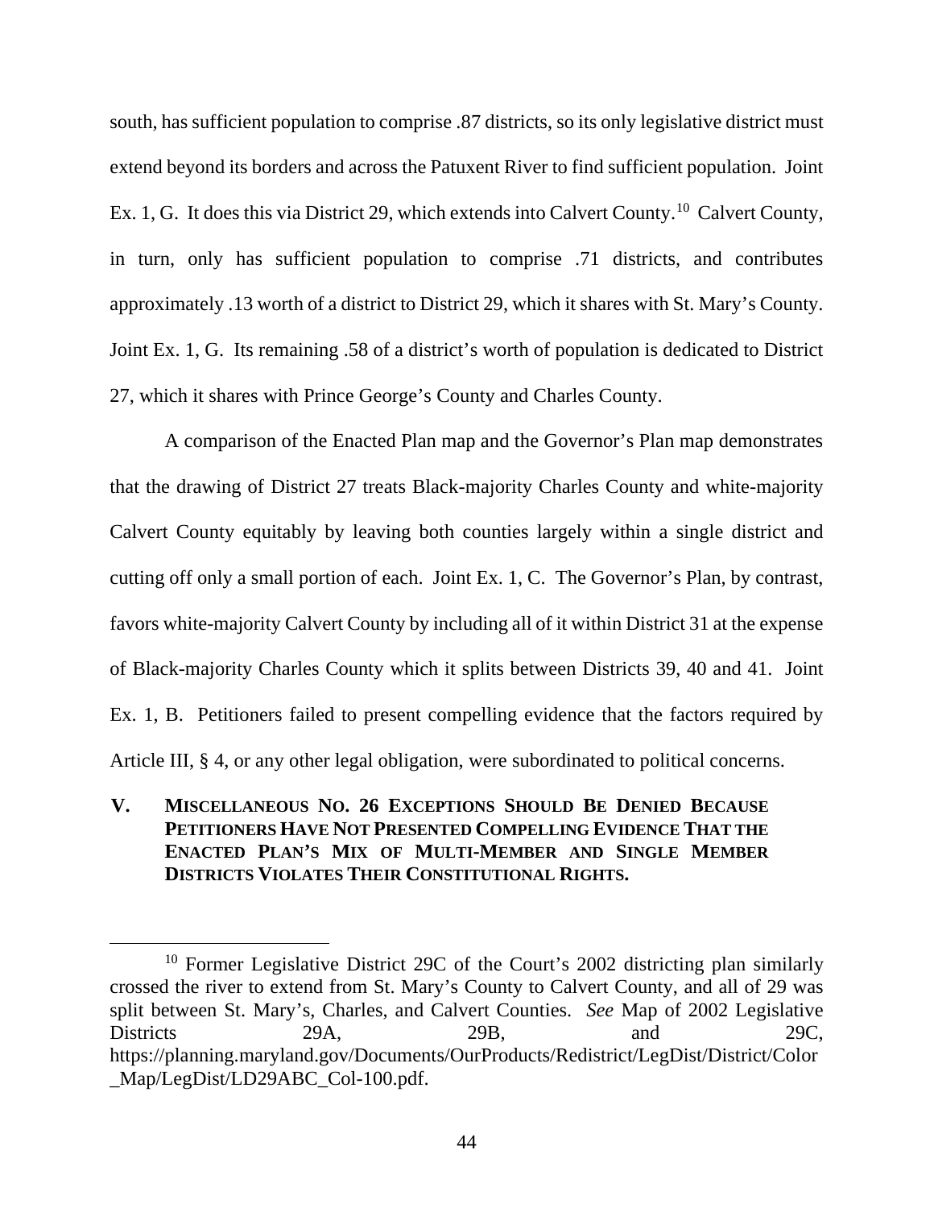south, has sufficient population to comprise .87 districts, so its only legislative district must extend beyond its borders and across the Patuxent River to find sufficient population. Joint Ex. 1, G. It does this via District 29, which extends into Calvert County.[10] Calvert County, in turn, only has sufficient population to comprise .71 districts, and contributes approximately .13 worth of a district to District 29, which it shares with St. Mary's County. Joint Ex. 1, G. Its remaining .58 of a district's worth of population is dedicated to District 27, which it shares with Prince George's County and Charles County.

A comparison of the Enacted Plan map and the Governor's Plan map demonstrates that the drawing of District 27 treats Black-majority Charles County and white-majority Calvert County equitably by leaving both counties largely within a single district and cutting off only a small portion of each. Joint Ex. 1, C. The Governor's Plan, by contrast, favors white-majority Calvert County by including all of it within District 31 at the expense of Black-majority Charles County which it splits between Districts 39, 40 and 41. Joint Ex. 1, B. Petitioners failed to present compelling evidence that the factors required by Article III, § 4, or any other legal obligation, were subordinated to political concerns.

## V. Miscellaneous No. 26 Exceptions Should Be Denied Because Petitioners Have Not Presented Compelling Evidence That the Enacted Plan's Mix of Multi-Member and Single Member Districts Violates Their Constitutional Rights.

[10] Former Legislative District 29C of the Court's 2002 districting plan similarly crossed the river to extend from St. Mary's County to Calvert County, and all of 29 was split between St. Mary's, Charles, and Calvert Counties. *See* Map of 2002 Legislative Districts 29A, 29B, and 29C, https://planning.maryland.gov/Documents/OurProducts/Redistrict/LegDist/District/Color_Map/LegDist/LD29ABC_Col-100.pdf.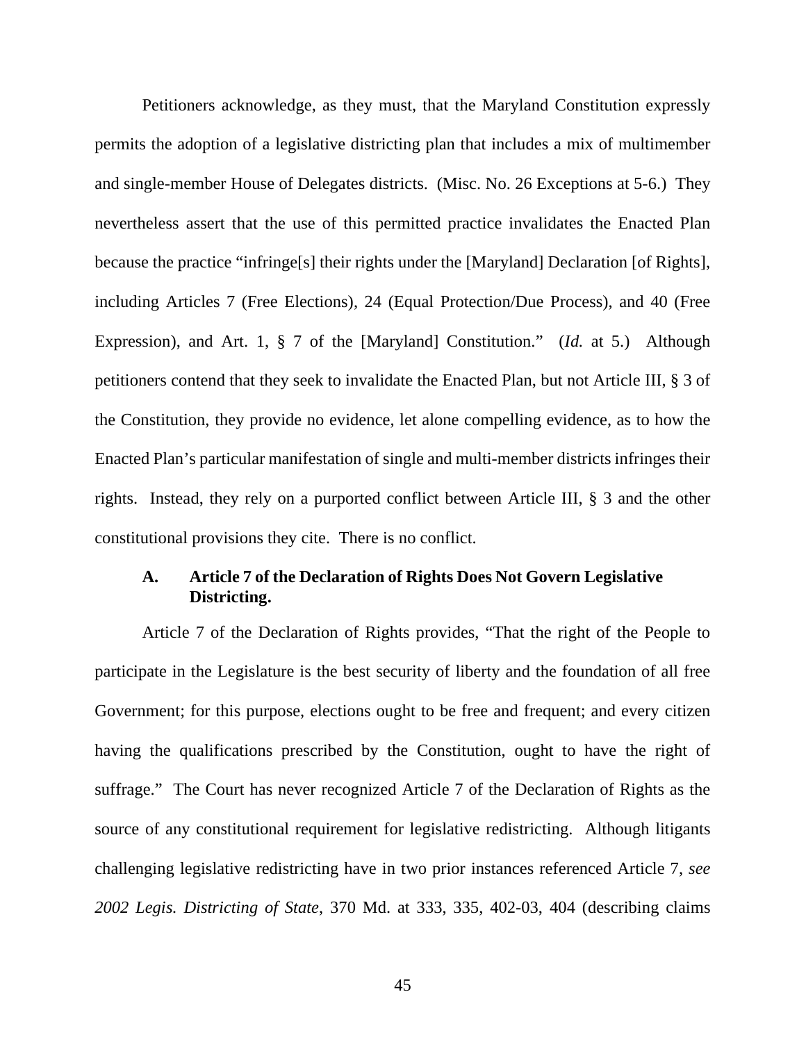Petitioners acknowledge, as they must, that the Maryland Constitution expressly permits the adoption of a legislative districting plan that includes a mix of multimember and single-member House of Delegates districts. (Misc. No. 26 Exceptions at 5-6.) They nevertheless assert that the use of this permitted practice invalidates the Enacted Plan because the practice "infringe[s] their rights under the [Maryland] Declaration [of Rights], including Articles 7 (Free Elections), 24 (Equal Protection/Due Process), and 40 (Free Expression), and Art. 1, § 7 of the [Maryland] Constitution." (*Id.* at 5.) Although petitioners contend that they seek to invalidate the Enacted Plan, but not Article III, § 3 of the Constitution, they provide no evidence, let alone compelling evidence, as to how the Enacted Plan's particular manifestation of single and multi-member districts infringes their rights. Instead, they rely on a purported conflict between Article III, § 3 and the other constitutional provisions they cite. There is no conflict.

### A. Article 7 of the Declaration of Rights Does Not Govern Legislative Districting.

Article 7 of the Declaration of Rights provides, "That the right of the People to participate in the Legislature is the best security of liberty and the foundation of all free Government; for this purpose, elections ought to be free and frequent; and every citizen having the qualifications prescribed by the Constitution, ought to have the right of suffrage." The Court has never recognized Article 7 of the Declaration of Rights as the source of any constitutional requirement for legislative redistricting. Although litigants challenging legislative redistricting have in two prior instances referenced Article 7, *see 2002 Legis. Districting of State*, 370 Md. at 333, 335, 402-03, 404 (describing claims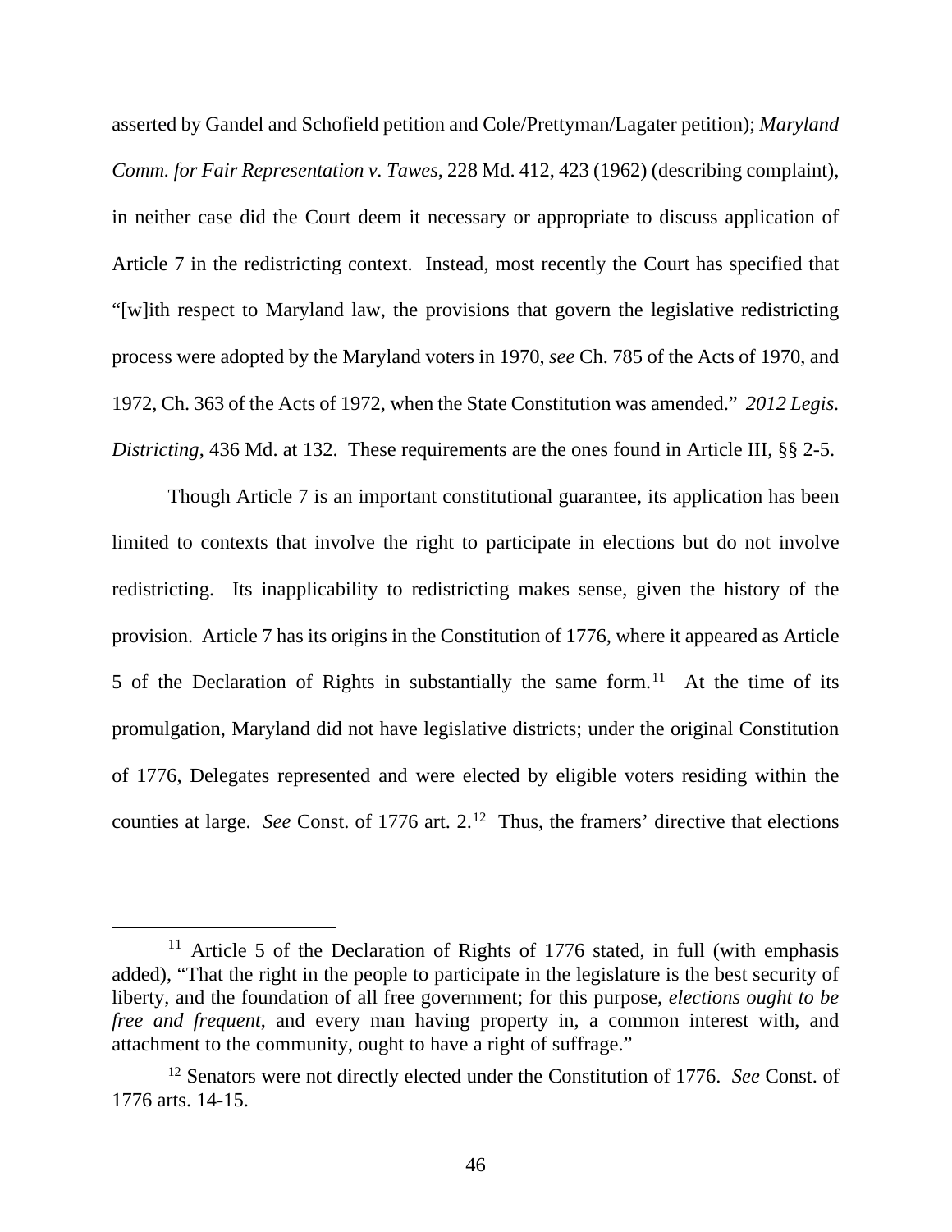asserted by Gandel and Schofield petition and Cole/Prettyman/Lagater petition); *Maryland Comm. for Fair Representation v. Tawes*, 228 Md. 412, 423 (1962) (describing complaint), in neither case did the Court deem it necessary or appropriate to discuss application of Article 7 in the redistricting context. Instead, most recently the Court has specified that "[w]ith respect to Maryland law, the provisions that govern the legislative redistricting process were adopted by the Maryland voters in 1970, *see* Ch. 785 of the Acts of 1970, and 1972, Ch. 363 of the Acts of 1972, when the State Constitution was amended." *2012 Legis. Districting*, 436 Md. at 132. These requirements are the ones found in Article III, §§ 2-5.

Though Article 7 is an important constitutional guarantee, its application has been limited to contexts that involve the right to participate in elections but do not involve redistricting. Its inapplicability to redistricting makes sense, given the history of the provision. Article 7 has its origins in the Constitution of 1776, where it appeared as Article 5 of the Declaration of Rights in substantially the same form.[11] At the time of its promulgation, Maryland did not have legislative districts; under the original Constitution of 1776, Delegates represented and were elected by eligible voters residing within the counties at large. *See* Const. of 1776 art. 2.[12] Thus, the framers' directive that elections

---

[11] Article 5 of the Declaration of Rights of 1776 stated, in full (with emphasis added), "That the right in the people to participate in the legislature is the best security of liberty, and the foundation of all free government; for this purpose, *elections ought to be free and frequent*, and every man having property in, a common interest with, and attachment to the community, ought to have a right of suffrage."

[12] Senators were not directly elected under the Constitution of 1776. *See* Const. of 1776 arts. 14-15.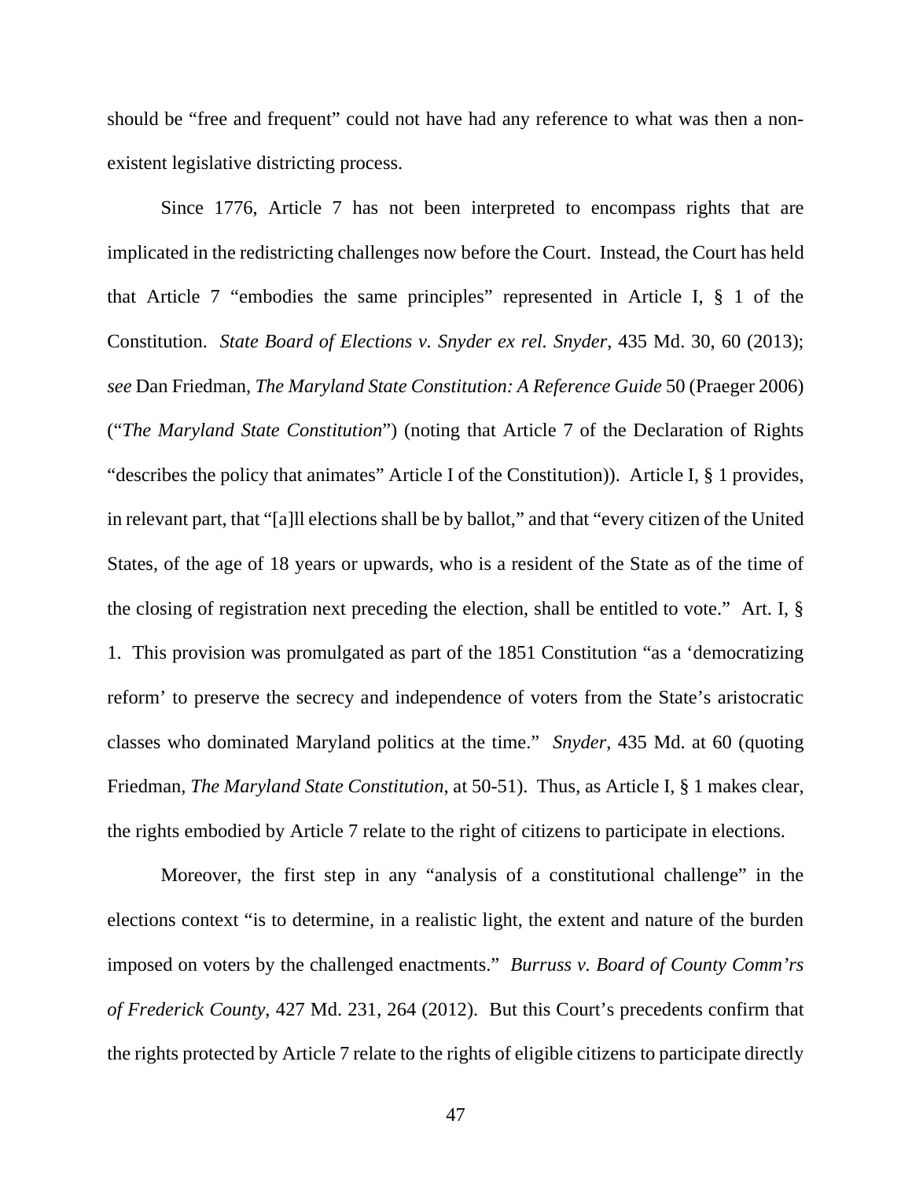should be "free and frequent" could not have had any reference to what was then a non-existent legislative districting process.

Since 1776, Article 7 has not been interpreted to encompass rights that are implicated in the redistricting challenges now before the Court. Instead, the Court has held that Article 7 "embodies the same principles" represented in Article I, § 1 of the Constitution. *State Board of Elections v. Snyder ex rel. Snyder*, 435 Md. 30, 60 (2013); *see* Dan Friedman, *The Maryland State Constitution: A Reference Guide* 50 (Praeger 2006) ("*The Maryland State Constitution*") (noting that Article 7 of the Declaration of Rights "describes the policy that animates" Article I of the Constitution)). Article I, § 1 provides, in relevant part, that "[a]ll elections shall be by ballot," and that "every citizen of the United States, of the age of 18 years or upwards, who is a resident of the State as of the time of the closing of registration next preceding the election, shall be entitled to vote." Art. I, § 1. This provision was promulgated as part of the 1851 Constitution "as a 'democratizing reform' to preserve the secrecy and independence of voters from the State's aristocratic classes who dominated Maryland politics at the time." *Snyder*, 435 Md. at 60 (quoting Friedman, *The Maryland State Constitution*, at 50-51). Thus, as Article I, § 1 makes clear, the rights embodied by Article 7 relate to the right of citizens to participate in elections.

Moreover, the first step in any "analysis of a constitutional challenge" in the elections context "is to determine, in a realistic light, the extent and nature of the burden imposed on voters by the challenged enactments." *Burruss v. Board of County Comm'rs of Frederick County*, 427 Md. 231, 264 (2012). But this Court's precedents confirm that the rights protected by Article 7 relate to the rights of eligible citizens to participate directly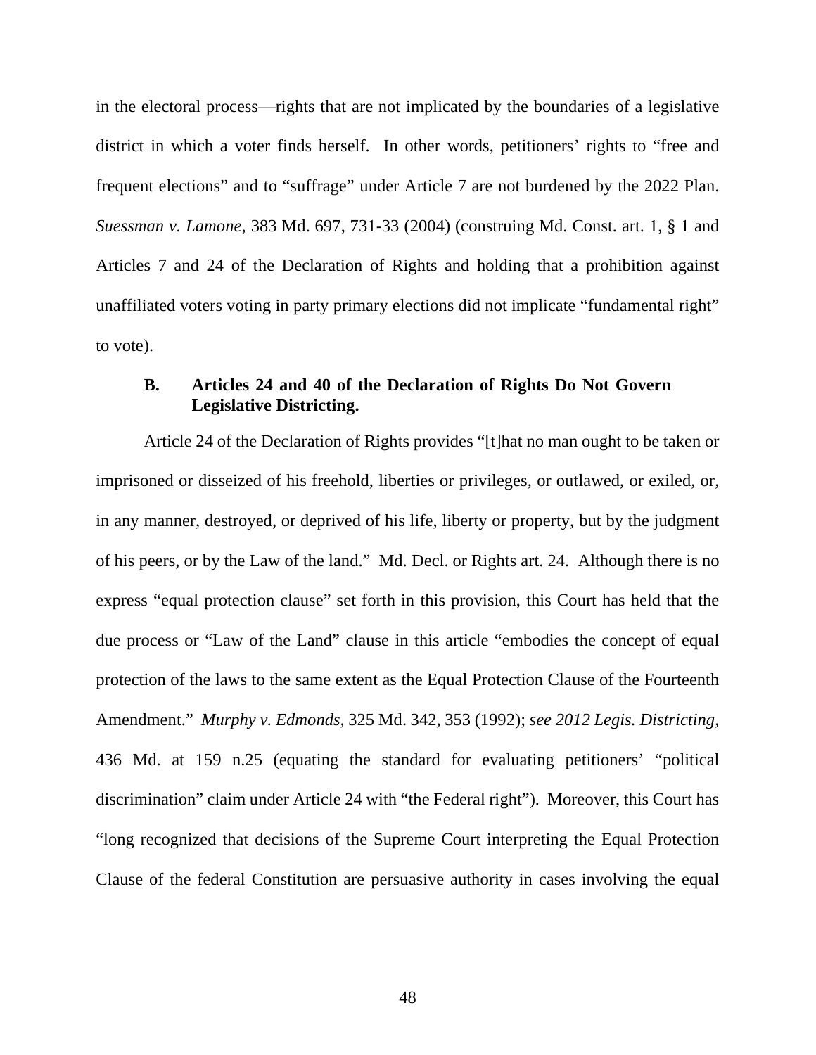in the electoral process—rights that are not implicated by the boundaries of a legislative district in which a voter finds herself. In other words, petitioners' rights to "free and frequent elections" and to "suffrage" under Article 7 are not burdened by the 2022 Plan. *Suessman v. Lamone*, 383 Md. 697, 731-33 (2004) (construing Md. Const. art. 1, § 1 and Articles 7 and 24 of the Declaration of Rights and holding that a prohibition against unaffiliated voters voting in party primary elections did not implicate "fundamental right" to vote).

### B. Articles 24 and 40 of the Declaration of Rights Do Not Govern Legislative Districting.

Article 24 of the Declaration of Rights provides "[t]hat no man ought to be taken or imprisoned or disseized of his freehold, liberties or privileges, or outlawed, or exiled, or, in any manner, destroyed, or deprived of his life, liberty or property, but by the judgment of his peers, or by the Law of the land." Md. Decl. or Rights art. 24. Although there is no express "equal protection clause" set forth in this provision, this Court has held that the due process or "Law of the Land" clause in this article "embodies the concept of equal protection of the laws to the same extent as the Equal Protection Clause of the Fourteenth Amendment." *Murphy v. Edmonds*, 325 Md. 342, 353 (1992); *see 2012 Legis. Districting*, 436 Md. at 159 n.25 (equating the standard for evaluating petitioners' "political discrimination" claim under Article 24 with "the Federal right"). Moreover, this Court has "long recognized that decisions of the Supreme Court interpreting the Equal Protection Clause of the federal Constitution are persuasive authority in cases involving the equal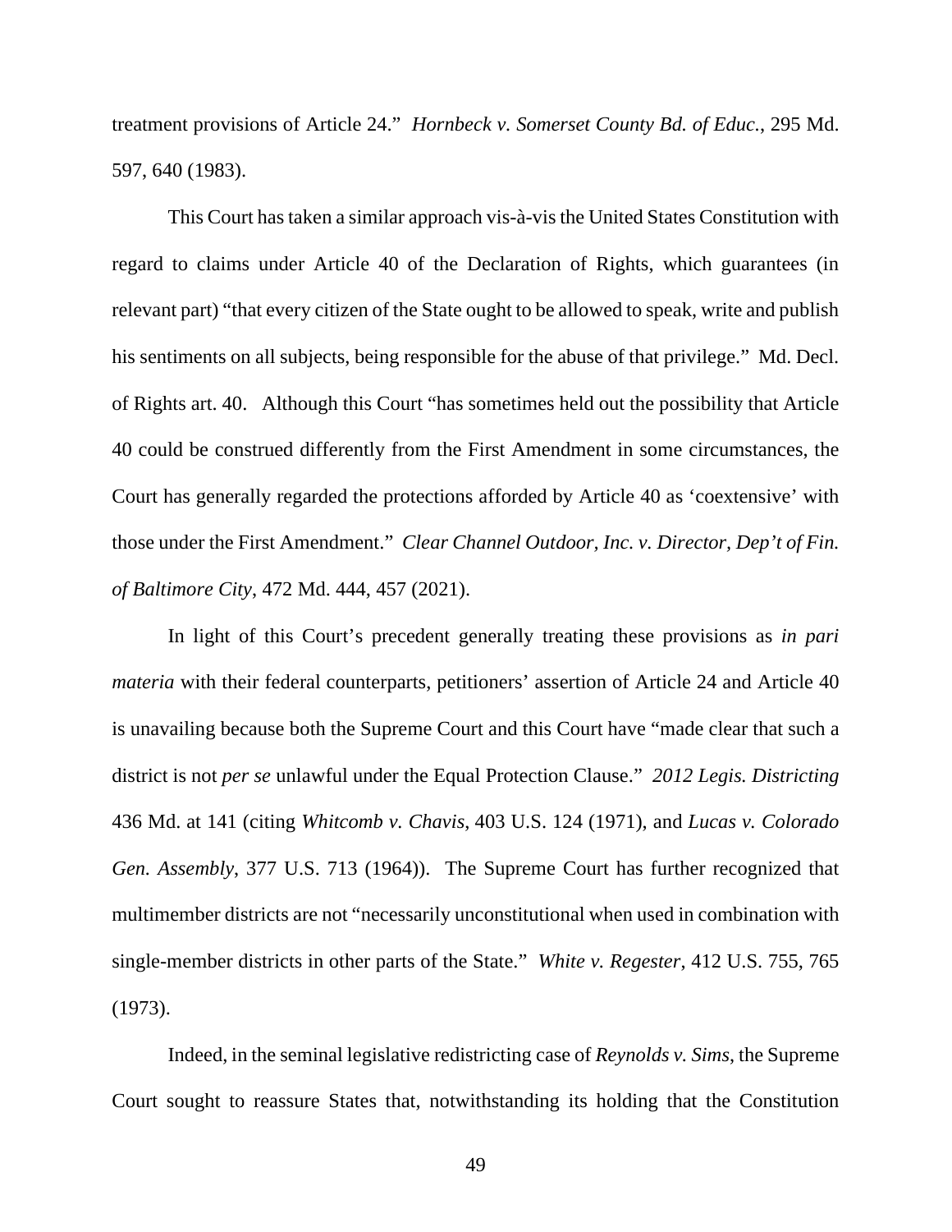treatment provisions of Article 24." *Hornbeck v. Somerset County Bd. of Educ.*, 295 Md. 597, 640 (1983).

This Court has taken a similar approach vis-à-vis the United States Constitution with regard to claims under Article 40 of the Declaration of Rights, which guarantees (in relevant part) "that every citizen of the State ought to be allowed to speak, write and publish his sentiments on all subjects, being responsible for the abuse of that privilege." Md. Decl. of Rights art. 40. Although this Court "has sometimes held out the possibility that Article 40 could be construed differently from the First Amendment in some circumstances, the Court has generally regarded the protections afforded by Article 40 as 'coextensive' with those under the First Amendment." *Clear Channel Outdoor, Inc. v. Director, Dep't of Fin. of Baltimore City*, 472 Md. 444, 457 (2021).

In light of this Court's precedent generally treating these provisions as *in pari materia* with their federal counterparts, petitioners' assertion of Article 24 and Article 40 is unavailing because both the Supreme Court and this Court have "made clear that such a district is not *per se* unlawful under the Equal Protection Clause." *2012 Legis. Districting* 436 Md. at 141 (citing *Whitcomb v. Chavis*, 403 U.S. 124 (1971), and *Lucas v. Colorado Gen. Assembly*, 377 U.S. 713 (1964)). The Supreme Court has further recognized that multimember districts are not "necessarily unconstitutional when used in combination with single-member districts in other parts of the State." *White v. Regester*, 412 U.S. 755, 765 (1973).

Indeed, in the seminal legislative redistricting case of *Reynolds v. Sims*, the Supreme Court sought to reassure States that, notwithstanding its holding that the Constitution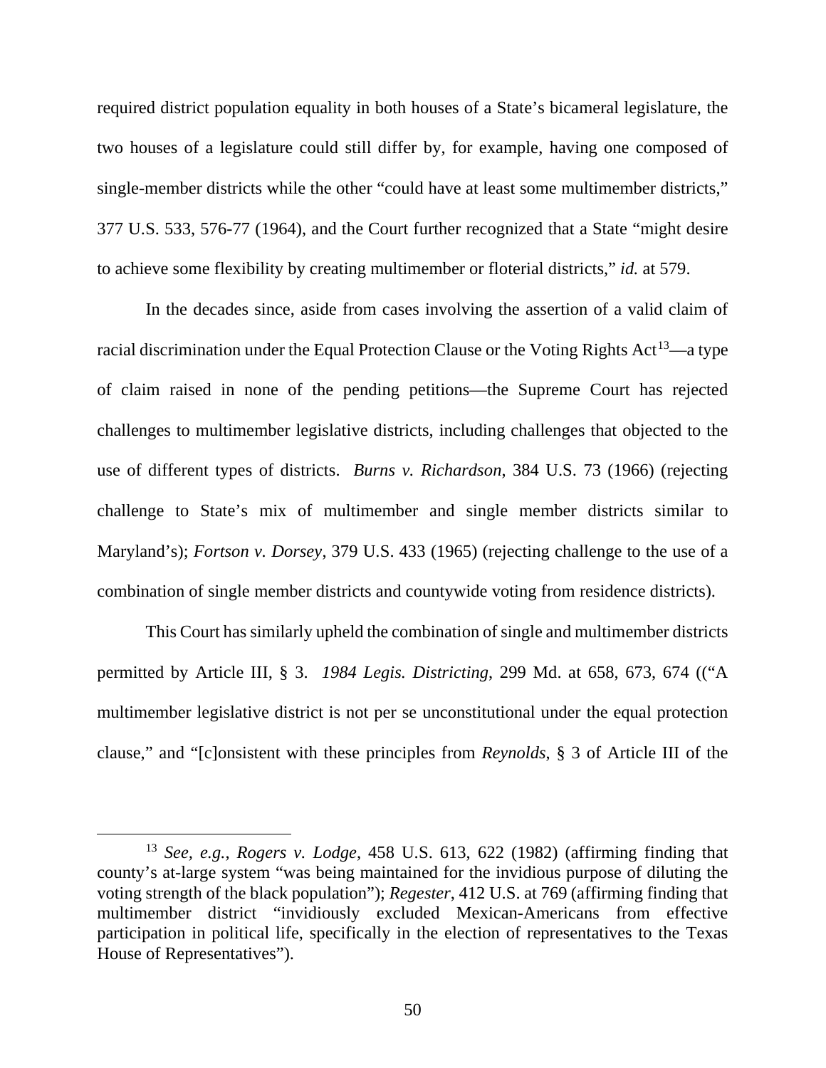required district population equality in both houses of a State's bicameral legislature, the two houses of a legislature could still differ by, for example, having one composed of single-member districts while the other "could have at least some multimember districts," 377 U.S. 533, 576-77 (1964), and the Court further recognized that a State "might desire to achieve some flexibility by creating multimember or floterial districts," *id.* at 579.

In the decades since, aside from cases involving the assertion of a valid claim of racial discrimination under the Equal Protection Clause or the Voting Rights Act[13]—a type of claim raised in none of the pending petitions—the Supreme Court has rejected challenges to multimember legislative districts, including challenges that objected to the use of different types of districts. *Burns v. Richardson*, 384 U.S. 73 (1966) (rejecting challenge to State's mix of multimember and single member districts similar to Maryland's); *Fortson v. Dorsey*, 379 U.S. 433 (1965) (rejecting challenge to the use of a combination of single member districts and countywide voting from residence districts).

This Court has similarly upheld the combination of single and multimember districts permitted by Article III, § 3. *1984 Legis. Districting*, 299 Md. at 658, 673, 674 (("A multimember legislative district is not per se unconstitutional under the equal protection clause," and "[c]onsistent with these principles from *Reynolds*, § 3 of Article III of the

---

[13] *See, e.g.*, *Rogers v. Lodge*, 458 U.S. 613, 622 (1982) (affirming finding that county's at-large system "was being maintained for the invidious purpose of diluting the voting strength of the black population"); *Regester*, 412 U.S. at 769 (affirming finding that multimember district "invidiously excluded Mexican-Americans from effective participation in political life, specifically in the election of representatives to the Texas House of Representatives").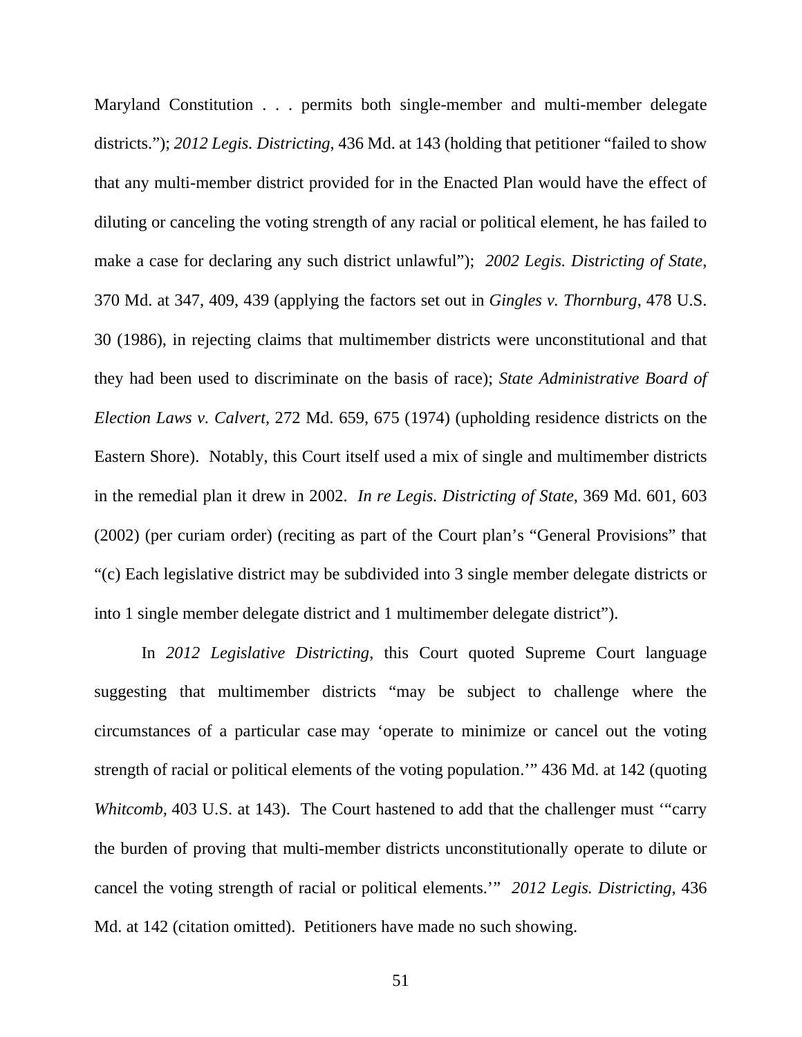Maryland Constitution . . . permits both single-member and multi-member delegate districts."); *2012 Legis. Districting*, 436 Md. at 143 (holding that petitioner "failed to show that any multi-member district provided for in the Enacted Plan would have the effect of diluting or canceling the voting strength of any racial or political element, he has failed to make a case for declaring any such district unlawful"); *2002 Legis. Districting of State*, 370 Md. at 347, 409, 439 (applying the factors set out in *Gingles v. Thornburg*, 478 U.S. 30 (1986), in rejecting claims that multimember districts were unconstitutional and that they had been used to discriminate on the basis of race); *State Administrative Board of Election Laws v. Calvert*, 272 Md. 659, 675 (1974) (upholding residence districts on the Eastern Shore). Notably, this Court itself used a mix of single and multimember districts in the remedial plan it drew in 2002. *In re Legis. Districting of State*, 369 Md. 601, 603 (2002) (per curiam order) (reciting as part of the Court plan's "General Provisions" that "(c) Each legislative district may be subdivided into 3 single member delegate districts or into 1 single member delegate district and 1 multimember delegate district").

In *2012 Legislative Districting*, this Court quoted Supreme Court language suggesting that multimember districts "may be subject to challenge where the circumstances of a particular case may 'operate to minimize or cancel out the voting strength of racial or political elements of the voting population.'" 436 Md. at 142 (quoting *Whitcomb*, 403 U.S. at 143). The Court hastened to add that the challenger must '"carry the burden of proving that multi-member districts unconstitutionally operate to dilute or cancel the voting strength of racial or political elements.'" *2012 Legis. Districting*, 436 Md. at 142 (citation omitted). Petitioners have made no such showing.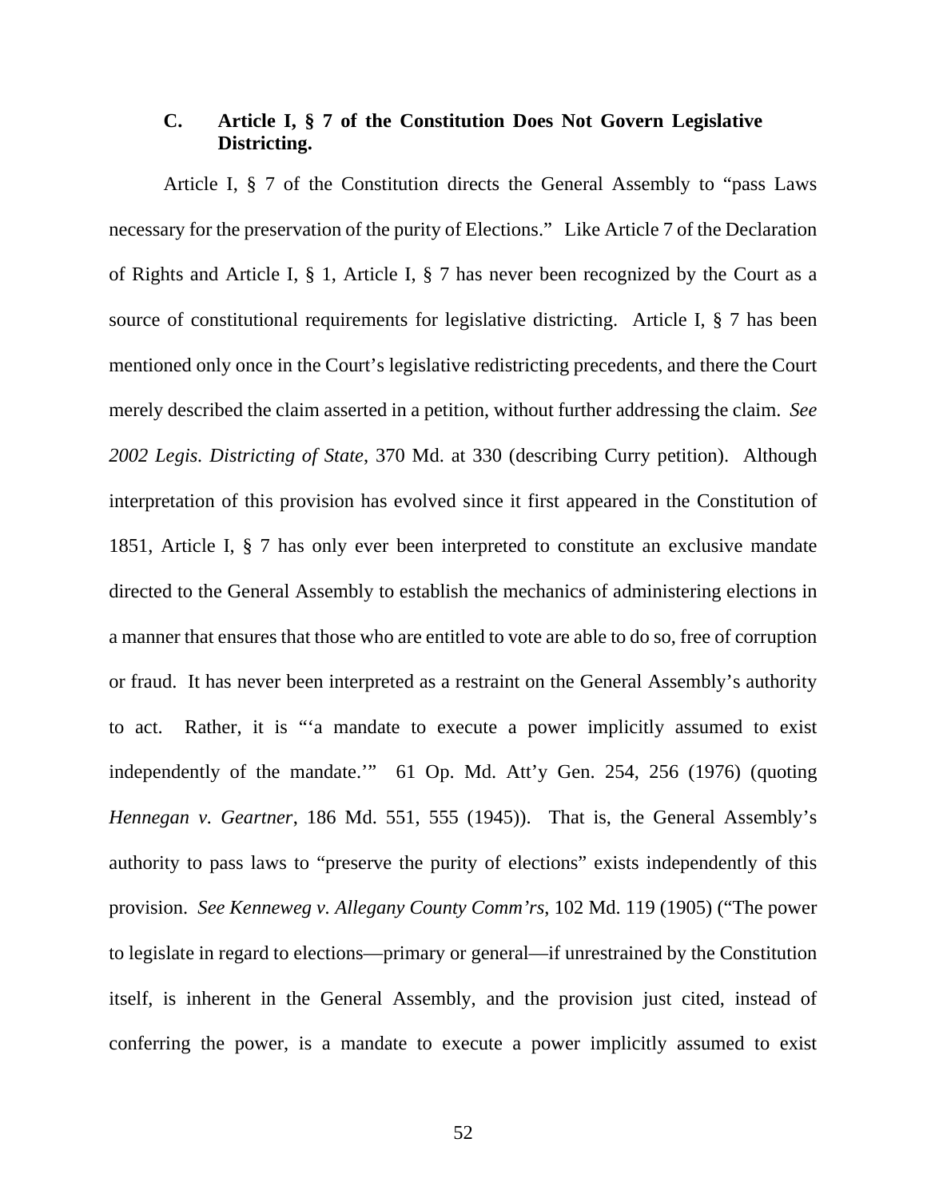### C. Article I, § 7 of the Constitution Does Not Govern Legislative Districting.

Article I, § 7 of the Constitution directs the General Assembly to "pass Laws necessary for the preservation of the purity of Elections." Like Article 7 of the Declaration of Rights and Article I, § 1, Article I, § 7 has never been recognized by the Court as a source of constitutional requirements for legislative districting. Article I, § 7 has been mentioned only once in the Court's legislative redistricting precedents, and there the Court merely described the claim asserted in a petition, without further addressing the claim. *See 2002 Legis. Districting of State*, 370 Md. at 330 (describing Curry petition). Although interpretation of this provision has evolved since it first appeared in the Constitution of 1851, Article I, § 7 has only ever been interpreted to constitute an exclusive mandate directed to the General Assembly to establish the mechanics of administering elections in a manner that ensures that those who are entitled to vote are able to do so, free of corruption or fraud. It has never been interpreted as a restraint on the General Assembly's authority to act. Rather, it is "'a mandate to execute a power implicitly assumed to exist independently of the mandate.'" 61 Op. Md. Att'y Gen. 254, 256 (1976) (quoting *Hennegan v. Geartner*, 186 Md. 551, 555 (1945)). That is, the General Assembly's authority to pass laws to "preserve the purity of elections" exists independently of this provision. *See Kenneweg v. Allegany County Comm'rs*, 102 Md. 119 (1905) ("The power to legislate in regard to elections—primary or general—if unrestrained by the Constitution itself, is inherent in the General Assembly, and the provision just cited, instead of conferring the power, is a mandate to execute a power implicitly assumed to exist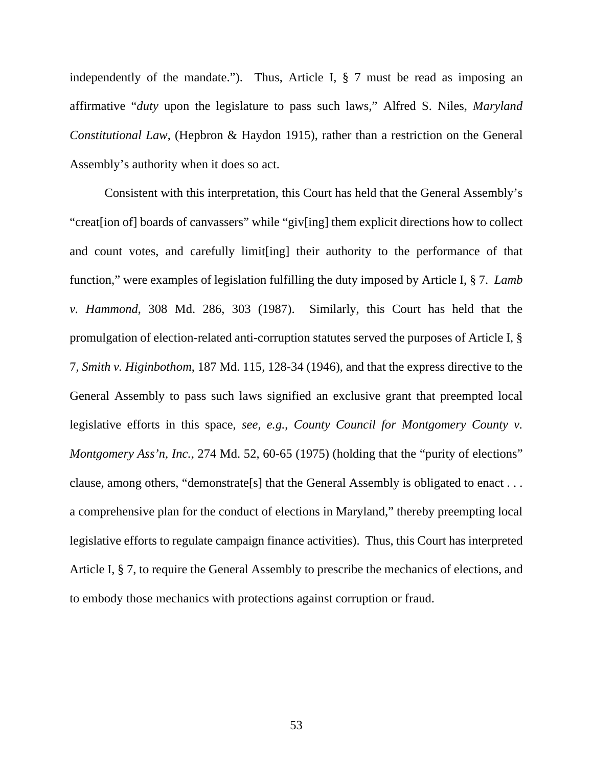independently of the mandate."). Thus, Article I, § 7 must be read as imposing an affirmative "*duty* upon the legislature to pass such laws," Alfred S. Niles, *Maryland Constitutional Law*, (Hepbron & Haydon 1915), rather than a restriction on the General Assembly's authority when it does so act.

Consistent with this interpretation, this Court has held that the General Assembly's "creat[ion of] boards of canvassers" while "giv[ing] them explicit directions how to collect and count votes, and carefully limit[ing] their authority to the performance of that function," were examples of legislation fulfilling the duty imposed by Article I, § 7. *Lamb v. Hammond*, 308 Md. 286, 303 (1987). Similarly, this Court has held that the promulgation of election-related anti-corruption statutes served the purposes of Article I, § 7, *Smith v. Higinbothom*, 187 Md. 115, 128-34 (1946), and that the express directive to the General Assembly to pass such laws signified an exclusive grant that preempted local legislative efforts in this space, *see, e.g.*, *County Council for Montgomery County v. Montgomery Ass'n, Inc.*, 274 Md. 52, 60-65 (1975) (holding that the "purity of elections" clause, among others, "demonstrate[s] that the General Assembly is obligated to enact . . . a comprehensive plan for the conduct of elections in Maryland," thereby preempting local legislative efforts to regulate campaign finance activities). Thus, this Court has interpreted Article I, § 7, to require the General Assembly to prescribe the mechanics of elections, and to embody those mechanics with protections against corruption or fraud.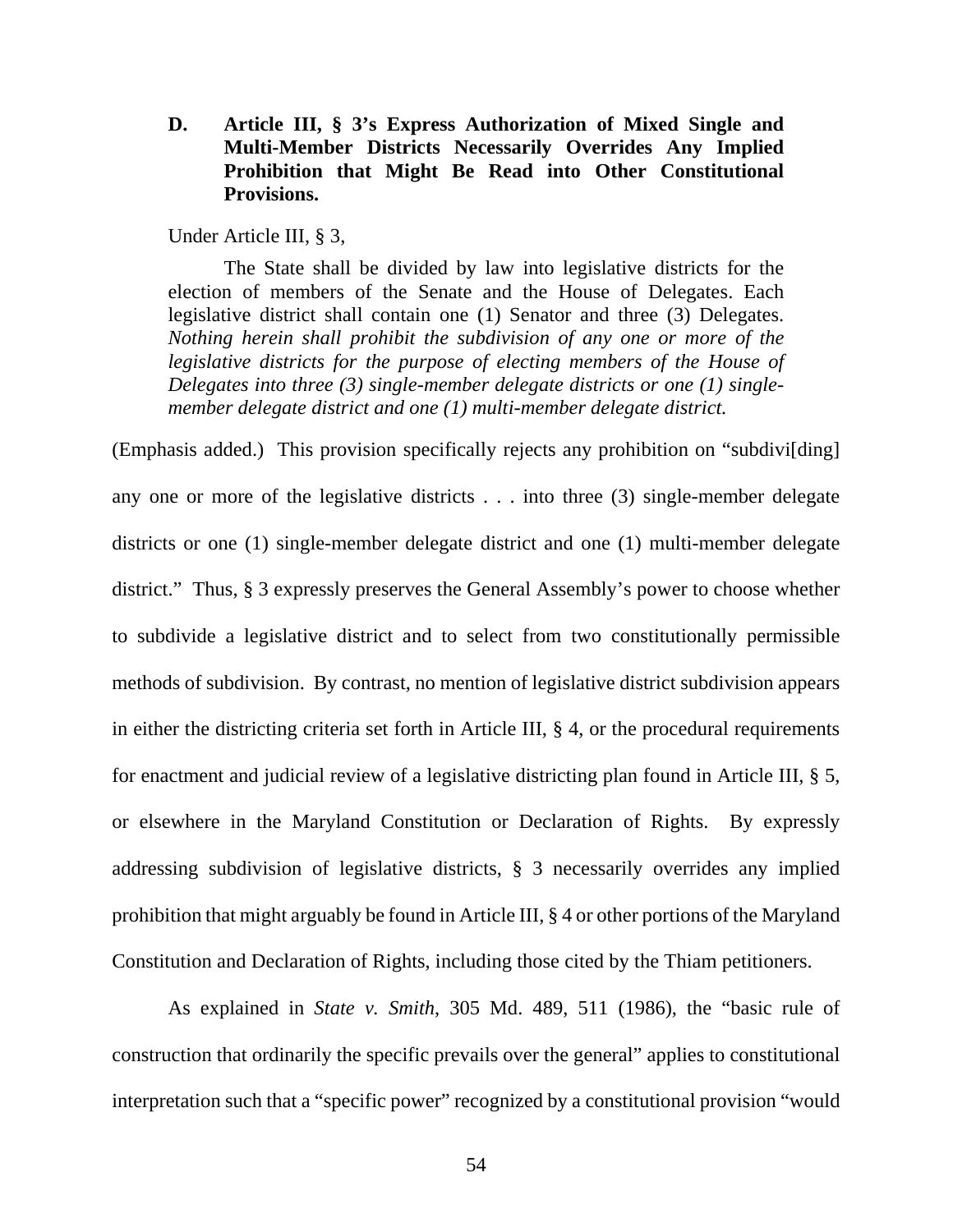### D. Article III, § 3's Express Authorization of Mixed Single and Multi-Member Districts Necessarily Overrides Any Implied Prohibition that Might Be Read into Other Constitutional Provisions.

Under Article III, § 3,

> The State shall be divided by law into legislative districts for the election of members of the Senate and the House of Delegates. Each legislative district shall contain one (1) Senator and three (3) Delegates. *Nothing herein shall prohibit the subdivision of any one or more of the legislative districts for the purpose of electing members of the House of Delegates into three (3) single-member delegate districts or one (1) single-member delegate district and one (1) multi-member delegate district.*

(Emphasis added.) This provision specifically rejects any prohibition on "subdivi[ding] any one or more of the legislative districts . . . into three (3) single-member delegate districts or one (1) single-member delegate district and one (1) multi-member delegate district." Thus, § 3 expressly preserves the General Assembly's power to choose whether to subdivide a legislative district and to select from two constitutionally permissible methods of subdivision. By contrast, no mention of legislative district subdivision appears in either the districting criteria set forth in Article III, § 4, or the procedural requirements for enactment and judicial review of a legislative districting plan found in Article III, § 5, or elsewhere in the Maryland Constitution or Declaration of Rights. By expressly addressing subdivision of legislative districts, § 3 necessarily overrides any implied prohibition that might arguably be found in Article III, § 4 or other portions of the Maryland Constitution and Declaration of Rights, including those cited by the Thiam petitioners.

As explained in *State v. Smith*, 305 Md. 489, 511 (1986), the "basic rule of construction that ordinarily the specific prevails over the general" applies to constitutional interpretation such that a "specific power" recognized by a constitutional provision "would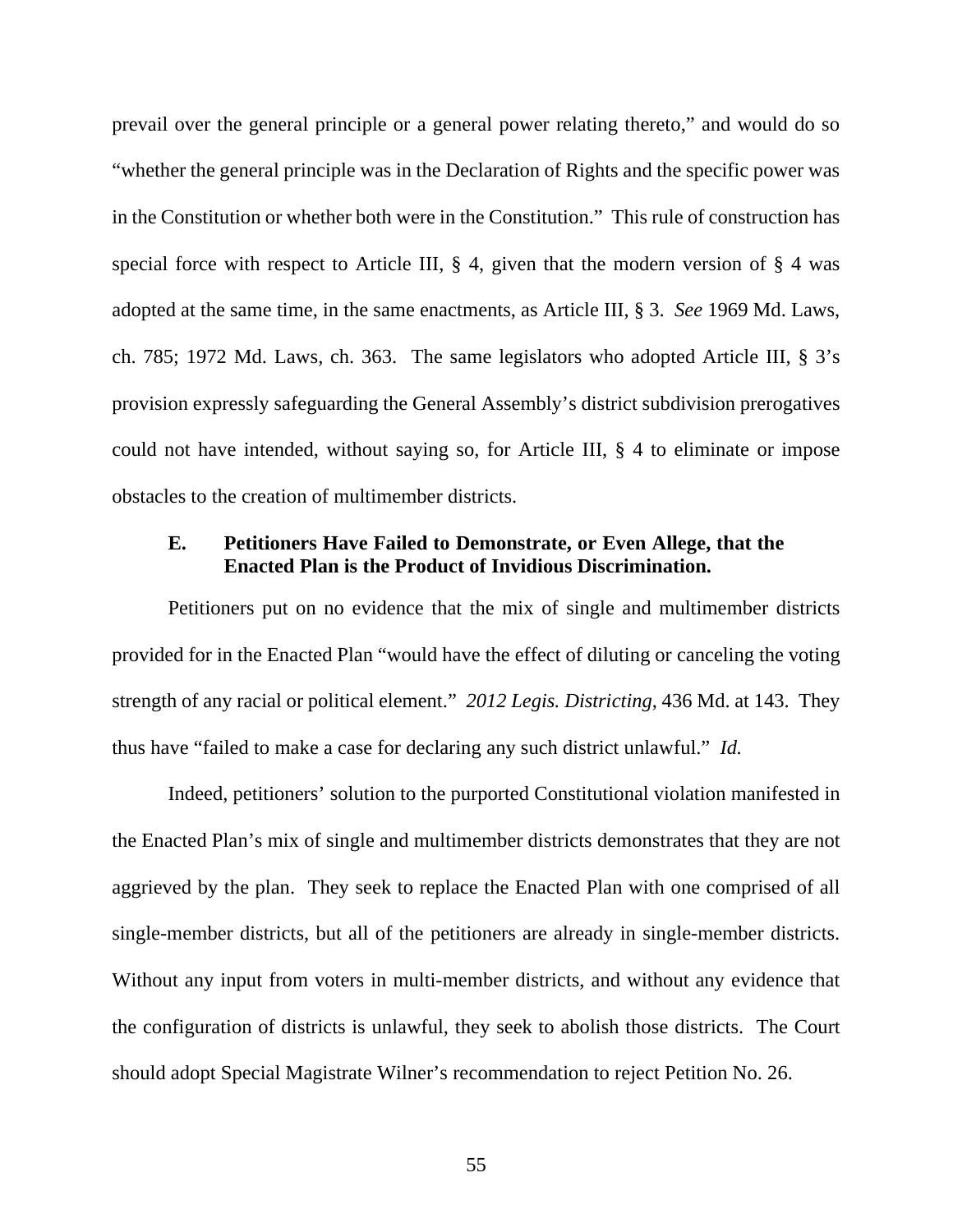prevail over the general principle or a general power relating thereto," and would do so "whether the general principle was in the Declaration of Rights and the specific power was in the Constitution or whether both were in the Constitution." This rule of construction has special force with respect to Article III, § 4, given that the modern version of § 4 was adopted at the same time, in the same enactments, as Article III, § 3. *See* 1969 Md. Laws, ch. 785; 1972 Md. Laws, ch. 363. The same legislators who adopted Article III, § 3's provision expressly safeguarding the General Assembly's district subdivision prerogatives could not have intended, without saying so, for Article III, § 4 to eliminate or impose obstacles to the creation of multimember districts.

### E. Petitioners Have Failed to Demonstrate, or Even Allege, that the Enacted Plan is the Product of Invidious Discrimination.

Petitioners put on no evidence that the mix of single and multimember districts provided for in the Enacted Plan "would have the effect of diluting or canceling the voting strength of any racial or political element." *2012 Legis. Districting*, 436 Md. at 143. They thus have "failed to make a case for declaring any such district unlawful." *Id.*

Indeed, petitioners' solution to the purported Constitutional violation manifested in the Enacted Plan's mix of single and multimember districts demonstrates that they are not aggrieved by the plan. They seek to replace the Enacted Plan with one comprised of all single-member districts, but all of the petitioners are already in single-member districts. Without any input from voters in multi-member districts, and without any evidence that the configuration of districts is unlawful, they seek to abolish those districts. The Court should adopt Special Magistrate Wilner's recommendation to reject Petition No. 26.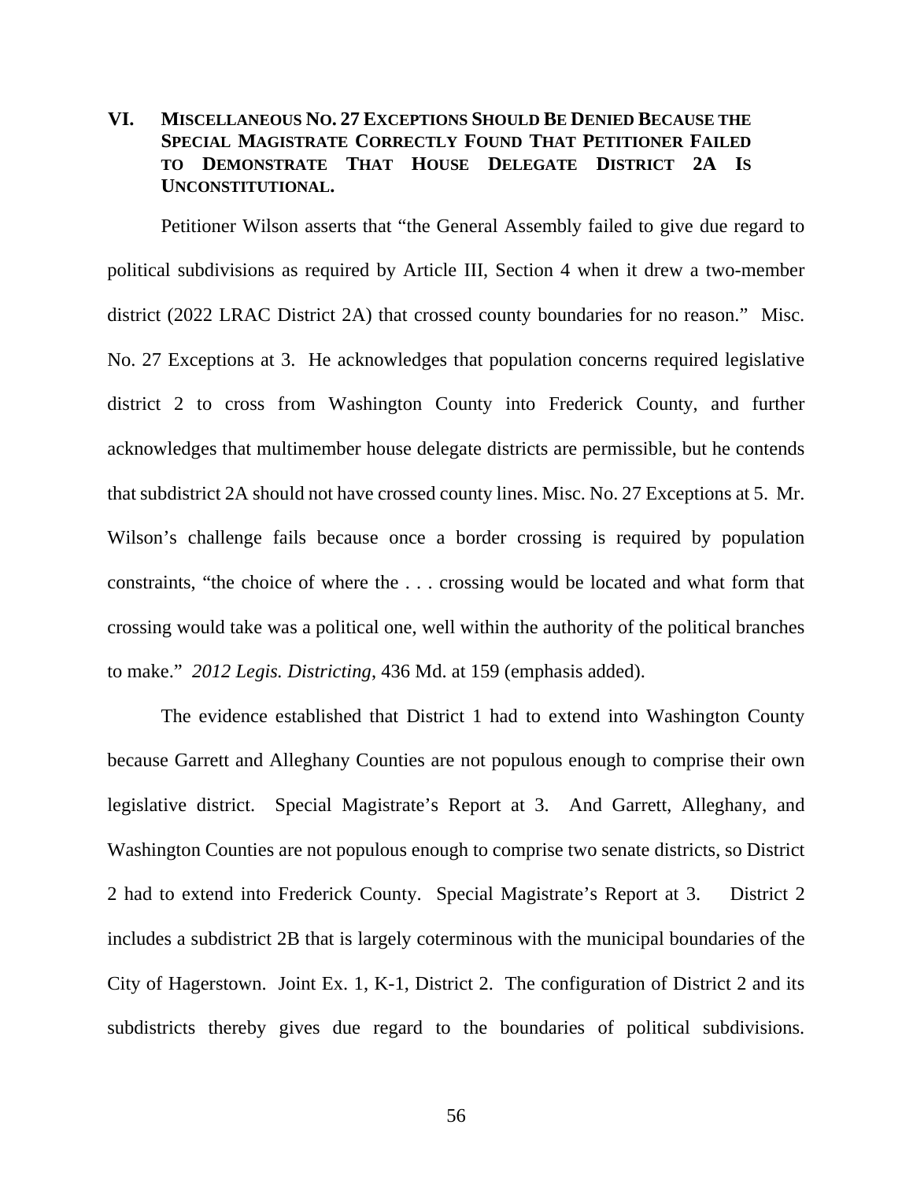## VI. Miscellaneous No. 27 Exceptions Should Be Denied Because the Special Magistrate Correctly Found That Petitioner Failed to Demonstrate That House Delegate District 2A Is Unconstitutional.

Petitioner Wilson asserts that "the General Assembly failed to give due regard to political subdivisions as required by Article III, Section 4 when it drew a two-member district (2022 LRAC District 2A) that crossed county boundaries for no reason." Misc. No. 27 Exceptions at 3. He acknowledges that population concerns required legislative district 2 to cross from Washington County into Frederick County, and further acknowledges that multimember house delegate districts are permissible, but he contends that subdistrict 2A should not have crossed county lines. Misc. No. 27 Exceptions at 5. Mr. Wilson's challenge fails because once a border crossing is required by population constraints, "the choice of where the . . . crossing would be located and what form that crossing would take was a political one, well within the authority of the political branches to make." *2012 Legis. Districting*, 436 Md. at 159 (emphasis added).

The evidence established that District 1 had to extend into Washington County because Garrett and Alleghany Counties are not populous enough to comprise their own legislative district. Special Magistrate's Report at 3. And Garrett, Alleghany, and Washington Counties are not populous enough to comprise two senate districts, so District 2 had to extend into Frederick County. Special Magistrate's Report at 3. District 2 includes a subdistrict 2B that is largely coterminous with the municipal boundaries of the City of Hagerstown. Joint Ex. 1, K-1, District 2. The configuration of District 2 and its subdistricts thereby gives due regard to the boundaries of political subdivisions.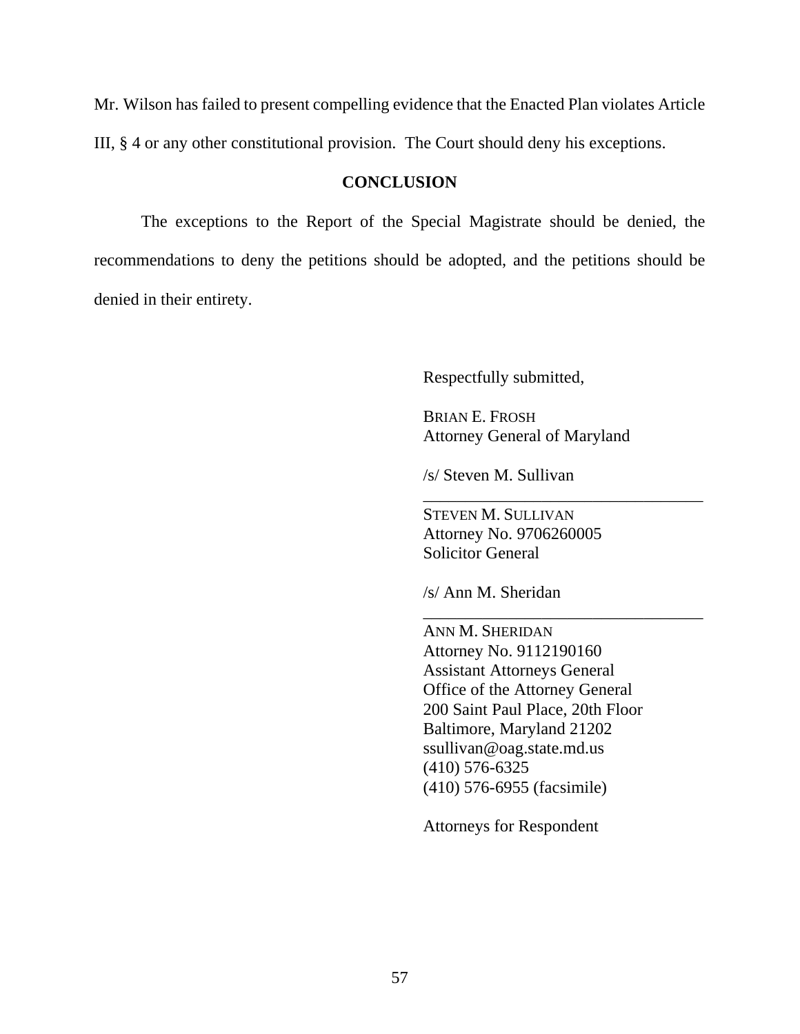Mr. Wilson has failed to present compelling evidence that the Enacted Plan violates Article III, § 4 or any other constitutional provision. The Court should deny his exceptions.

## CONCLUSION

The exceptions to the Report of the Special Magistrate should be denied, the recommendations to deny the petitions should be adopted, and the petitions should be denied in their entirety.

Respectfully submitted,

BRIAN E. FROSH
Attorney General of Maryland

/s/ Steven M. Sullivan
\_\_\_\_\_\_\_\_\_\_\_\_\_\_\_\_\_\_\_\_\_\_\_\_\_\_\_\_\_\_\_\_\_\_
STEVEN M. SULLIVAN
Attorney No. 9706260005
Solicitor General

/s/ Ann M. Sheridan
\_\_\_\_\_\_\_\_\_\_\_\_\_\_\_\_\_\_\_\_\_\_\_\_\_\_\_\_\_\_\_\_\_\_
ANN M. SHERIDAN
Attorney No. 9112190160
Assistant Attorneys General
Office of the Attorney General
200 Saint Paul Place, 20th Floor
Baltimore, Maryland 21202
ssullivan@oag.state.md.us
(410) 576-6325
(410) 576-6955 (facsimile)

Attorneys for Respondent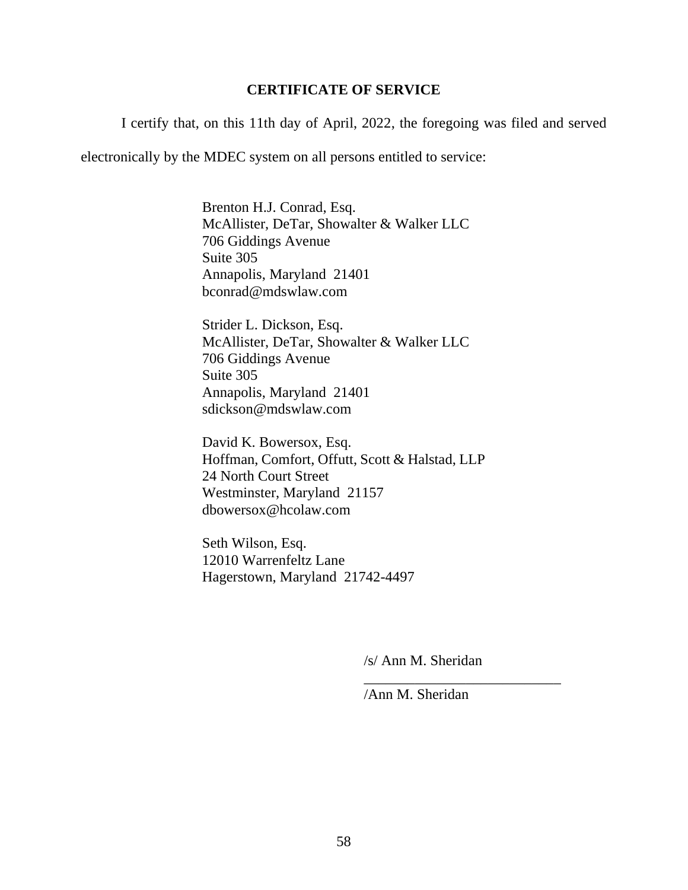**CERTIFICATE OF SERVICE**

I certify that, on this 11th day of April, 2022, the foregoing was filed and served electronically by the MDEC system on all persons entitled to service:

Brenton H.J. Conrad, Esq.
McAllister, DeTar, Showalter & Walker LLC
706 Giddings Avenue
Suite 305
Annapolis, Maryland 21401
bconrad@mdswlaw.com

Strider L. Dickson, Esq.
McAllister, DeTar, Showalter & Walker LLC
706 Giddings Avenue
Suite 305
Annapolis, Maryland 21401
sdickson@mdswlaw.com

David K. Bowersox, Esq.
Hoffman, Comfort, Offutt, Scott & Halstad, LLP
24 North Court Street
Westminster, Maryland 21157
dbowersox@hcolaw.com

Seth Wilson, Esq.
12010 Warrenfeltz Lane
Hagerstown, Maryland 21742-4497

/s/ Ann M. Sheridan
______________________________
/Ann M. Sheridan